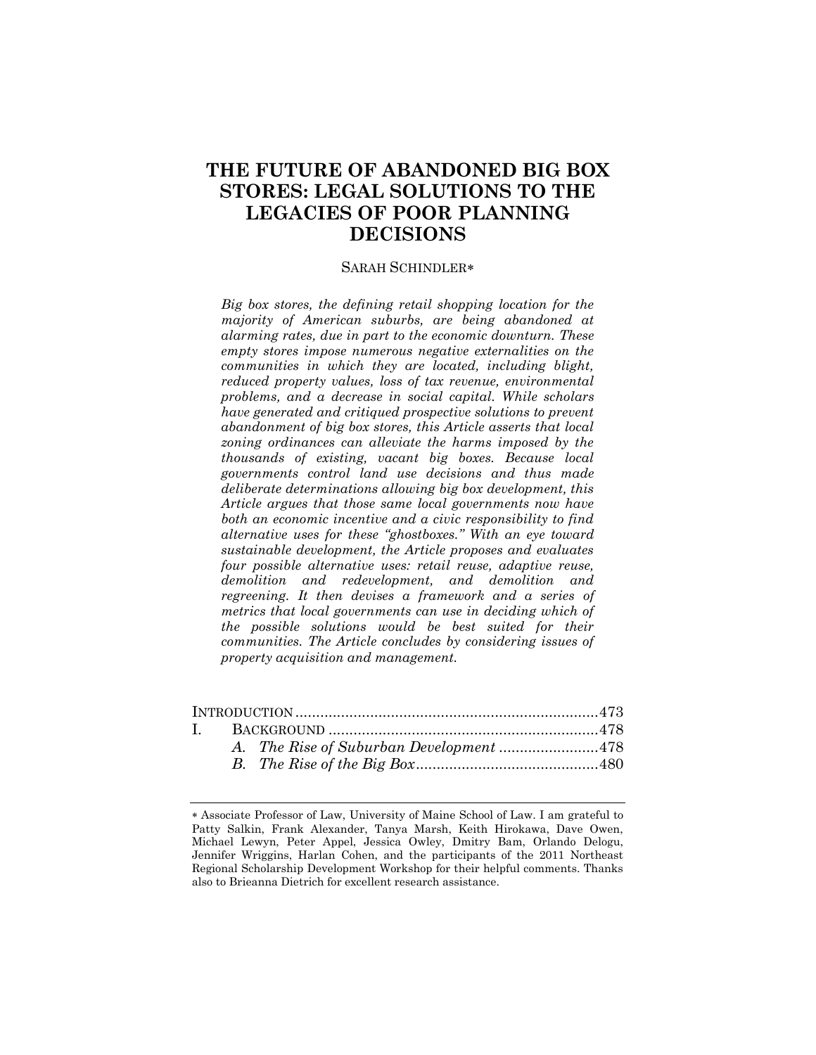# THE FUTURE OF ABANDONED BIG BOX STORES: LEGAL SOLUTIONS TO THE LEGACIES OF POOR PLANNING DECISIONS

SARAH SCHINDLER*

*Big box stores, the defining retail shopping location for the majority of American suburbs, are being abandoned at alarming rates, due in part to the economic downturn. These empty stores impose numerous negative externalities on the communities in which they are located, including blight, reduced property values, loss of tax revenue, environmental problems, and a decrease in social capital. While scholars have generated and critiqued prospective solutions to prevent abandonment of big box stores, this Article asserts that local zoning ordinances can alleviate the harms imposed by the thousands of existing, vacant big boxes. Because local governments control land use decisions and thus made deliberate determinations allowing big box development, this Article argues that those same local governments now have both an economic incentive and a civic responsibility to find alternative uses for these "ghostboxes." With an eye toward sustainable development, the Article proposes and evaluates four possible alternative uses: retail reuse, adaptive reuse, demolition and redevelopment, and demolition and regreening. It then devises a framework and a series of metrics that local governments can use in deciding which of the possible solutions would be best suited for their communities. The Article concludes by considering issues of property acquisition and management.*

| | | |
|---|---|---|
| INTRODUCTION | | 473 |
| I. | BACKGROUND | 478 |
| | *A. The Rise of Suburban Development* | 478 |
| | *B. The Rise of the Big Box* | 480 |

---

* Associate Professor of Law, University of Maine School of Law. I am grateful to Patty Salkin, Frank Alexander, Tanya Marsh, Keith Hirokawa, Dave Owen, Michael Lewyn, Peter Appel, Jessica Owley, Dmitry Bam, Orlando Delogu, Jennifer Wriggins, Harlan Cohen, and the participants of the 2011 Northeast Regional Scholarship Development Workshop for their helpful comments. Thanks also to Brieanna Dietrich for excellent research assistance.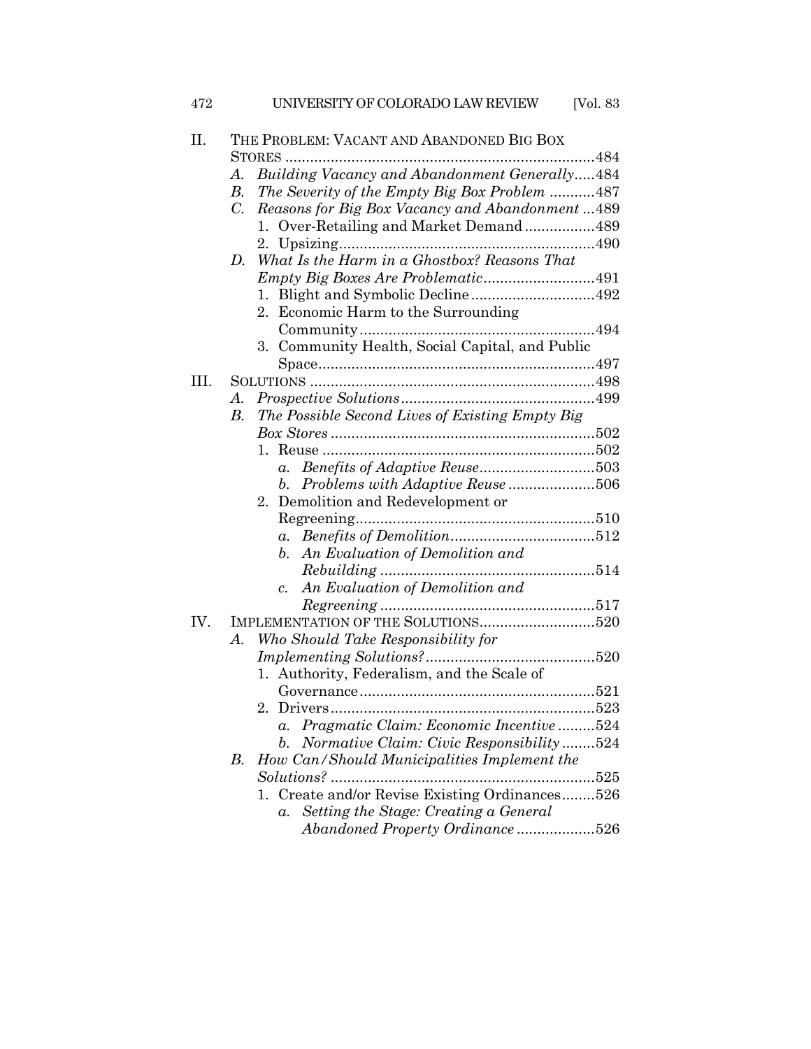II. THE PROBLEM: VACANT AND ABANDONED BIG BOX STORES ........................................................................484
   A. *Building Vacancy and Abandonment Generally*.....484
   B. *The Severity of the Empty Big Box Problem* ...........487
   C. *Reasons for Big Box Vacancy and Abandonment* ...489
      1. Over-Retailing and Market Demand.................489
      2. Upsizing..............................................................490
   D. *What Is the Harm in a Ghostbox? Reasons That Empty Big Boxes Are Problematic*...........................491
      1. Blight and Symbolic Decline..............................492
      2. Economic Harm to the Surrounding Community.........................................................494
      3. Community Health, Social Capital, and Public Space...................................................................497
III. SOLUTIONS .....................................................................498
   A. *Prospective Solutions*...............................................499
   B. *The Possible Second Lives of Existing Empty Big Box Stores* ..................................................................502
      1. Reuse ..................................................................502
         a. *Benefits of Adaptive Reuse*............................503
         b. *Problems with Adaptive Reuse* .....................506
      2. Demolition and Redevelopment or Regreening..........................................................510
         a. *Benefits of Demolition*...................................512
         b. *An Evaluation of Demolition and Rebuilding* ....................................................514
         c. *An Evaluation of Demolition and Regreening* ....................................................517
IV. IMPLEMENTATION OF THE SOLUTIONS............................520
   A. *Who Should Take Responsibility for Implementing Solutions?*.........................................520
      1. Authority, Federalism, and the Scale of Governance.........................................................521
      2. Drivers................................................................523
         a. *Pragmatic Claim: Economic Incentive* .........524
         b. *Normative Claim: Civic Responsibility* ........524
   B. *How Can/Should Municipalities Implement the Solutions?* ................................................................525
      1. Create and/or Revise Existing Ordinances........526
         a. *Setting the Stage: Creating a General Abandoned Property Ordinance* ...................526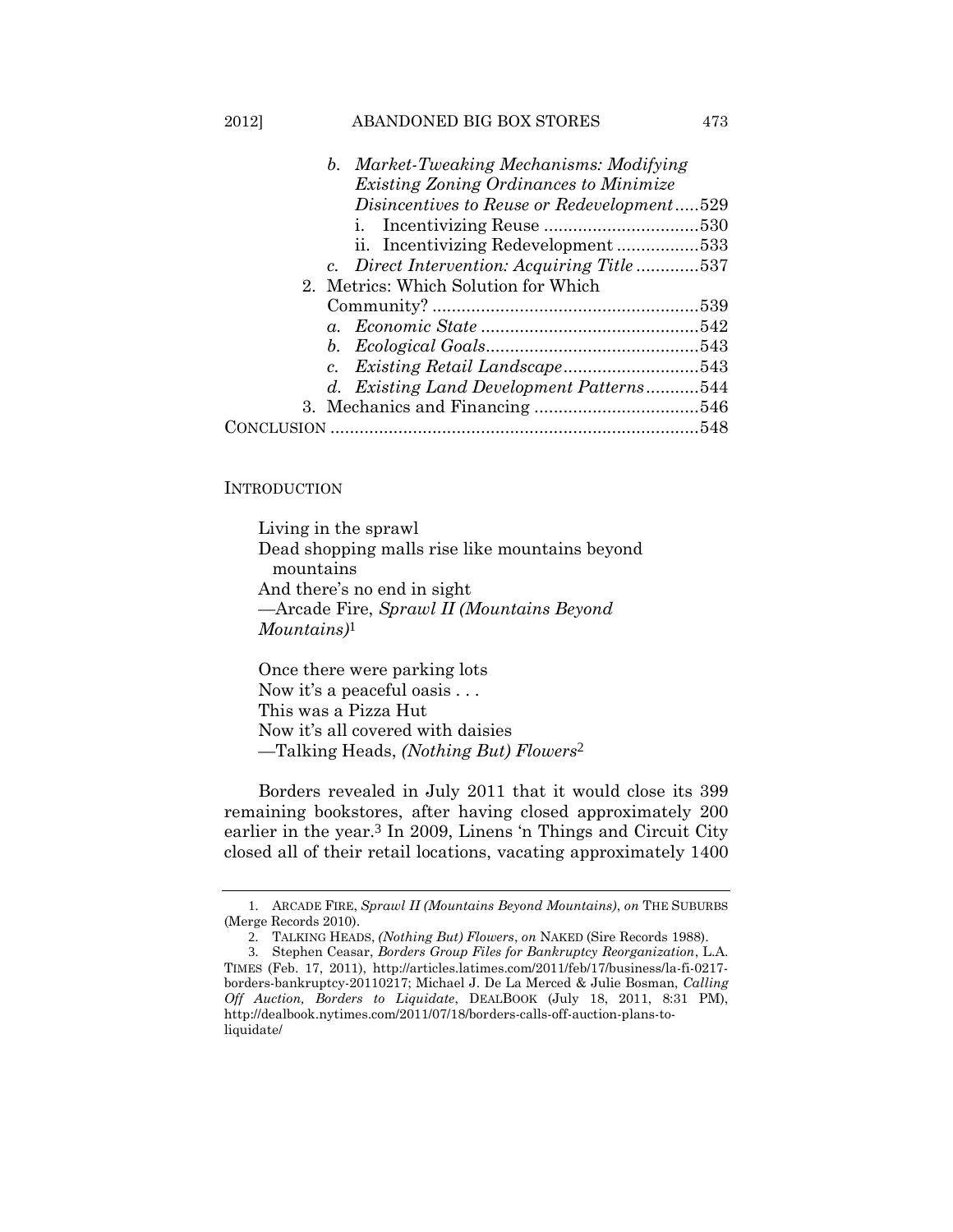b. *Market-Tweaking Mechanisms: Modifying Existing Zoning Ordinances to Minimize Disincentives to Reuse or Redevelopment*.....529
   i. Incentivizing Reuse ................................530
   ii. Incentivizing Redevelopment .................533
c. *Direct Intervention: Acquiring Title* .............537

2. Metrics: Which Solution for Which Community? .......................................................539
   a. *Economic State* .............................................542
   b. *Ecological Goals*............................................543
   c. *Existing Retail Landscape*............................543
   d. *Existing Land Development Patterns*...........544

3. Mechanics and Financing ..................................546

CONCLUSION ...........................................................................548

## INTRODUCTION

> Living in the sprawl
> Dead shopping malls rise like mountains beyond mountains
> And there's no end in sight
> —Arcade Fire, *Sprawl II (Mountains Beyond Mountains)*[1]

> Once there were parking lots
> Now it's a peaceful oasis . . .
> This was a Pizza Hut
> Now it's all covered with daisies
> —Talking Heads, *(Nothing But) Flowers*[2]

Borders revealed in July 2011 that it would close its 399 remaining bookstores, after having closed approximately 200 earlier in the year.[3] In 2009, Linens 'n Things and Circuit City closed all of their retail locations, vacating approximately 1400

---

1. ARCADE FIRE, *Sprawl II (Mountains Beyond Mountains)*, *on* THE SUBURBS (Merge Records 2010).

2. TALKING HEADS, *(Nothing But) Flowers*, *on* NAKED (Sire Records 1988).

3. Stephen Ceasar, *Borders Group Files for Bankruptcy Reorganization*, L.A. TIMES (Feb. 17, 2011), http://articles.latimes.com/2011/feb/17/business/la-fi-0217-borders-bankruptcy-20110217; Michael J. De La Merced & Julie Bosman, *Calling Off Auction, Borders to Liquidate*, DEALBOOK (July 18, 2011, 8:31 PM), http://dealbook.nytimes.com/2011/07/18/borders-calls-off-auction-plans-to-liquidate/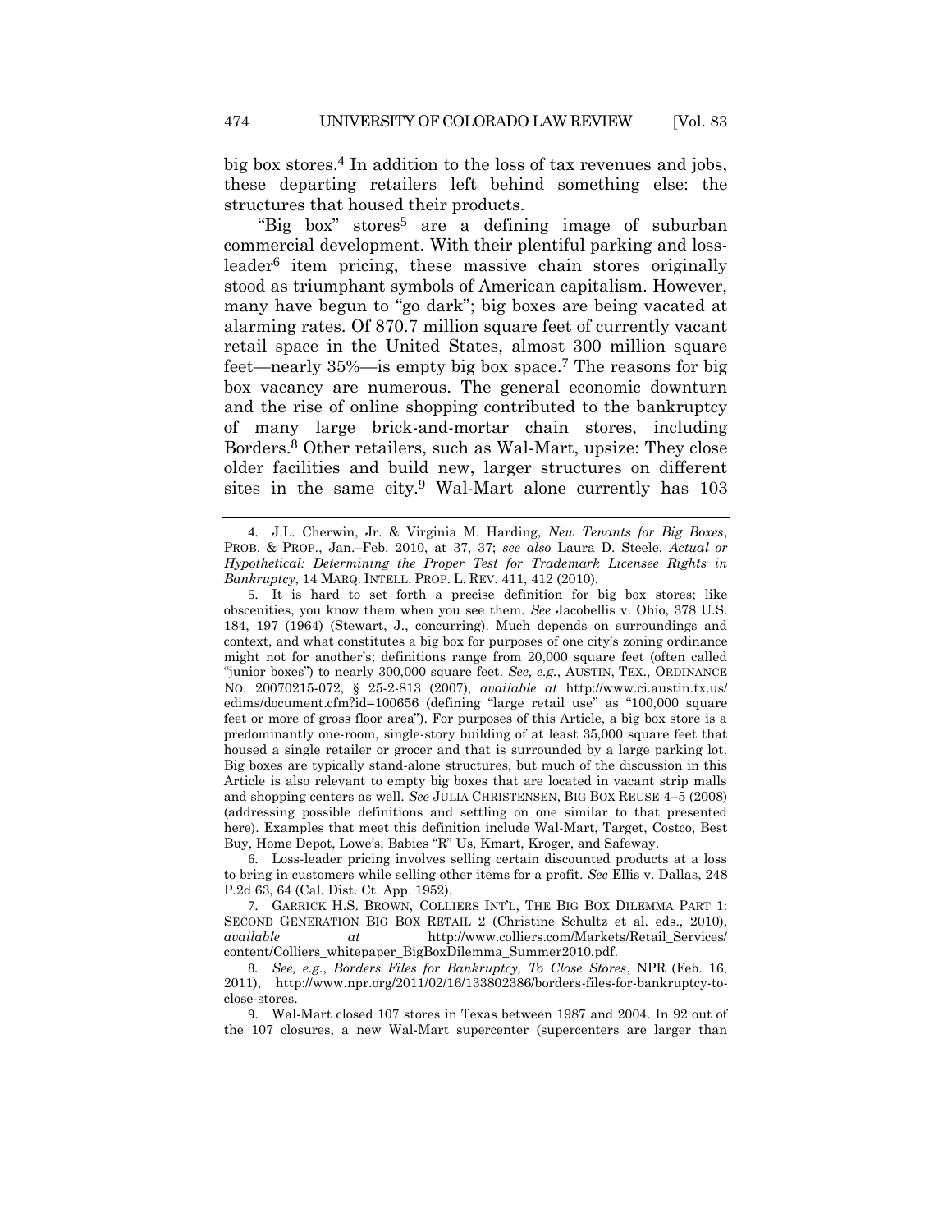big box stores.[4] In addition to the loss of tax revenues and jobs, these departing retailers left behind something else: the structures that housed their products.

"Big box" stores[5] are a defining image of suburban commercial development. With their plentiful parking and loss-leader[6] item pricing, these massive chain stores originally stood as triumphant symbols of American capitalism. However, many have begun to "go dark"; big boxes are being vacated at alarming rates. Of 870.7 million square feet of currently vacant retail space in the United States, almost 300 million square feet—nearly 35%—is empty big box space.[7] The reasons for big box vacancy are numerous. The general economic downturn and the rise of online shopping contributed to the bankruptcy of many large brick-and-mortar chain stores, including Borders.[8] Other retailers, such as Wal-Mart, upsize: They close older facilities and build new, larger structures on different sites in the same city.[9] Wal-Mart alone currently has 103

---

4. J.L. Cherwin, Jr. & Virginia M. Harding, *New Tenants for Big Boxes*, PROB. & PROP., Jan.–Feb. 2010, at 37, 37; *see also* Laura D. Steele, *Actual or Hypothetical: Determining the Proper Test for Trademark Licensee Rights in Bankruptcy*, 14 MARQ. INTELL. PROP. L. REV. 411, 412 (2010).

5. It is hard to set forth a precise definition for big box stores; like obscenities, you know them when you see them. *See* Jacobellis v. Ohio, 378 U.S. 184, 197 (1964) (Stewart, J., concurring). Much depends on surroundings and context, and what constitutes a big box for purposes of one city's zoning ordinance might not for another's; definitions range from 20,000 square feet (often called "junior boxes") to nearly 300,000 square feet. *See, e.g.*, AUSTIN, TEX., ORDINANCE NO. 20070215-072, § 25-2-813 (2007), *available at* http://www.ci.austin.tx.us/edims/document.cfm?id=100656 (defining "large retail use" as "100,000 square feet or more of gross floor area"). For purposes of this Article, a big box store is a predominantly one-room, single-story building of at least 35,000 square feet that housed a single retailer or grocer and that is surrounded by a large parking lot. Big boxes are typically stand-alone structures, but much of the discussion in this Article is also relevant to empty big boxes that are located in vacant strip malls and shopping centers as well. *See* JULIA CHRISTENSEN, BIG BOX REUSE 4–5 (2008) (addressing possible definitions and settling on one similar to that presented here). Examples that meet this definition include Wal-Mart, Target, Costco, Best Buy, Home Depot, Lowe's, Babies "R" Us, Kmart, Kroger, and Safeway.

6. Loss-leader pricing involves selling certain discounted products at a loss to bring in customers while selling other items for a profit. *See* Ellis v. Dallas, 248 P.2d 63, 64 (Cal. Dist. Ct. App. 1952).

7. GARRICK H.S. BROWN, COLLIERS INT'L, THE BIG BOX DILEMMA PART 1: SECOND GENERATION BIG BOX RETAIL 2 (Christine Schultz et al. eds., 2010), *available at* http://www.colliers.com/Markets/Retail_Services/content/Colliers_whitepaper_BigBoxDilemma_Summer2010.pdf.

8. *See, e.g.*, *Borders Files for Bankruptcy, To Close Stores*, NPR (Feb. 16, 2011), http://www.npr.org/2011/02/16/133802386/borders-files-for-bankruptcy-to-close-stores.

9. Wal-Mart closed 107 stores in Texas between 1987 and 2004. In 92 out of the 107 closures, a new Wal-Mart supercenter (supercenters are larger than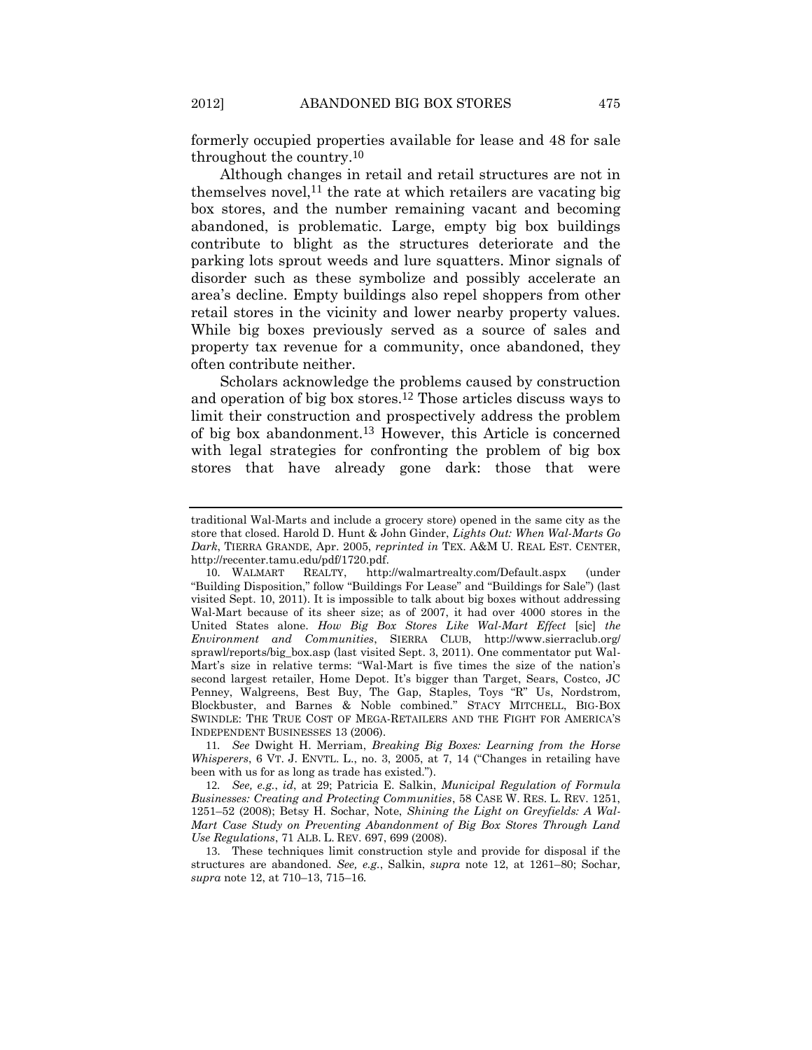formerly occupied properties available for lease and 48 for sale throughout the country.[10]

Although changes in retail and retail structures are not in themselves novel,[11] the rate at which retailers are vacating big box stores, and the number remaining vacant and becoming abandoned, is problematic. Large, empty big box buildings contribute to blight as the structures deteriorate and the parking lots sprout weeds and lure squatters. Minor signals of disorder such as these symbolize and possibly accelerate an area's decline. Empty buildings also repel shoppers from other retail stores in the vicinity and lower nearby property values. While big boxes previously served as a source of sales and property tax revenue for a community, once abandoned, they often contribute neither.

Scholars acknowledge the problems caused by construction and operation of big box stores.[12] Those articles discuss ways to limit their construction and prospectively address the problem of big box abandonment.[13] However, this Article is concerned with legal strategies for confronting the problem of big box stores that have already gone dark: those that were

---

traditional Wal-Marts and include a grocery store) opened in the same city as the store that closed. Harold D. Hunt & John Ginder, *Lights Out: When Wal-Marts Go Dark*, TIERRA GRANDE, Apr. 2005, *reprinted in* TEX. A&M U. REAL EST. CENTER, http://recenter.tamu.edu/pdf/1720.pdf.

10. WALMART REALTY, http://walmartrealty.com/Default.aspx (under "Building Disposition," follow "Buildings For Lease" and "Buildings for Sale") (last visited Sept. 10, 2011). It is impossible to talk about big boxes without addressing Wal-Mart because of its sheer size; as of 2007, it had over 4000 stores in the United States alone. *How Big Box Stores Like Wal-Mart Effect* [sic] *the Environment and Communities*, SIERRA CLUB, http://www.sierraclub.org/sprawl/reports/big_box.asp (last visited Sept. 3, 2011). One commentator put Wal-Mart's size in relative terms: "Wal-Mart is five times the size of the nation's second largest retailer, Home Depot. It's bigger than Target, Sears, Costco, JC Penney, Walgreens, Best Buy, The Gap, Staples, Toys "R" Us, Nordstrom, Blockbuster, and Barnes & Noble combined." STACY MITCHELL, BIG-BOX SWINDLE: THE TRUE COST OF MEGA-RETAILERS AND THE FIGHT FOR AMERICA'S INDEPENDENT BUSINESSES 13 (2006).

11. *See* Dwight H. Merriam, *Breaking Big Boxes: Learning from the Horse Whisperers*, 6 VT. J. ENVTL. L., no. 3, 2005, at 7, 14 ("Changes in retailing have been with us for as long as trade has existed.").

12. *See, e.g.*, *id*, at 29; Patricia E. Salkin, *Municipal Regulation of Formula Businesses: Creating and Protecting Communities*, 58 CASE W. RES. L. REV. 1251, 1251–52 (2008); Betsy H. Sochar, Note, *Shining the Light on Greyfields: A Wal-Mart Case Study on Preventing Abandonment of Big Box Stores Through Land Use Regulations*, 71 ALB. L. REV. 697, 699 (2008).

13. These techniques limit construction style and provide for disposal if the structures are abandoned. *See, e.g.*, Salkin, *supra* note 12, at 1261–80; Sochar, *supra* note 12, at 710–13, 715–16.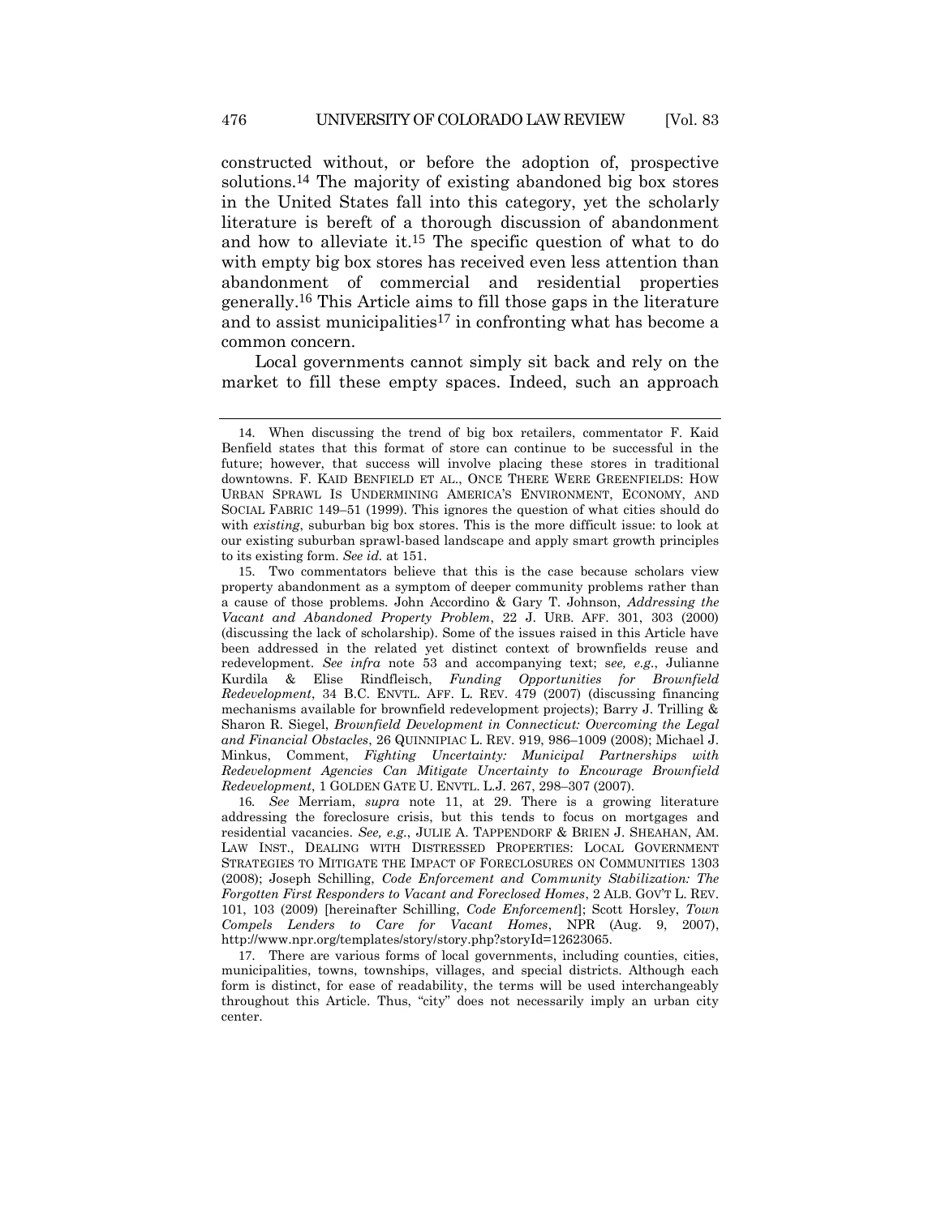constructed without, or before the adoption of, prospective solutions.[14] The majority of existing abandoned big box stores in the United States fall into this category, yet the scholarly literature is bereft of a thorough discussion of abandonment and how to alleviate it.[15] The specific question of what to do with empty big box stores has received even less attention than abandonment of commercial and residential properties generally.[16] This Article aims to fill those gaps in the literature and to assist municipalities[17] in confronting what has become a common concern.

Local governments cannot simply sit back and rely on the market to fill these empty spaces. Indeed, such an approach

---

14. When discussing the trend of big box retailers, commentator F. Kaid Benfield states that this format of store can continue to be successful in the future; however, that success will involve placing these stores in traditional downtowns. F. KAID BENFIELD ET AL., ONCE THERE WERE GREENFIELDS: HOW URBAN SPRAWL IS UNDERMINING AMERICA'S ENVIRONMENT, ECONOMY, AND SOCIAL FABRIC 149–51 (1999). This ignores the question of what cities should do with *existing*, suburban big box stores. This is the more difficult issue: to look at our existing suburban sprawl-based landscape and apply smart growth principles to its existing form. *See id.* at 151.

15. Two commentators believe that this is the case because scholars view property abandonment as a symptom of deeper community problems rather than a cause of those problems. John Accordino & Gary T. Johnson, *Addressing the Vacant and Abandoned Property Problem*, 22 J. URB. AFF. 301, 303 (2000) (discussing the lack of scholarship). Some of the issues raised in this Article have been addressed in the related yet distinct context of brownfields reuse and redevelopment. *See infra* note 53 and accompanying text; *see, e.g.*, Julianne Kurdila & Elise Rindfleisch, *Funding Opportunities for Brownfield Redevelopment*, 34 B.C. ENVTL. AFF. L. REV. 479 (2007) (discussing financing mechanisms available for brownfield redevelopment projects); Barry J. Trilling & Sharon R. Siegel, *Brownfield Development in Connecticut: Overcoming the Legal and Financial Obstacles*, 26 QUINNIPIAC L. REV. 919, 986–1009 (2008); Michael J. Minkus, Comment, *Fighting Uncertainty: Municipal Partnerships with Redevelopment Agencies Can Mitigate Uncertainty to Encourage Brownfield Redevelopment*, 1 GOLDEN GATE U. ENVTL. L.J. 267, 298–307 (2007).

16. *See* Merriam, *supra* note 11, at 29. There is a growing literature addressing the foreclosure crisis, but this tends to focus on mortgages and residential vacancies. *See, e.g.*, JULIE A. TAPPENDORF & BRIEN J. SHEAHAN, AM. LAW INST., DEALING WITH DISTRESSED PROPERTIES: LOCAL GOVERNMENT STRATEGIES TO MITIGATE THE IMPACT OF FORECLOSURES ON COMMUNITIES 1303 (2008); Joseph Schilling, *Code Enforcement and Community Stabilization: The Forgotten First Responders to Vacant and Foreclosed Homes*, 2 ALB. GOV'T L. REV. 101, 103 (2009) [hereinafter Schilling, *Code Enforcement*]; Scott Horsley, *Town Compels Lenders to Care for Vacant Homes*, NPR (Aug. 9, 2007), http://www.npr.org/templates/story/story.php?storyId=12623065.

17. There are various forms of local governments, including counties, cities, municipalities, towns, townships, villages, and special districts. Although each form is distinct, for ease of readability, the terms will be used interchangeably throughout this Article. Thus, "city" does not necessarily imply an urban city center.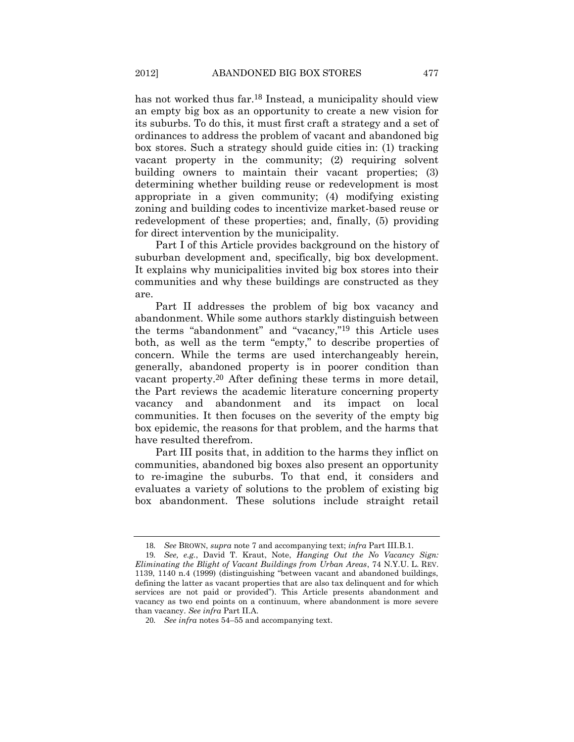has not worked thus far.[18] Instead, a municipality should view an empty big box as an opportunity to create a new vision for its suburbs. To do this, it must first craft a strategy and a set of ordinances to address the problem of vacant and abandoned big box stores. Such a strategy should guide cities in: (1) tracking vacant property in the community; (2) requiring solvent building owners to maintain their vacant properties; (3) determining whether building reuse or redevelopment is most appropriate in a given community; (4) modifying existing zoning and building codes to incentivize market-based reuse or redevelopment of these properties; and, finally, (5) providing for direct intervention by the municipality.

Part I of this Article provides background on the history of suburban development and, specifically, big box development. It explains why municipalities invited big box stores into their communities and why these buildings are constructed as they are.

Part II addresses the problem of big box vacancy and abandonment. While some authors starkly distinguish between the terms "abandonment" and "vacancy,"[19] this Article uses both, as well as the term "empty," to describe properties of concern. While the terms are used interchangeably herein, generally, abandoned property is in poorer condition than vacant property.[20] After defining these terms in more detail, the Part reviews the academic literature concerning property vacancy and abandonment and its impact on local communities. It then focuses on the severity of the empty big box epidemic, the reasons for that problem, and the harms that have resulted therefrom.

Part III posits that, in addition to the harms they inflict on communities, abandoned big boxes also present an opportunity to re-imagine the suburbs. To that end, it considers and evaluates a variety of solutions to the problem of existing big box abandonment. These solutions include straight retail

---

18. *See* BROWN, *supra* note 7 and accompanying text; *infra* Part III.B.1.

19. *See, e.g.*, David T. Kraut, Note, *Hanging Out the No Vacancy Sign: Eliminating the Blight of Vacant Buildings from Urban Areas*, 74 N.Y.U. L. REV. 1139, 1140 n.4 (1999) (distinguishing "between vacant and abandoned buildings, defining the latter as vacant properties that are also tax delinquent and for which services are not paid or provided"). This Article presents abandonment and vacancy as two end points on a continuum, where abandonment is more severe than vacancy. *See infra* Part II.A.

20. *See infra* notes 54–55 and accompanying text.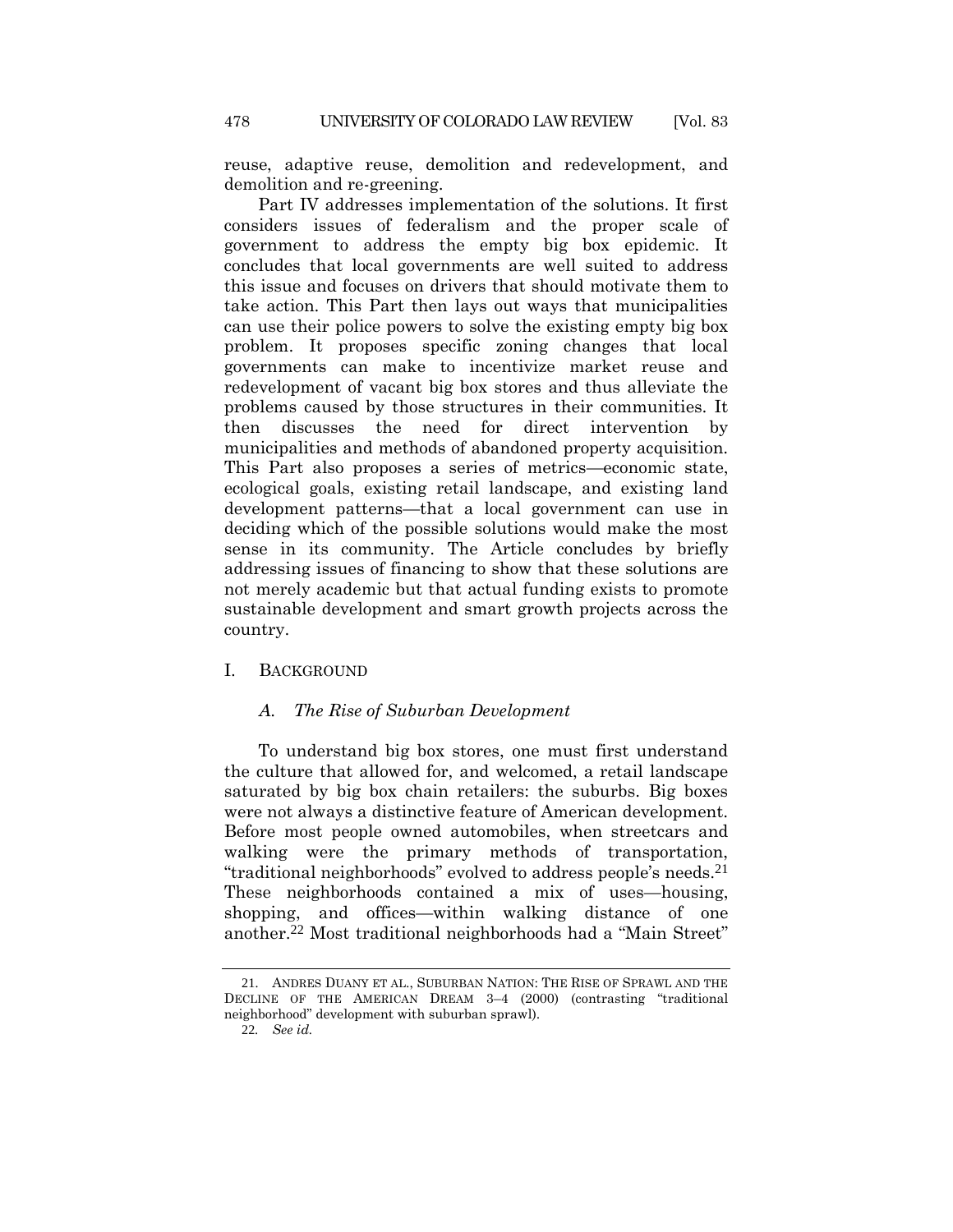reuse, adaptive reuse, demolition and redevelopment, and demolition and re-greening.

Part IV addresses implementation of the solutions. It first considers issues of federalism and the proper scale of government to address the empty big box epidemic. It concludes that local governments are well suited to address this issue and focuses on drivers that should motivate them to take action. This Part then lays out ways that municipalities can use their police powers to solve the existing empty big box problem. It proposes specific zoning changes that local governments can make to incentivize market reuse and redevelopment of vacant big box stores and thus alleviate the problems caused by those structures in their communities. It then discusses the need for direct intervention by municipalities and methods of abandoned property acquisition. This Part also proposes a series of metrics—economic state, ecological goals, existing retail landscape, and existing land development patterns—that a local government can use in deciding which of the possible solutions would make the most sense in its community. The Article concludes by briefly addressing issues of financing to show that these solutions are not merely academic but that actual funding exists to promote sustainable development and smart growth projects across the country.

## I. BACKGROUND

### *A. The Rise of Suburban Development*

To understand big box stores, one must first understand the culture that allowed for, and welcomed, a retail landscape saturated by big box chain retailers: the suburbs. Big boxes were not always a distinctive feature of American development. Before most people owned automobiles, when streetcars and walking were the primary methods of transportation, "traditional neighborhoods" evolved to address people's needs.[21] These neighborhoods contained a mix of uses—housing, shopping, and offices—within walking distance of one another.[22] Most traditional neighborhoods had a "Main Street"

---

21. ANDRES DUANY ET AL., SUBURBAN NATION: THE RISE OF SPRAWL AND THE DECLINE OF THE AMERICAN DREAM 3–4 (2000) (contrasting "traditional neighborhood" development with suburban sprawl).

22. *See id.*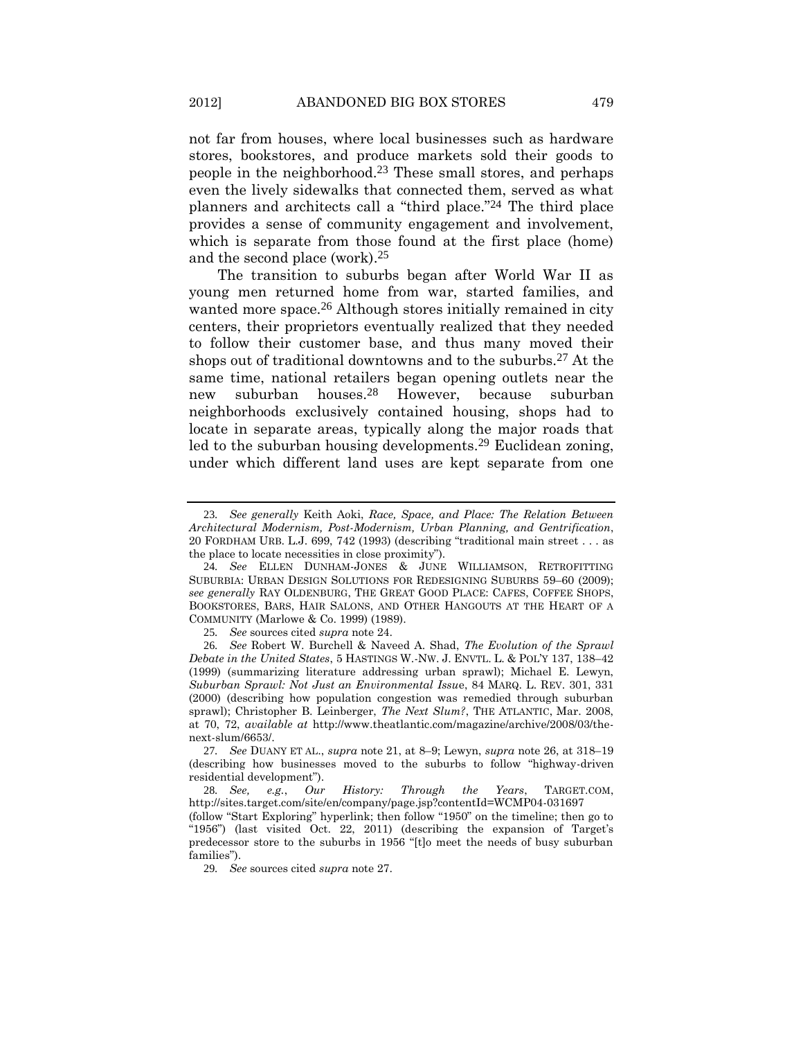not far from houses, where local businesses such as hardware stores, bookstores, and produce markets sold their goods to people in the neighborhood.[23] These small stores, and perhaps even the lively sidewalks that connected them, served as what planners and architects call a "third place."[24] The third place provides a sense of community engagement and involvement, which is separate from those found at the first place (home) and the second place (work).[25]

The transition to suburbs began after World War II as young men returned home from war, started families, and wanted more space.[26] Although stores initially remained in city centers, their proprietors eventually realized that they needed to follow their customer base, and thus many moved their shops out of traditional downtowns and to the suburbs.[27] At the same time, national retailers began opening outlets near the new suburban houses.[28] However, because suburban neighborhoods exclusively contained housing, shops had to locate in separate areas, typically along the major roads that led to the suburban housing developments.[29] Euclidean zoning, under which different land uses are kept separate from one

---

23. *See generally* Keith Aoki, *Race, Space, and Place: The Relation Between Architectural Modernism, Post-Modernism, Urban Planning, and Gentrification*, 20 FORDHAM URB. L.J. 699, 742 (1993) (describing "traditional main street . . . as the place to locate necessities in close proximity").

24. *See* ELLEN DUNHAM-JONES & JUNE WILLIAMSON, RETROFITTING SUBURBIA: URBAN DESIGN SOLUTIONS FOR REDESIGNING SUBURBS 59–60 (2009); *see generally* RAY OLDENBURG, THE GREAT GOOD PLACE: CAFES, COFFEE SHOPS, BOOKSTORES, BARS, HAIR SALONS, AND OTHER HANGOUTS AT THE HEART OF A COMMUNITY (Marlowe & Co. 1999) (1989).

25. *See* sources cited *supra* note 24.

26. *See* Robert W. Burchell & Naveed A. Shad, *The Evolution of the Sprawl Debate in the United States*, 5 HASTINGS W.-NW. J. ENVTL. L. & POL'Y 137, 138–42 (1999) (summarizing literature addressing urban sprawl); Michael E. Lewyn, *Suburban Sprawl: Not Just an Environmental Issue*, 84 MARQ. L. REV. 301, 331 (2000) (describing how population congestion was remedied through suburban sprawl); Christopher B. Leinberger, *The Next Slum?*, THE ATLANTIC, Mar. 2008, at 70, 72, *available at* http://www.theatlantic.com/magazine/archive/2008/03/the-next-slum/6653/.

27. *See* DUANY ET AL., *supra* note 21, at 8–9; Lewyn, *supra* note 26, at 318–19 (describing how businesses moved to the suburbs to follow "highway-driven residential development").

28. *See, e.g.*, *Our History: Through the Years*, TARGET.COM, http://sites.target.com/site/en/company/page.jsp?contentId=WCMP04-031697 (follow "Start Exploring" hyperlink; then follow "1950" on the timeline; then go to "1956") (last visited Oct. 22, 2011) (describing the expansion of Target's predecessor store to the suburbs in 1956 "[t]o meet the needs of busy suburban families").

29. *See* sources cited *supra* note 27.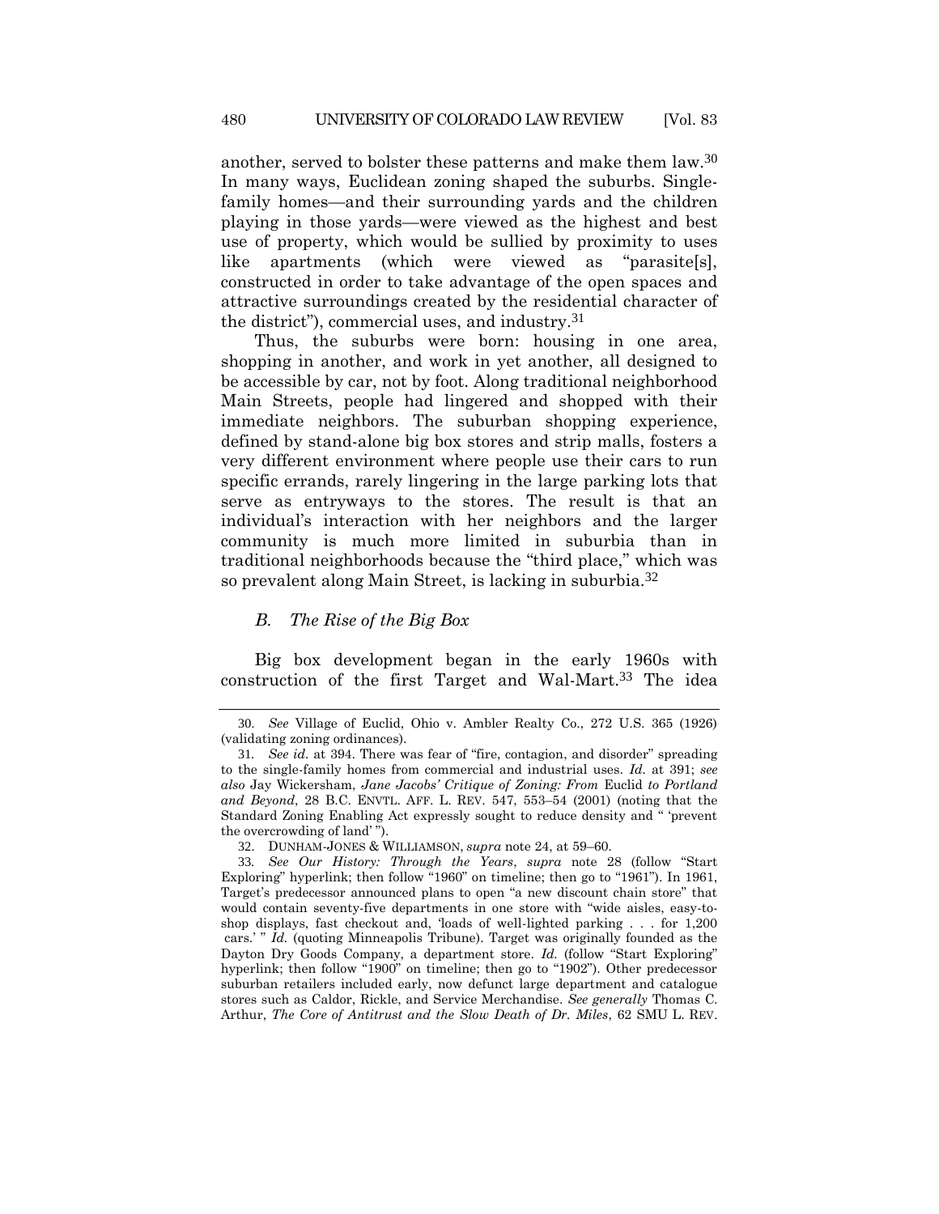another, served to bolster these patterns and make them law.[30] In many ways, Euclidean zoning shaped the suburbs. Single-family homes—and their surrounding yards and the children playing in those yards—were viewed as the highest and best use of property, which would be sullied by proximity to uses like apartments (which were viewed as "parasite[s], constructed in order to take advantage of the open spaces and attractive surroundings created by the residential character of the district"), commercial uses, and industry.[31]

Thus, the suburbs were born: housing in one area, shopping in another, and work in yet another, all designed to be accessible by car, not by foot. Along traditional neighborhood Main Streets, people had lingered and shopped with their immediate neighbors. The suburban shopping experience, defined by stand-alone big box stores and strip malls, fosters a very different environment where people use their cars to run specific errands, rarely lingering in the large parking lots that serve as entryways to the stores. The result is that an individual's interaction with her neighbors and the larger community is much more limited in suburbia than in traditional neighborhoods because the "third place," which was so prevalent along Main Street, is lacking in suburbia.[32]

### *B. The Rise of the Big Box*

Big box development began in the early 1960s with construction of the first Target and Wal-Mart.[33] The idea

---

30. *See* Village of Euclid, Ohio v. Ambler Realty Co., 272 U.S. 365 (1926) (validating zoning ordinances).

31. *See id.* at 394. There was fear of "fire, contagion, and disorder" spreading to the single-family homes from commercial and industrial uses. *Id.* at 391; *see also* Jay Wickersham, *Jane Jacobs' Critique of Zoning: From* Euclid *to Portland and Beyond*, 28 B.C. ENVTL. AFF. L. REV. 547, 553–54 (2001) (noting that the Standard Zoning Enabling Act expressly sought to reduce density and " 'prevent the overcrowding of land' ").

32. DUNHAM-JONES & WILLIAMSON, *supra* note 24, at 59–60.

33. *See Our History: Through the Years*, *supra* note 28 (follow "Start Exploring" hyperlink; then follow "1960" on timeline; then go to "1961"). In 1961, Target's predecessor announced plans to open "a new discount chain store" that would contain seventy-five departments in one store with "wide aisles, easy-to-shop displays, fast checkout and, 'loads of well-lighted parking . . . for 1,200 cars.' " *Id.* (quoting Minneapolis Tribune). Target was originally founded as the Dayton Dry Goods Company, a department store. *Id.* (follow "Start Exploring" hyperlink; then follow "1900" on timeline; then go to "1902"). Other predecessor suburban retailers included early, now defunct large department and catalogue stores such as Caldor, Rickle, and Service Merchandise. *See generally* Thomas C. Arthur, *The Core of Antitrust and the Slow Death of Dr. Miles*, 62 SMU L. REV.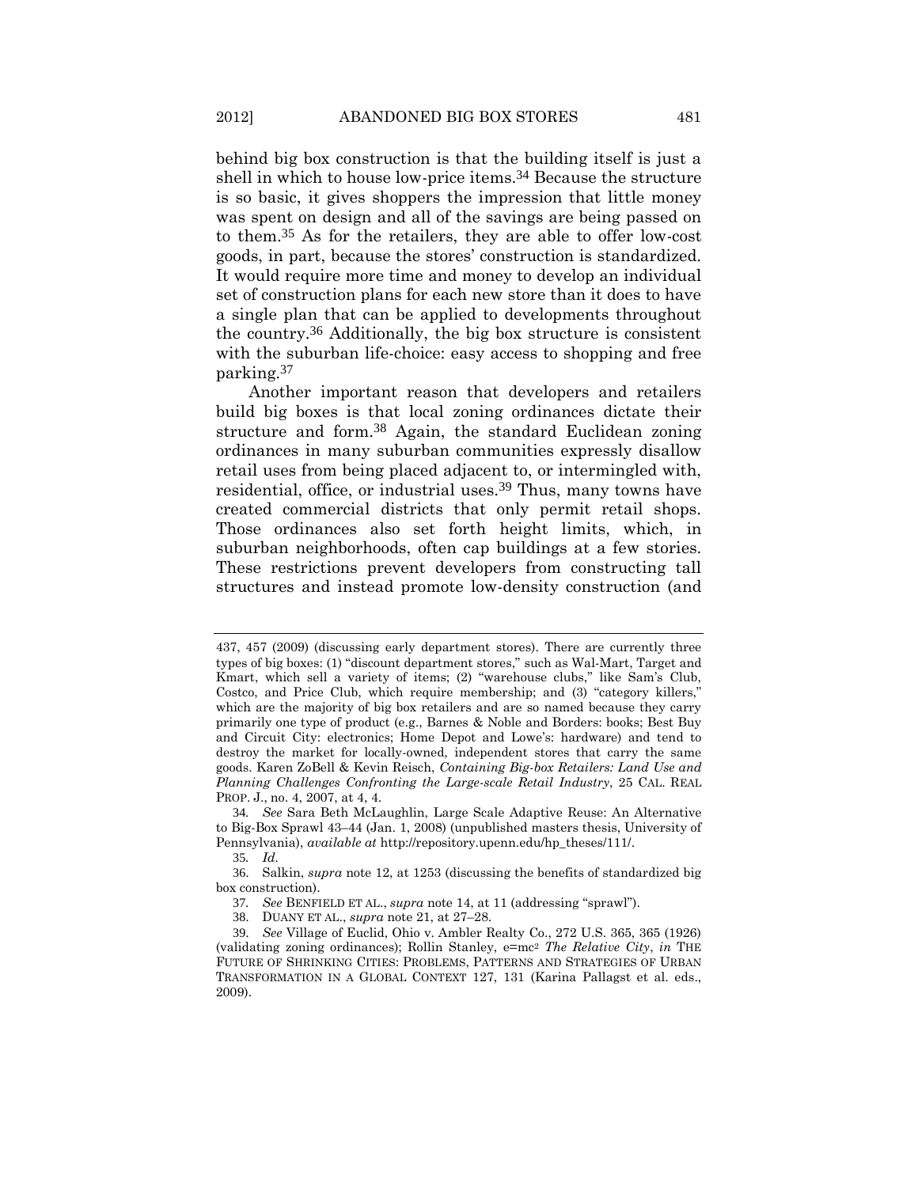behind big box construction is that the building itself is just a shell in which to house low-price items.[34] Because the structure is so basic, it gives shoppers the impression that little money was spent on design and all of the savings are being passed on to them.[35] As for the retailers, they are able to offer low-cost goods, in part, because the stores' construction is standardized. It would require more time and money to develop an individual set of construction plans for each new store than it does to have a single plan that can be applied to developments throughout the country.[36] Additionally, the big box structure is consistent with the suburban life-choice: easy access to shopping and free parking.[37]

Another important reason that developers and retailers build big boxes is that local zoning ordinances dictate their structure and form.[38] Again, the standard Euclidean zoning ordinances in many suburban communities expressly disallow retail uses from being placed adjacent to, or intermingled with, residential, office, or industrial uses.[39] Thus, many towns have created commercial districts that only permit retail shops. Those ordinances also set forth height limits, which, in suburban neighborhoods, often cap buildings at a few stories. These restrictions prevent developers from constructing tall structures and instead promote low-density construction (and

---

437, 457 (2009) (discussing early department stores). There are currently three types of big boxes: (1) "discount department stores," such as Wal-Mart, Target and Kmart, which sell a variety of items; (2) "warehouse clubs," like Sam's Club, Costco, and Price Club, which require membership; and (3) "category killers," which are the majority of big box retailers and are so named because they carry primarily one type of product (e.g., Barnes & Noble and Borders: books; Best Buy and Circuit City: electronics; Home Depot and Lowe's: hardware) and tend to destroy the market for locally-owned, independent stores that carry the same goods. Karen ZoBell & Kevin Reisch, *Containing Big-box Retailers: Land Use and Planning Challenges Confronting the Large-scale Retail Industry*, 25 CAL. REAL PROP. J., no. 4, 2007, at 4, 4.

34. *See* Sara Beth McLaughlin, Large Scale Adaptive Reuse: An Alternative to Big-Box Sprawl 43–44 (Jan. 1, 2008) (unpublished masters thesis, University of Pennsylvania), *available at* http://repository.upenn.edu/hp_theses/111/.

35. *Id.*

36. Salkin, *supra* note 12, at 1253 (discussing the benefits of standardized big box construction).

37. *See* BENFIELD ET AL., *supra* note 14, at 11 (addressing "sprawl").

38. DUANY ET AL., *supra* note 21, at 27–28.

39. *See* Village of Euclid, Ohio v. Ambler Realty Co., 272 U.S. 365, 365 (1926) (validating zoning ordinances); Rollin Stanley, e=mc² *The Relative City*, *in* THE FUTURE OF SHRINKING CITIES: PROBLEMS, PATTERNS AND STRATEGIES OF URBAN TRANSFORMATION IN A GLOBAL CONTEXT 127, 131 (Karina Pallagst et al. eds., 2009).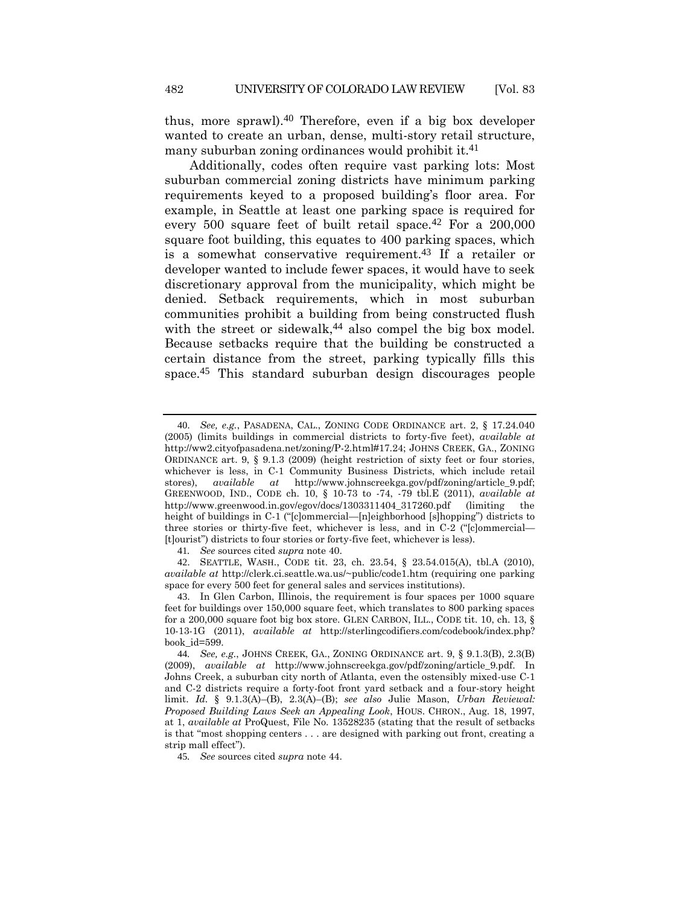thus, more sprawl).[40] Therefore, even if a big box developer wanted to create an urban, dense, multi-story retail structure, many suburban zoning ordinances would prohibit it.[41]

Additionally, codes often require vast parking lots: Most suburban commercial zoning districts have minimum parking requirements keyed to a proposed building's floor area. For example, in Seattle at least one parking space is required for every 500 square feet of built retail space.[42] For a 200,000 square foot building, this equates to 400 parking spaces, which is a somewhat conservative requirement.[43] If a retailer or developer wanted to include fewer spaces, it would have to seek discretionary approval from the municipality, which might be denied. Setback requirements, which in most suburban communities prohibit a building from being constructed flush with the street or sidewalk,[44] also compel the big box model. Because setbacks require that the building be constructed a certain distance from the street, parking typically fills this space.[45] This standard suburban design discourages people

---

40. *See, e.g.*, PASADENA, CAL., ZONING CODE ORDINANCE art. 2, § 17.24.040 (2005) (limits buildings in commercial districts to forty-five feet), *available at* http://ww2.cityofpasadena.net/zoning/P-2.html#17.24; JOHNS CREEK, GA., ZONING ORDINANCE art. 9, § 9.1.3 (2009) (height restriction of sixty feet or four stories, whichever is less, in C-1 Community Business Districts, which include retail stores), *available at* http://www.johnscreekga.gov/pdf/zoning/article_9.pdf; GREENWOOD, IND., CODE ch. 10, § 10-73 to -74, -79 tbl.E (2011), *available at* http://www.greenwood.in.gov/egov/docs/1303311404_317260.pdf (limiting the height of buildings in C-1 ("[c]ommercial—[n]eighborhood [s]hopping") districts to three stories or thirty-five feet, whichever is less, and in C-2 ("[c]ommercial—[t]ourist") districts to four stories or forty-five feet, whichever is less).

41. *See* sources cited *supra* note 40.

42. SEATTLE, WASH., CODE tit. 23, ch. 23.54, § 23.54.015(A), tbl.A (2010), *available at* http://clerk.ci.seattle.wa.us/~public/code1.htm (requiring one parking space for every 500 feet for general sales and services institutions).

43. In Glen Carbon, Illinois, the requirement is four spaces per 1000 square feet for buildings over 150,000 square feet, which translates to 800 parking spaces for a 200,000 square foot big box store. GLEN CARBON, ILL., CODE tit. 10, ch. 13, § 10-13-1G (2011), *available at* http://sterlingcodifiers.com/codebook/index.php?book_id=599.

44. *See, e.g.*, JOHNS CREEK, GA., ZONING ORDINANCE art. 9, § 9.1.3(B), 2.3(B) (2009), *available at* http://www.johnscreekga.gov/pdf/zoning/article_9.pdf. In Johns Creek, a suburban city north of Atlanta, even the ostensibly mixed-use C-1 and C-2 districts require a forty-foot front yard setback and a four-story height limit. *Id.* § 9.1.3(A)–(B), 2.3(A)–(B); *see also* Julie Mason, *Urban Reviewal: Proposed Building Laws Seek an Appealing Look*, HOUS. CHRON., Aug. 18, 1997, at 1, *available at* ProQuest, File No. 13528235 (stating that the result of setbacks is that "most shopping centers . . . are designed with parking out front, creating a strip mall effect").

45. *See* sources cited *supra* note 44.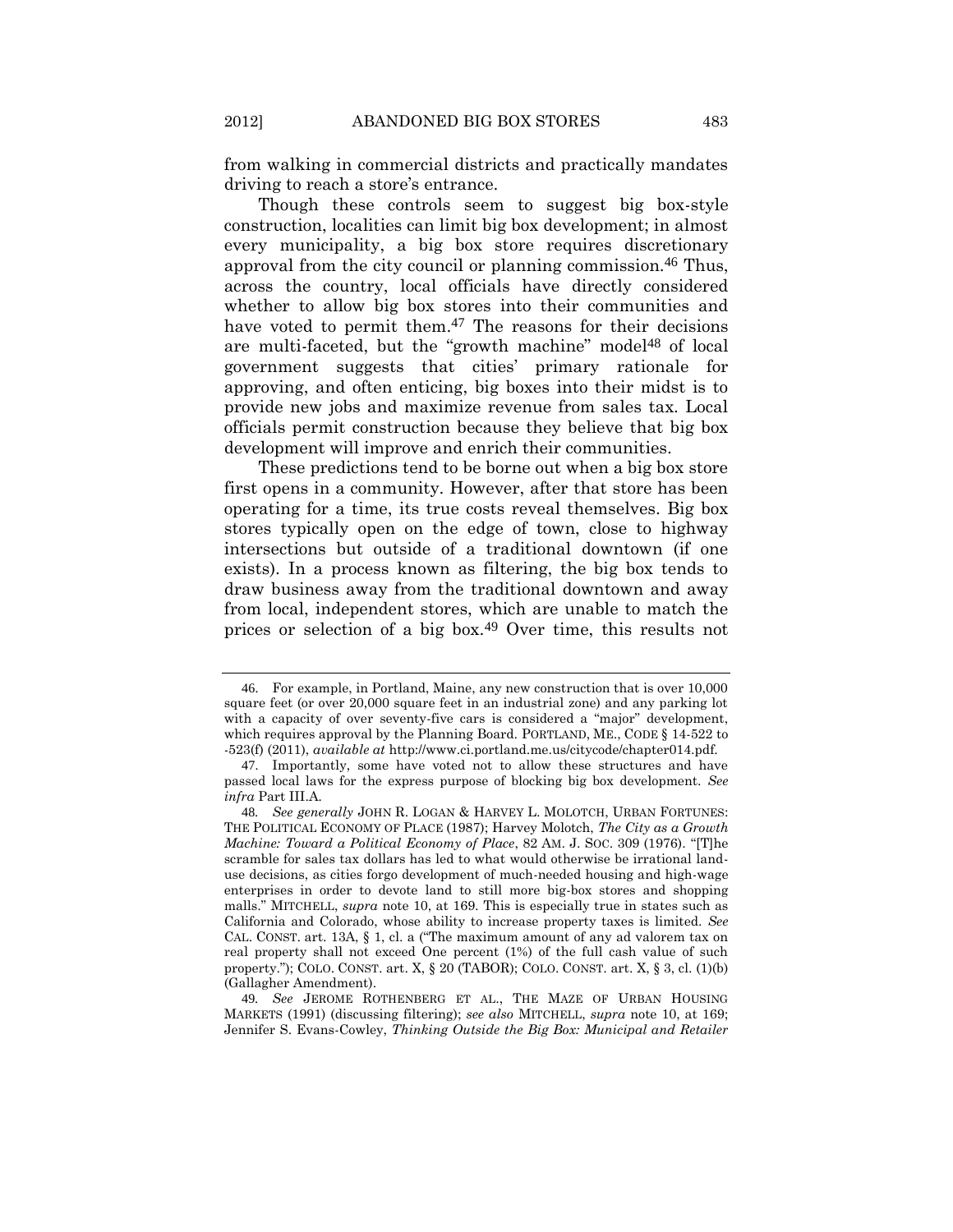from walking in commercial districts and practically mandates driving to reach a store's entrance.

Though these controls seem to suggest big box-style construction, localities can limit big box development; in almost every municipality, a big box store requires discretionary approval from the city council or planning commission.[46] Thus, across the country, local officials have directly considered whether to allow big box stores into their communities and have voted to permit them.[47] The reasons for their decisions are multi-faceted, but the "growth machine" model[48] of local government suggests that cities' primary rationale for approving, and often enticing, big boxes into their midst is to provide new jobs and maximize revenue from sales tax. Local officials permit construction because they believe that big box development will improve and enrich their communities.

These predictions tend to be borne out when a big box store first opens in a community. However, after that store has been operating for a time, its true costs reveal themselves. Big box stores typically open on the edge of town, close to highway intersections but outside of a traditional downtown (if one exists). In a process known as filtering, the big box tends to draw business away from the traditional downtown and away from local, independent stores, which are unable to match the prices or selection of a big box.[49] Over time, this results not

---

46. For example, in Portland, Maine, any new construction that is over 10,000 square feet (or over 20,000 square feet in an industrial zone) and any parking lot with a capacity of over seventy-five cars is considered a "major" development, which requires approval by the Planning Board. PORTLAND, ME., CODE § 14-522 to -523(f) (2011), *available at* http://www.ci.portland.me.us/citycode/chapter014.pdf.

47. Importantly, some have voted not to allow these structures and have passed local laws for the express purpose of blocking big box development. *See infra* Part III.A.

48. *See generally* JOHN R. LOGAN & HARVEY L. MOLOTCH, URBAN FORTUNES: THE POLITICAL ECONOMY OF PLACE (1987); Harvey Molotch, *The City as a Growth Machine: Toward a Political Economy of Place*, 82 AM. J. SOC. 309 (1976). "[T]he scramble for sales tax dollars has led to what would otherwise be irrational land-use decisions, as cities forgo development of much-needed housing and high-wage enterprises in order to devote land to still more big-box stores and shopping malls." MITCHELL, *supra* note 10, at 169. This is especially true in states such as California and Colorado, whose ability to increase property taxes is limited. *See* CAL. CONST. art. 13A, § 1, cl. a ("The maximum amount of any ad valorem tax on real property shall not exceed One percent (1%) of the full cash value of such property."); COLO. CONST. art. X, § 20 (TABOR); COLO. CONST. art. X, § 3, cl. (1)(b) (Gallagher Amendment).

49. *See* JEROME ROTHENBERG ET AL., THE MAZE OF URBAN HOUSING MARKETS (1991) (discussing filtering); *see also* MITCHELL, *supra* note 10, at 169; Jennifer S. Evans-Cowley, *Thinking Outside the Big Box: Municipal and Retailer*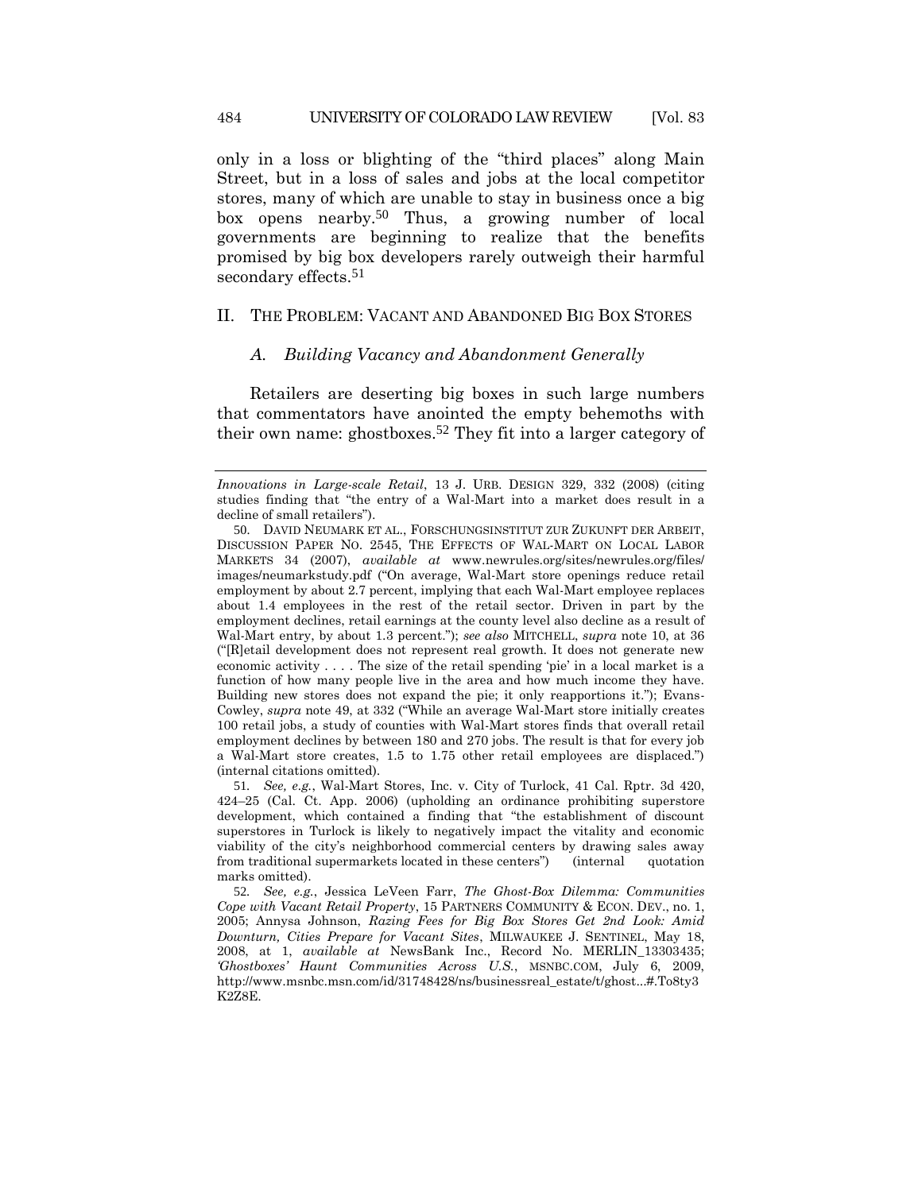only in a loss or blighting of the "third places" along Main Street, but in a loss of sales and jobs at the local competitor stores, many of which are unable to stay in business once a big box opens nearby.[50] Thus, a growing number of local governments are beginning to realize that the benefits promised by big box developers rarely outweigh their harmful secondary effects.[51]

## II. THE PROBLEM: VACANT AND ABANDONED BIG BOX STORES

### *A. Building Vacancy and Abandonment Generally*

Retailers are deserting big boxes in such large numbers that commentators have anointed the empty behemoths with their own name: ghostboxes.[52] They fit into a larger category of

---

*Innovations in Large-scale Retail*, 13 J. URB. DESIGN 329, 332 (2008) (citing studies finding that "the entry of a Wal-Mart into a market does result in a decline of small retailers").

50. DAVID NEUMARK ET AL., FORSCHUNGSINSTITUT ZUR ZUKUNFT DER ARBEIT, DISCUSSION PAPER NO. 2545, THE EFFECTS OF WAL-MART ON LOCAL LABOR MARKETS 34 (2007), *available at* www.newrules.org/sites/newrules.org/files/images/neumarkstudy.pdf ("On average, Wal-Mart store openings reduce retail employment by about 2.7 percent, implying that each Wal-Mart employee replaces about 1.4 employees in the rest of the retail sector. Driven in part by the employment declines, retail earnings at the county level also decline as a result of Wal-Mart entry, by about 1.3 percent."); *see also* MITCHELL, *supra* note 10, at 36 ("[R]etail development does not represent real growth. It does not generate new economic activity . . . . The size of the retail spending 'pie' in a local market is a function of how many people live in the area and how much income they have. Building new stores does not expand the pie; it only reapportions it."); Evans-Cowley, *supra* note 49, at 332 ("While an average Wal-Mart store initially creates 100 retail jobs, a study of counties with Wal-Mart stores finds that overall retail employment declines by between 180 and 270 jobs. The result is that for every job a Wal-Mart store creates, 1.5 to 1.75 other retail employees are displaced.") (internal citations omitted).

51. *See, e.g.*, Wal-Mart Stores, Inc. v. City of Turlock, 41 Cal. Rptr. 3d 420, 424–25 (Cal. Ct. App. 2006) (upholding an ordinance prohibiting superstore development, which contained a finding that "the establishment of discount superstores in Turlock is likely to negatively impact the vitality and economic viability of the city's neighborhood commercial centers by drawing sales away from traditional supermarkets located in these centers") (internal quotation marks omitted).

52. *See, e.g.*, Jessica LeVeen Farr, *The Ghost-Box Dilemma: Communities Cope with Vacant Retail Property*, 15 PARTNERS COMMUNITY & ECON. DEV., no. 1, 2005; Annysa Johnson, *Razing Fees for Big Box Stores Get 2nd Look: Amid Downturn, Cities Prepare for Vacant Sites*, MILWAUKEE J. SENTINEL, May 18, 2008, at 1, *available at* NewsBank Inc., Record No. MERLIN_13303435; *'Ghostboxes' Haunt Communities Across U.S.*, MSNBC.COM, July 6, 2009, http://www.msnbc.msn.com/id/31748428/ns/businessreal_estate/t/ghost...#.To8ty3K2Z8E.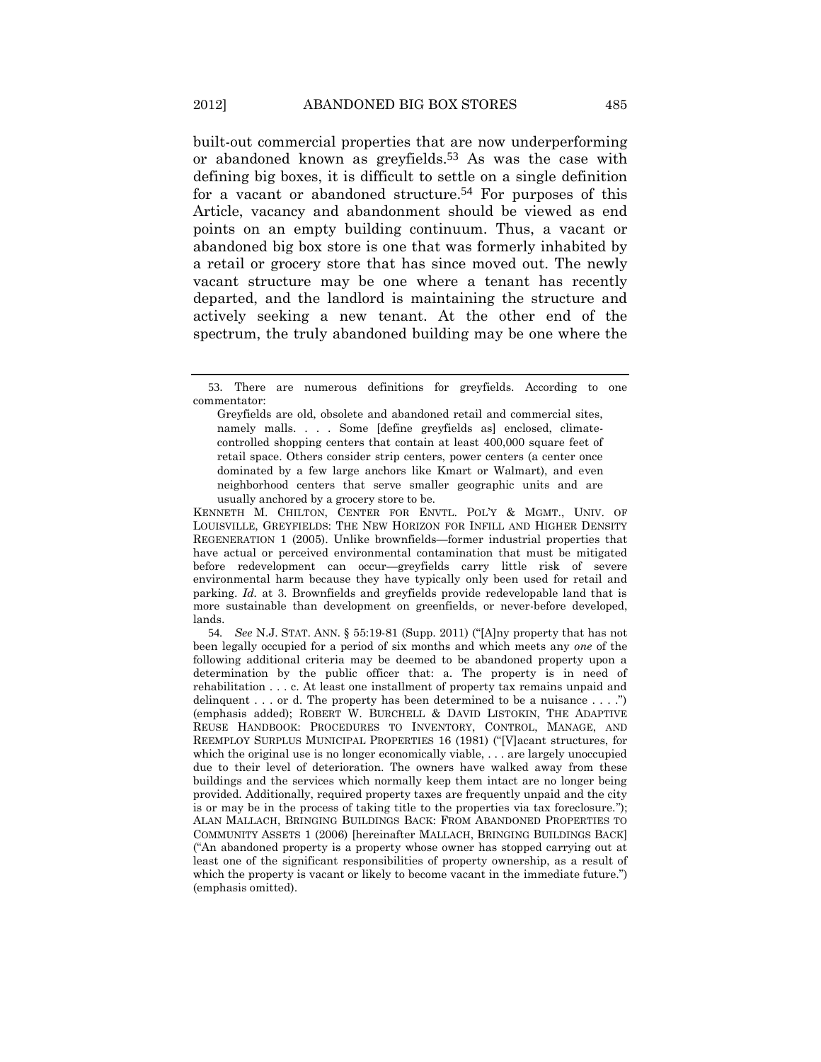built-out commercial properties that are now underperforming or abandoned known as greyfields.[53] As was the case with defining big boxes, it is difficult to settle on a single definition for a vacant or abandoned structure.[54] For purposes of this Article, vacancy and abandonment should be viewed as end points on an empty building continuum. Thus, a vacant or abandoned big box store is one that was formerly inhabited by a retail or grocery store that has since moved out. The newly vacant structure may be one where a tenant has recently departed, and the landlord is maintaining the structure and actively seeking a new tenant. At the other end of the spectrum, the truly abandoned building may be one where the

---

53. There are numerous definitions for greyfields. According to one commentator:

> Greyfields are old, obsolete and abandoned retail and commercial sites, namely malls. . . . Some [define greyfields as] enclosed, climate-controlled shopping centers that contain at least 400,000 square feet of retail space. Others consider strip centers, power centers (a center once dominated by a few large anchors like Kmart or Walmart), and even neighborhood centers that serve smaller geographic units and are usually anchored by a grocery store to be.

KENNETH M. CHILTON, CENTER FOR ENVTL. POL'Y & MGMT., UNIV. OF LOUISVILLE, GREYFIELDS: THE NEW HORIZON FOR INFILL AND HIGHER DENSITY REGENERATION 1 (2005). Unlike brownfields—former industrial properties that have actual or perceived environmental contamination that must be mitigated before redevelopment can occur—greyfields carry little risk of severe environmental harm because they have typically only been used for retail and parking. *Id.* at 3. Brownfields and greyfields provide redevelopable land that is more sustainable than development on greenfields, or never-before developed, lands.

54. *See* N.J. STAT. ANN. § 55:19-81 (Supp. 2011) ("[A]ny property that has not been legally occupied for a period of six months and which meets any *one* of the following additional criteria may be deemed to be abandoned property upon a determination by the public officer that: a. The property is in need of rehabilitation . . . c. At least one installment of property tax remains unpaid and delinquent . . . or d. The property has been determined to be a nuisance . . . .") (emphasis added); ROBERT W. BURCHELL & DAVID LISTOKIN, THE ADAPTIVE REUSE HANDBOOK: PROCEDURES TO INVENTORY, CONTROL, MANAGE, AND REEMPLOY SURPLUS MUNICIPAL PROPERTIES 16 (1981) ("[V]acant structures, for which the original use is no longer economically viable, . . . are largely unoccupied due to their level of deterioration. The owners have walked away from these buildings and the services which normally keep them intact are no longer being provided. Additionally, required property taxes are frequently unpaid and the city is or may be in the process of taking title to the properties via tax foreclosure."); ALAN MALLACH, BRINGING BUILDINGS BACK: FROM ABANDONED PROPERTIES TO COMMUNITY ASSETS 1 (2006) [hereinafter MALLACH, BRINGING BUILDINGS BACK] ("An abandoned property is a property whose owner has stopped carrying out at least one of the significant responsibilities of property ownership, as a result of which the property is vacant or likely to become vacant in the immediate future.") (emphasis omitted).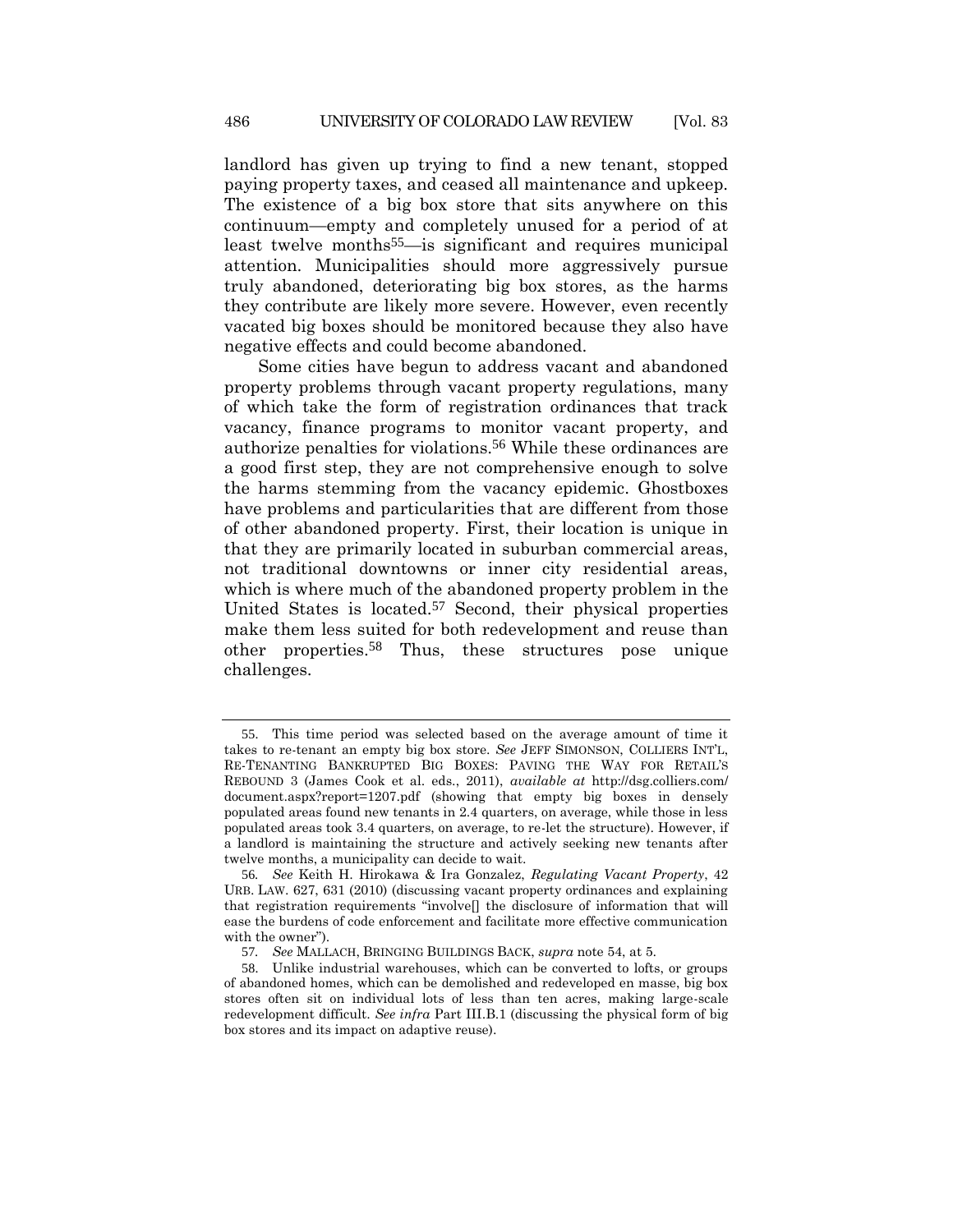landlord has given up trying to find a new tenant, stopped paying property taxes, and ceased all maintenance and upkeep. The existence of a big box store that sits anywhere on this continuum—empty and completely unused for a period of at least twelve months[55]—is significant and requires municipal attention. Municipalities should more aggressively pursue truly abandoned, deteriorating big box stores, as the harms they contribute are likely more severe. However, even recently vacated big boxes should be monitored because they also have negative effects and could become abandoned.

Some cities have begun to address vacant and abandoned property problems through vacant property regulations, many of which take the form of registration ordinances that track vacancy, finance programs to monitor vacant property, and authorize penalties for violations.[56] While these ordinances are a good first step, they are not comprehensive enough to solve the harms stemming from the vacancy epidemic. Ghostboxes have problems and particularities that are different from those of other abandoned property. First, their location is unique in that they are primarily located in suburban commercial areas, not traditional downtowns or inner city residential areas, which is where much of the abandoned property problem in the United States is located.[57] Second, their physical properties make them less suited for both redevelopment and reuse than other properties.[58] Thus, these structures pose unique challenges.

---

55. This time period was selected based on the average amount of time it takes to re-tenant an empty big box store. *See* JEFF SIMONSON, COLLIERS INT'L, RE-TENANTING BANKRUPTED BIG BOXES: PAVING THE WAY FOR RETAIL'S REBOUND 3 (James Cook et al. eds., 2011), *available at* http://dsg.colliers.com/document.aspx?report=1207.pdf (showing that empty big boxes in densely populated areas found new tenants in 2.4 quarters, on average, while those in less populated areas took 3.4 quarters, on average, to re-let the structure). However, if a landlord is maintaining the structure and actively seeking new tenants after twelve months, a municipality can decide to wait.

56. *See* Keith H. Hirokawa & Ira Gonzalez, *Regulating Vacant Property*, 42 URB. LAW. 627, 631 (2010) (discussing vacant property ordinances and explaining that registration requirements "involve[] the disclosure of information that will ease the burdens of code enforcement and facilitate more effective communication with the owner").

57. *See* MALLACH, BRINGING BUILDINGS BACK, *supra* note 54, at 5.

58. Unlike industrial warehouses, which can be converted to lofts, or groups of abandoned homes, which can be demolished and redeveloped en masse, big box stores often sit on individual lots of less than ten acres, making large-scale redevelopment difficult. *See infra* Part III.B.1 (discussing the physical form of big box stores and its impact on adaptive reuse).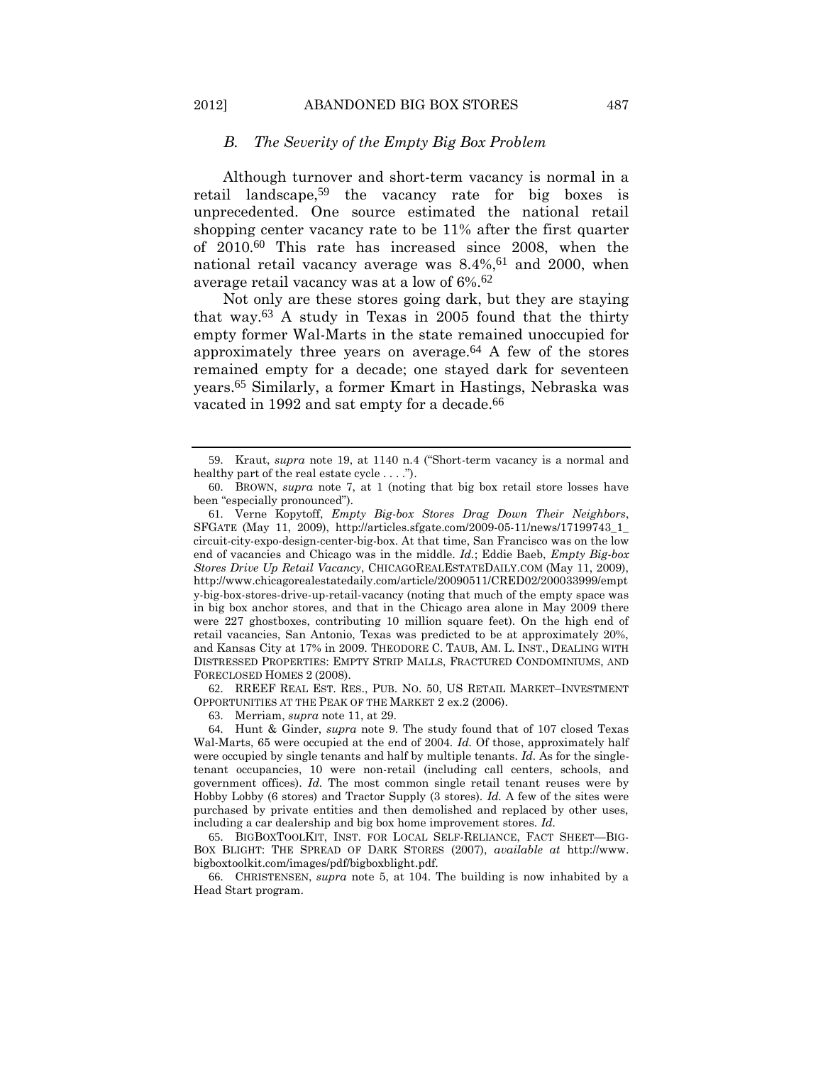### *B. The Severity of the Empty Big Box Problem*

Although turnover and short-term vacancy is normal in a retail landscape,[59] the vacancy rate for big boxes is unprecedented. One source estimated the national retail shopping center vacancy rate to be 11% after the first quarter of 2010.[60] This rate has increased since 2008, when the national retail vacancy average was 8.4%,[61] and 2000, when average retail vacancy was at a low of 6%.[62]

Not only are these stores going dark, but they are staying that way.[63] A study in Texas in 2005 found that the thirty empty former Wal-Marts in the state remained unoccupied for approximately three years on average.[64] A few of the stores remained empty for a decade; one stayed dark for seventeen years.[65] Similarly, a former Kmart in Hastings, Nebraska was vacated in 1992 and sat empty for a decade.[66]

---

59. Kraut, *supra* note 19, at 1140 n.4 ("Short-term vacancy is a normal and healthy part of the real estate cycle . . . .").

60. BROWN, *supra* note 7, at 1 (noting that big box retail store losses have been "especially pronounced").

61. Verne Kopytoff, *Empty Big-box Stores Drag Down Their Neighbors*, SFGATE (May 11, 2009), http://articles.sfgate.com/2009-05-11/news/17199743_1_circuit-city-expo-design-center-big-box. At that time, San Francisco was on the low end of vacancies and Chicago was in the middle. *Id.*; Eddie Baeb, *Empty Big-box Stores Drive Up Retail Vacancy*, CHICAGOREALESTATEDAILY.COM (May 11, 2009), http://www.chicagorealestatedaily.com/article/20090511/CRED02/200033999/empty-big-box-stores-drive-up-retail-vacancy (noting that much of the empty space was in big box anchor stores, and that in the Chicago area alone in May 2009 there were 227 ghostboxes, contributing 10 million square feet). On the high end of retail vacancies, San Antonio, Texas was predicted to be at approximately 20%, and Kansas City at 17% in 2009. THEODORE C. TAUB, AM. L. INST., DEALING WITH DISTRESSED PROPERTIES: EMPTY STRIP MALLS, FRACTURED CONDOMINIUMS, AND FORECLOSED HOMES 2 (2008).

62. RREEF REAL EST. RES., PUB. NO. 50, US RETAIL MARKET–INVESTMENT OPPORTUNITIES AT THE PEAK OF THE MARKET 2 ex.2 (2006).

63. Merriam, *supra* note 11, at 29.

64. Hunt & Ginder, *supra* note 9. The study found that of 107 closed Texas Wal-Marts, 65 were occupied at the end of 2004. *Id.* Of those, approximately half were occupied by single tenants and half by multiple tenants. *Id.* As for the single-tenant occupancies, 10 were non-retail (including call centers, schools, and government offices). *Id.* The most common single retail tenant reuses were by Hobby Lobby (6 stores) and Tractor Supply (3 stores). *Id.* A few of the sites were purchased by private entities and then demolished and replaced by other uses, including a car dealership and big box home improvement stores. *Id.*

65. BIGBOXTOOLKIT, INST. FOR LOCAL SELF-RELIANCE, FACT SHEET—BIG-BOX BLIGHT: THE SPREAD OF DARK STORES (2007), *available at* http://www.bigboxtoolkit.com/images/pdf/bigboxblight.pdf.

66. CHRISTENSEN, *supra* note 5, at 104. The building is now inhabited by a Head Start program.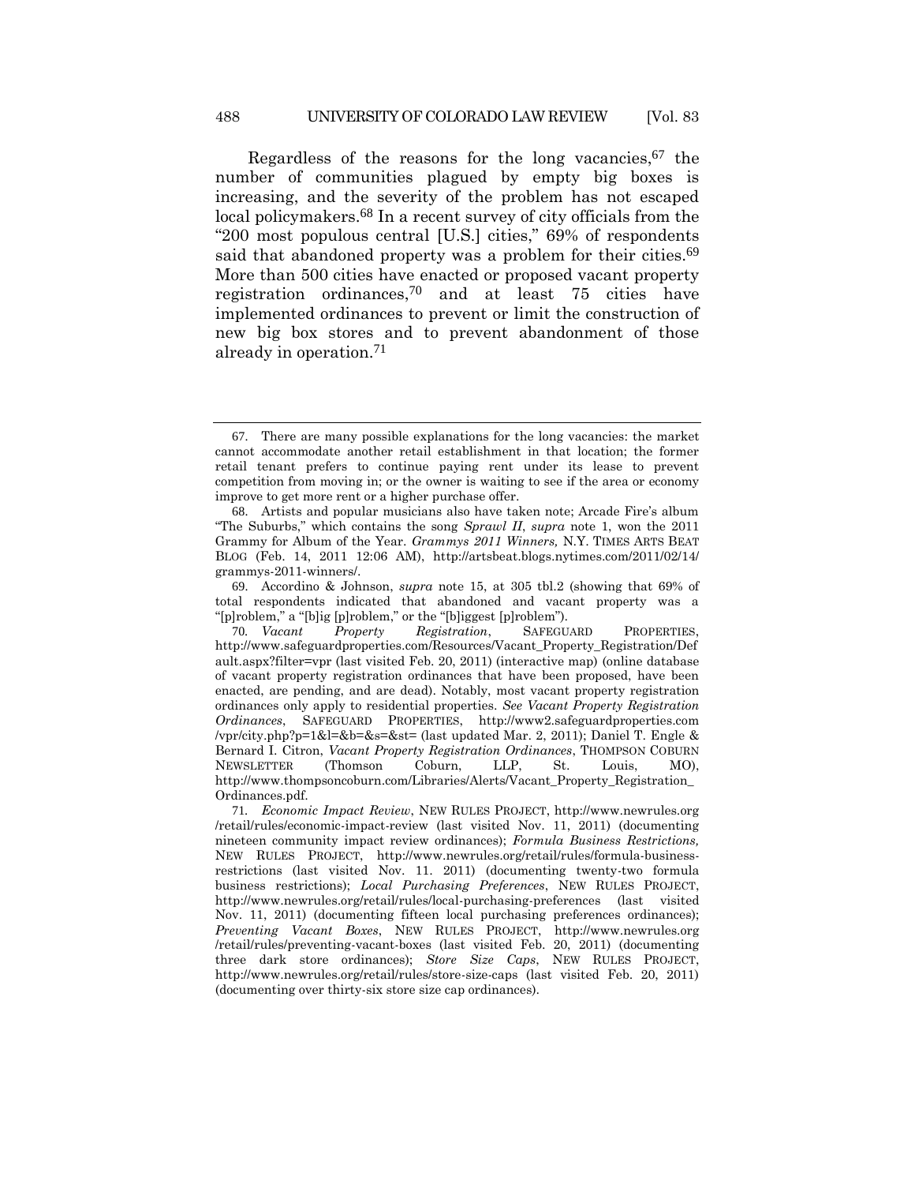Regardless of the reasons for the long vacancies,[67] the number of communities plagued by empty big boxes is increasing, and the severity of the problem has not escaped local policymakers.[68] In a recent survey of city officials from the "200 most populous central [U.S.] cities," 69% of respondents said that abandoned property was a problem for their cities.[69] More than 500 cities have enacted or proposed vacant property registration ordinances,[70] and at least 75 cities have implemented ordinances to prevent or limit the construction of new big box stores and to prevent abandonment of those already in operation.[71]

---

67. There are many possible explanations for the long vacancies: the market cannot accommodate another retail establishment in that location; the former retail tenant prefers to continue paying rent under its lease to prevent competition from moving in; or the owner is waiting to see if the area or economy improve to get more rent or a higher purchase offer.

68. Artists and popular musicians also have taken note; Arcade Fire's album "The Suburbs," which contains the song *Sprawl II*, *supra* note 1, won the 2011 Grammy for Album of the Year. *Grammys 2011 Winners,* N.Y. TIMES ARTS BEAT BLOG (Feb. 14, 2011 12:06 AM), http://artsbeat.blogs.nytimes.com/2011/02/14/grammys-2011-winners/.

69. Accordino & Johnson, *supra* note 15, at 305 tbl.2 (showing that 69% of total respondents indicated that abandoned and vacant property was a "[p]roblem," a "[b]ig [p]roblem," or the "[b]iggest [p]roblem").

70. *Vacant Property Registration*, SAFEGUARD PROPERTIES, http://www.safeguardproperties.com/Resources/Vacant_Property_Registration/Default.aspx?filter=vpr (last visited Feb. 20, 2011) (interactive map) (online database of vacant property registration ordinances that have been proposed, have been enacted, are pending, and are dead). Notably, most vacant property registration ordinances only apply to residential properties. *See Vacant Property Registration Ordinances*, SAFEGUARD PROPERTIES, http://www2.safeguardproperties.com/vpr/city.php?p=1&l=&b=&s=&st= (last updated Mar. 2, 2011); Daniel T. Engle & Bernard I. Citron, *Vacant Property Registration Ordinances*, THOMPSON COBURN NEWSLETTER (Thomson Coburn, LLP, St. Louis, MO), http://www.thompsoncoburn.com/Libraries/Alerts/Vacant_Property_Registration_Ordinances.pdf.

71. *Economic Impact Review*, NEW RULES PROJECT, http://www.newrules.org/retail/rules/economic-impact-review (last visited Nov. 11, 2011) (documenting nineteen community impact review ordinances); *Formula Business Restrictions,* NEW RULES PROJECT, http://www.newrules.org/retail/rules/formula-business-restrictions (last visited Nov. 11. 2011) (documenting twenty-two formula business restrictions); *Local Purchasing Preferences*, NEW RULES PROJECT, http://www.newrules.org/retail/rules/local-purchasing-preferences (last visited Nov. 11, 2011) (documenting fifteen local purchasing preferences ordinances); *Preventing Vacant Boxes*, NEW RULES PROJECT, http://www.newrules.org/retail/rules/preventing-vacant-boxes (last visited Feb. 20, 2011) (documenting three dark store ordinances); *Store Size Caps*, NEW RULES PROJECT, http://www.newrules.org/retail/rules/store-size-caps (last visited Feb. 20, 2011) (documenting over thirty-six store size cap ordinances).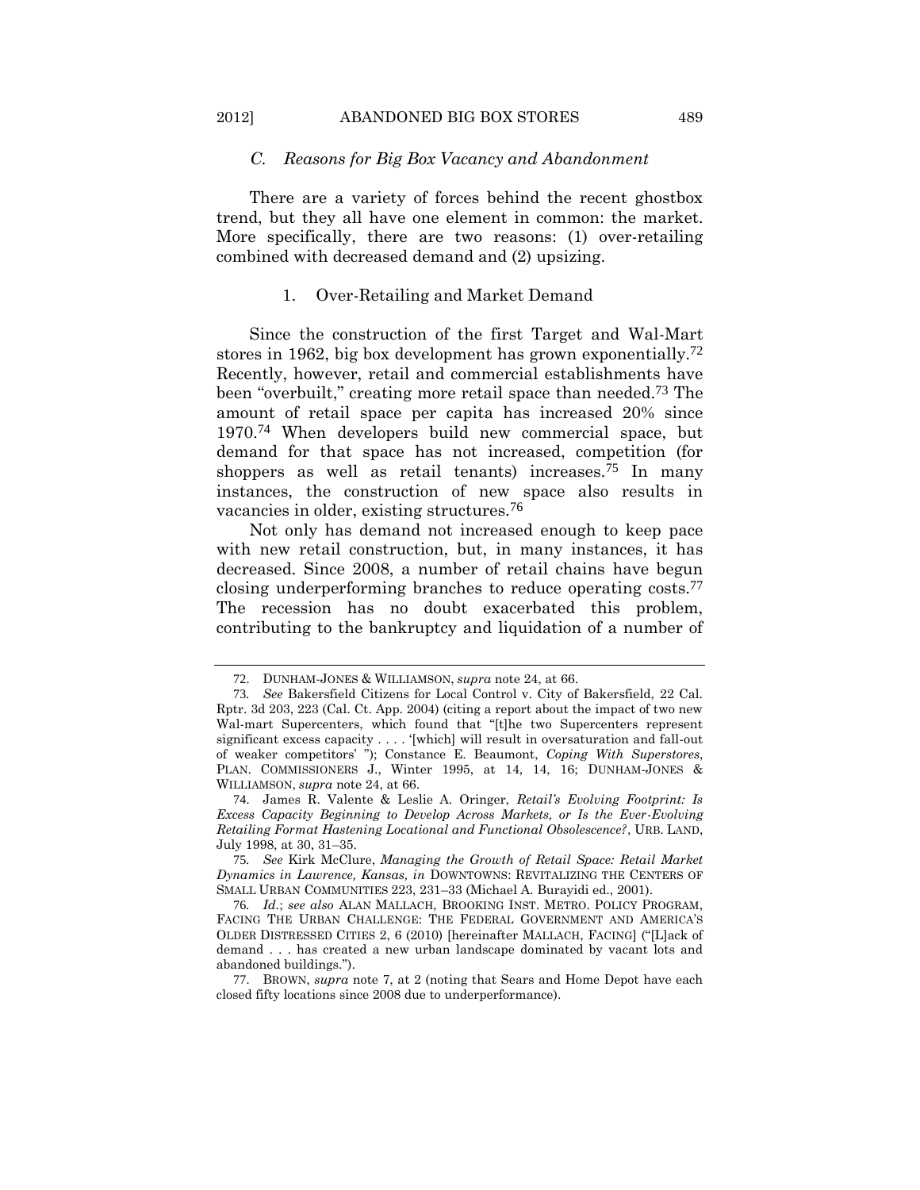### *C. Reasons for Big Box Vacancy and Abandonment*

There are a variety of forces behind the recent ghostbox trend, but they all have one element in common: the market. More specifically, there are two reasons: (1) over-retailing combined with decreased demand and (2) upsizing.

#### 1. Over-Retailing and Market Demand

Since the construction of the first Target and Wal-Mart stores in 1962, big box development has grown exponentially.[72] Recently, however, retail and commercial establishments have been "overbuilt," creating more retail space than needed.[73] The amount of retail space per capita has increased 20% since 1970.[74] When developers build new commercial space, but demand for that space has not increased, competition (for shoppers as well as retail tenants) increases.[75] In many instances, the construction of new space also results in vacancies in older, existing structures.[76]

Not only has demand not increased enough to keep pace with new retail construction, but, in many instances, it has decreased. Since 2008, a number of retail chains have begun closing underperforming branches to reduce operating costs.[77] The recession has no doubt exacerbated this problem, contributing to the bankruptcy and liquidation of a number of

---

72. DUNHAM-JONES & WILLIAMSON, *supra* note 24, at 66.

73. *See* Bakersfield Citizens for Local Control v. City of Bakersfield, 22 Cal. Rptr. 3d 203, 223 (Cal. Ct. App. 2004) (citing a report about the impact of two new Wal-mart Supercenters, which found that "[t]he two Supercenters represent significant excess capacity . . . . '[which] will result in oversaturation and fall-out of weaker competitors' "); Constance E. Beaumont, *Coping With Superstores*, PLAN. COMMISSIONERS J., Winter 1995, at 14, 14, 16; DUNHAM-JONES & WILLIAMSON, *supra* note 24, at 66.

74. James R. Valente & Leslie A. Oringer, *Retail's Evolving Footprint: Is Excess Capacity Beginning to Develop Across Markets, or Is the Ever-Evolving Retailing Format Hastening Locational and Functional Obsolescence?*, URB. LAND, July 1998, at 30, 31–35.

75. *See* Kirk McClure, *Managing the Growth of Retail Space: Retail Market Dynamics in Lawrence, Kansas, in* DOWNTOWNS: REVITALIZING THE CENTERS OF SMALL URBAN COMMUNITIES 223, 231–33 (Michael A. Burayidi ed., 2001).

76. *Id.*; *see also* ALAN MALLACH, BROOKING INST. METRO. POLICY PROGRAM, FACING THE URBAN CHALLENGE: THE FEDERAL GOVERNMENT AND AMERICA'S OLDER DISTRESSED CITIES 2, 6 (2010) [hereinafter MALLACH, FACING] ("[L]ack of demand . . . has created a new urban landscape dominated by vacant lots and abandoned buildings.").

77. BROWN, *supra* note 7, at 2 (noting that Sears and Home Depot have each closed fifty locations since 2008 due to underperformance).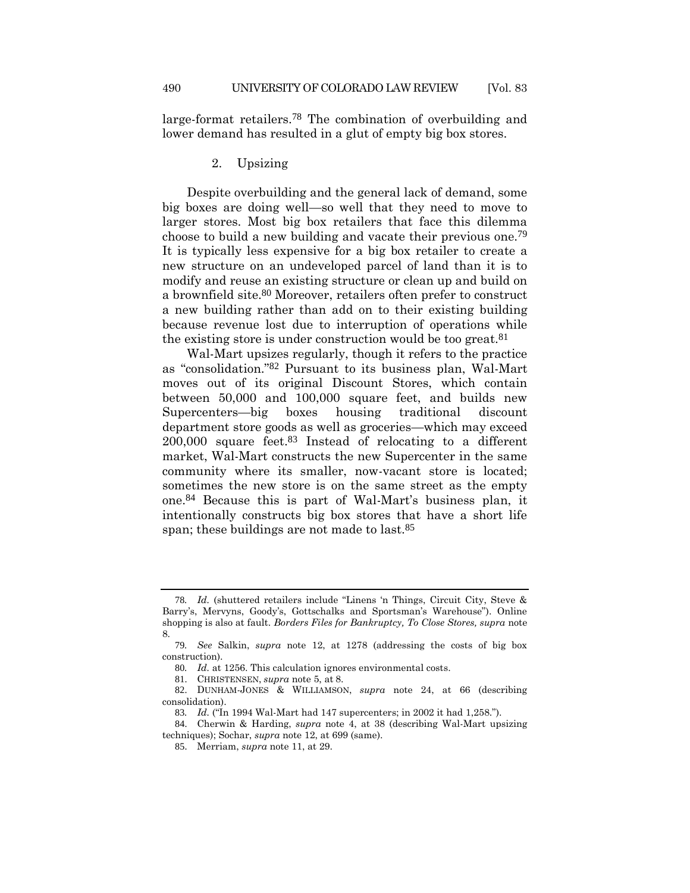large-format retailers.[78] The combination of overbuilding and lower demand has resulted in a glut of empty big box stores.

### 2. Upsizing

Despite overbuilding and the general lack of demand, some big boxes are doing well—so well that they need to move to larger stores. Most big box retailers that face this dilemma choose to build a new building and vacate their previous one.[79] It is typically less expensive for a big box retailer to create a new structure on an undeveloped parcel of land than it is to modify and reuse an existing structure or clean up and build on a brownfield site.[80] Moreover, retailers often prefer to construct a new building rather than add on to their existing building because revenue lost due to interruption of operations while the existing store is under construction would be too great.[81]

Wal-Mart upsizes regularly, though it refers to the practice as "consolidation."[82] Pursuant to its business plan, Wal-Mart moves out of its original Discount Stores, which contain between 50,000 and 100,000 square feet, and builds new Supercenters—big boxes housing traditional discount department store goods as well as groceries—which may exceed 200,000 square feet.[83] Instead of relocating to a different market, Wal-Mart constructs the new Supercenter in the same community where its smaller, now-vacant store is located; sometimes the new store is on the same street as the empty one.[84] Because this is part of Wal-Mart's business plan, it intentionally constructs big box stores that have a short life span; these buildings are not made to last.[85]

---

78. *Id.* (shuttered retailers include "Linens 'n Things, Circuit City, Steve & Barry's, Mervyns, Goody's, Gottschalks and Sportsman's Warehouse"). Online shopping is also at fault. *Borders Files for Bankruptcy, To Close Stores, supra* note 8.

79. *See* Salkin, *supra* note 12, at 1278 (addressing the costs of big box construction).

80. *Id.* at 1256. This calculation ignores environmental costs.

81. CHRISTENSEN, *supra* note 5, at 8.

82. DUNHAM-JONES & WILLIAMSON, *supra* note 24, at 66 (describing consolidation).

83. *Id.* ("In 1994 Wal-Mart had 147 supercenters; in 2002 it had 1,258.").

84. Cherwin & Harding, *supra* note 4, at 38 (describing Wal-Mart upsizing techniques); Sochar, *supra* note 12, at 699 (same).

85. Merriam, *supra* note 11, at 29.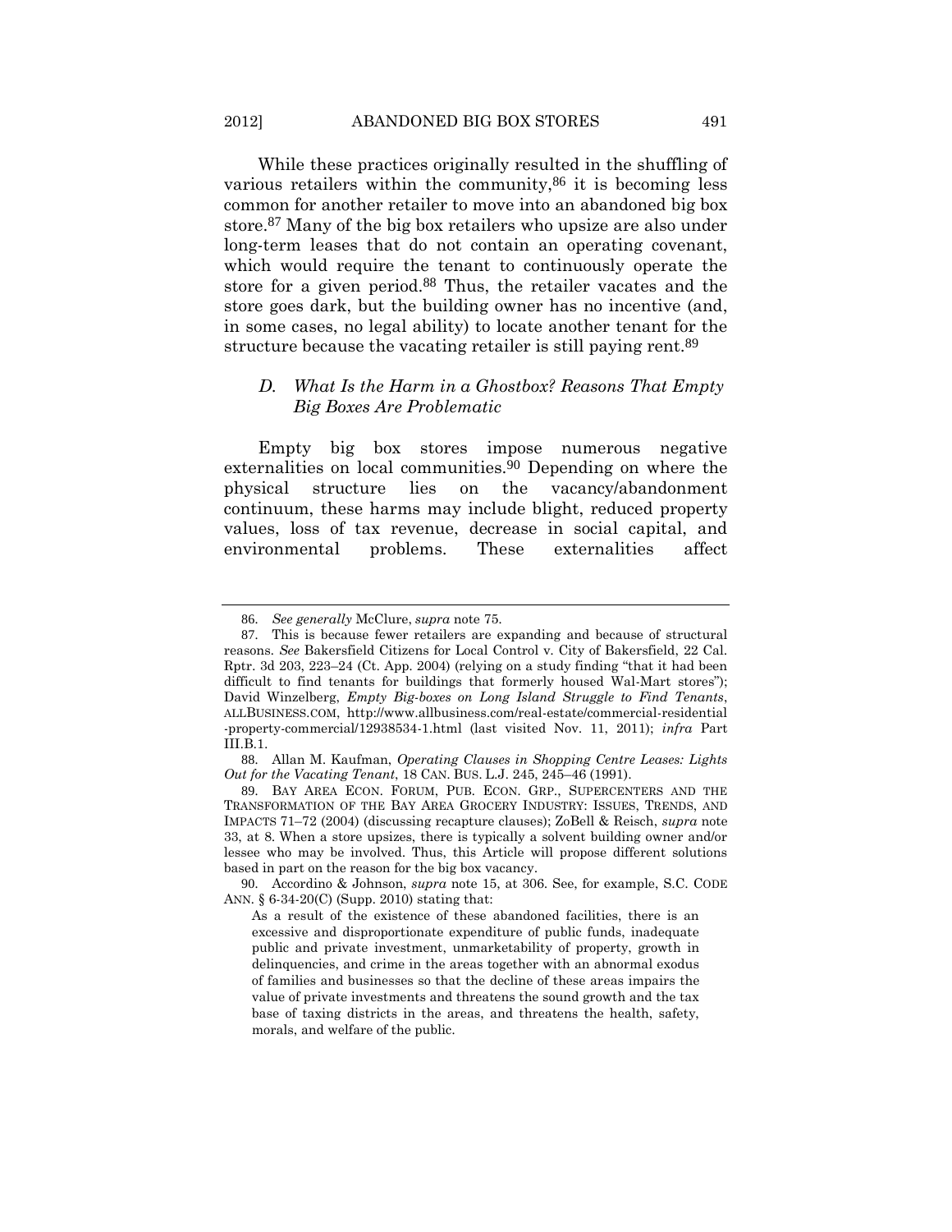While these practices originally resulted in the shuffling of various retailers within the community,[86] it is becoming less common for another retailer to move into an abandoned big box store.[87] Many of the big box retailers who upsize are also under long-term leases that do not contain an operating covenant, which would require the tenant to continuously operate the store for a given period.[88] Thus, the retailer vacates and the store goes dark, but the building owner has no incentive (and, in some cases, no legal ability) to locate another tenant for the structure because the vacating retailer is still paying rent.[89]

### D. *What Is the Harm in a Ghostbox? Reasons That Empty Big Boxes Are Problematic*

Empty big box stores impose numerous negative externalities on local communities.[90] Depending on where the physical structure lies on the vacancy/abandonment continuum, these harms may include blight, reduced property values, loss of tax revenue, decrease in social capital, and environmental problems. These externalities affect

---

86. *See generally* McClure, *supra* note 75.

87. This is because fewer retailers are expanding and because of structural reasons. *See* Bakersfield Citizens for Local Control v. City of Bakersfield, 22 Cal. Rptr. 3d 203, 223–24 (Ct. App. 2004) (relying on a study finding "that it had been difficult to find tenants for buildings that formerly housed Wal-Mart stores"); David Winzelberg, *Empty Big-boxes on Long Island Struggle to Find Tenants*, ALLBUSINESS.COM, http://www.allbusiness.com/real-estate/commercial-residential-property-commercial/12938534-1.html (last visited Nov. 11, 2011); *infra* Part III.B.1.

88. Allan M. Kaufman, *Operating Clauses in Shopping Centre Leases: Lights Out for the Vacating Tenant*, 18 CAN. BUS. L.J. 245, 245–46 (1991).

89. BAY AREA ECON. FORUM, PUB. ECON. GRP., SUPERCENTERS AND THE TRANSFORMATION OF THE BAY AREA GROCERY INDUSTRY: ISSUES, TRENDS, AND IMPACTS 71–72 (2004) (discussing recapture clauses); ZoBell & Reisch, *supra* note 33, at 8. When a store upsizes, there is typically a solvent building owner and/or lessee who may be involved. Thus, this Article will propose different solutions based in part on the reason for the big box vacancy.

90. Accordino & Johnson, *supra* note 15, at 306. See, for example, S.C. CODE ANN. § 6-34-20(C) (Supp. 2010) stating that:

> As a result of the existence of these abandoned facilities, there is an excessive and disproportionate expenditure of public funds, inadequate public and private investment, unmarketability of property, growth in delinquencies, and crime in the areas together with an abnormal exodus of families and businesses so that the decline of these areas impairs the value of private investments and threatens the sound growth and the tax base of taxing districts in the areas, and threatens the health, safety, morals, and welfare of the public.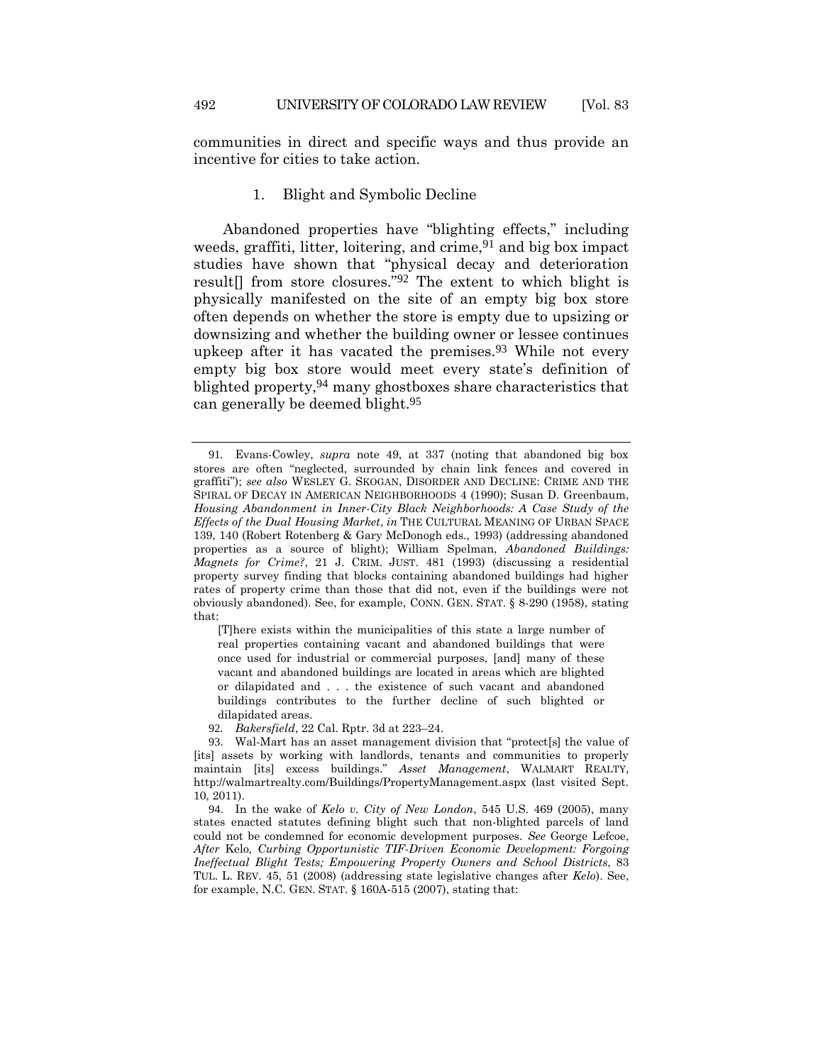communities in direct and specific ways and thus provide an incentive for cities to take action.

### 1. Blight and Symbolic Decline

Abandoned properties have "blighting effects," including weeds, graffiti, litter, loitering, and crime,[91] and big box impact studies have shown that "physical decay and deterioration result[] from store closures."[92] The extent to which blight is physically manifested on the site of an empty big box store often depends on whether the store is empty due to upsizing or downsizing and whether the building owner or lessee continues upkeep after it has vacated the premises.[93] While not every empty big box store would meet every state's definition of blighted property,[94] many ghostboxes share characteristics that can generally be deemed blight.[95]

---

91. Evans-Cowley, *supra* note 49, at 337 (noting that abandoned big box stores are often "neglected, surrounded by chain link fences and covered in graffiti"); *see also* WESLEY G. SKOGAN, DISORDER AND DECLINE: CRIME AND THE SPIRAL OF DECAY IN AMERICAN NEIGHBORHOODS 4 (1990); Susan D. Greenbaum, *Housing Abandonment in Inner-City Black Neighborhoods: A Case Study of the Effects of the Dual Housing Market*, *in* THE CULTURAL MEANING OF URBAN SPACE 139, 140 (Robert Rotenberg & Gary McDonogh eds., 1993) (addressing abandoned properties as a source of blight); William Spelman, *Abandoned Buildings: Magnets for Crime?*, 21 J. CRIM. JUST. 481 (1993) (discussing a residential property survey finding that blocks containing abandoned buildings had higher rates of property crime than those that did not, even if the buildings were not obviously abandoned). See, for example, CONN. GEN. STAT. § 8-290 (1958), stating that:

> [T]here exists within the municipalities of this state a large number of real properties containing vacant and abandoned buildings that were once used for industrial or commercial purposes, [and] many of these vacant and abandoned buildings are located in areas which are blighted or dilapidated and . . . the existence of such vacant and abandoned buildings contributes to the further decline of such blighted or dilapidated areas.

92. *Bakersfield*, 22 Cal. Rptr. 3d at 223–24.

93. Wal-Mart has an asset management division that "protect[s] the value of [its] assets by working with landlords, tenants and communities to properly maintain [its] excess buildings." *Asset Management*, WALMART REALTY, http://walmartrealty.com/Buildings/PropertyManagement.aspx (last visited Sept. 10, 2011).

94. In the wake of *Kelo v. City of New London*, 545 U.S. 469 (2005), many states enacted statutes defining blight such that non-blighted parcels of land could not be condemned for economic development purposes. *See* George Lefcoe, *After* Kelo*, Curbing Opportunistic TIF-Driven Economic Development: Forgoing Ineffectual Blight Tests; Empowering Property Owners and School Districts*, 83 TUL. L. REV. 45, 51 (2008) (addressing state legislative changes after *Kelo*). See, for example, N.C. GEN. STAT. § 160A-515 (2007), stating that: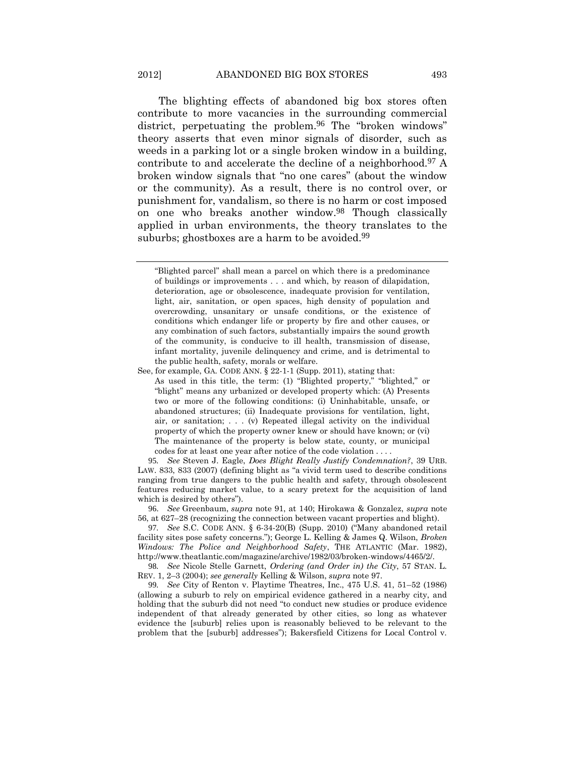The blighting effects of abandoned big box stores often contribute to more vacancies in the surrounding commercial district, perpetuating the problem.[96] The "broken windows" theory asserts that even minor signals of disorder, such as weeds in a parking lot or a single broken window in a building, contribute to and accelerate the decline of a neighborhood.[97] A broken window signals that "no one cares" (about the window or the community). As a result, there is no control over, or punishment for, vandalism, so there is no harm or cost imposed on one who breaks another window.[98] Though classically applied in urban environments, the theory translates to the suburbs; ghostboxes are a harm to be avoided.[99]

---

> "Blighted parcel" shall mean a parcel on which there is a predominance of buildings or improvements . . . and which, by reason of dilapidation, deterioration, age or obsolescence, inadequate provision for ventilation, light, air, sanitation, or open spaces, high density of population and overcrowding, unsanitary or unsafe conditions, or the existence of conditions which endanger life or property by fire and other causes, or any combination of such factors, substantially impairs the sound growth of the community, is conducive to ill health, transmission of disease, infant mortality, juvenile delinquency and crime, and is detrimental to the public health, safety, morals or welfare.

See, for example, GA. CODE ANN. § 22-1-1 (Supp. 2011), stating that:

> As used in this title, the term: (1) "Blighted property," "blighted," or "blight" means any urbanized or developed property which: (A) Presents two or more of the following conditions: (i) Uninhabitable, unsafe, or abandoned structures; (ii) Inadequate provisions for ventilation, light, air, or sanitation; . . . (v) Repeated illegal activity on the individual property of which the property owner knew or should have known; or (vi) The maintenance of the property is below state, county, or municipal codes for at least one year after notice of the code violation . . . .

95. *See* Steven J. Eagle, *Does Blight Really Justify Condemnation?*, 39 URB. LAW. 833, 833 (2007) (defining blight as "a vivid term used to describe conditions ranging from true dangers to the public health and safety, through obsolescent features reducing market value, to a scary pretext for the acquisition of land which is desired by others").

96. *See* Greenbaum, *supra* note 91, at 140; Hirokawa & Gonzalez, *supra* note 56, at 627–28 (recognizing the connection between vacant properties and blight).

97. *See* S.C. CODE ANN. § 6-34-20(B) (Supp. 2010) ("Many abandoned retail facility sites pose safety concerns."); George L. Kelling & James Q. Wilson, *Broken Windows: The Police and Neighborhood Safety*, THE ATLANTIC (Mar. 1982), http://www.theatlantic.com/magazine/archive/1982/03/broken-windows/4465/2/.

98. *See* Nicole Stelle Garnett, *Ordering (and Order in) the City*, 57 STAN. L. REV. 1, 2–3 (2004); *see generally* Kelling & Wilson, *supra* note 97.

99. *See* City of Renton v. Playtime Theatres, Inc., 475 U.S. 41, 51–52 (1986) (allowing a suburb to rely on empirical evidence gathered in a nearby city, and holding that the suburb did not need "to conduct new studies or produce evidence independent of that already generated by other cities, so long as whatever evidence the [suburb] relies upon is reasonably believed to be relevant to the problem that the [suburb] addresses"); Bakersfield Citizens for Local Control v.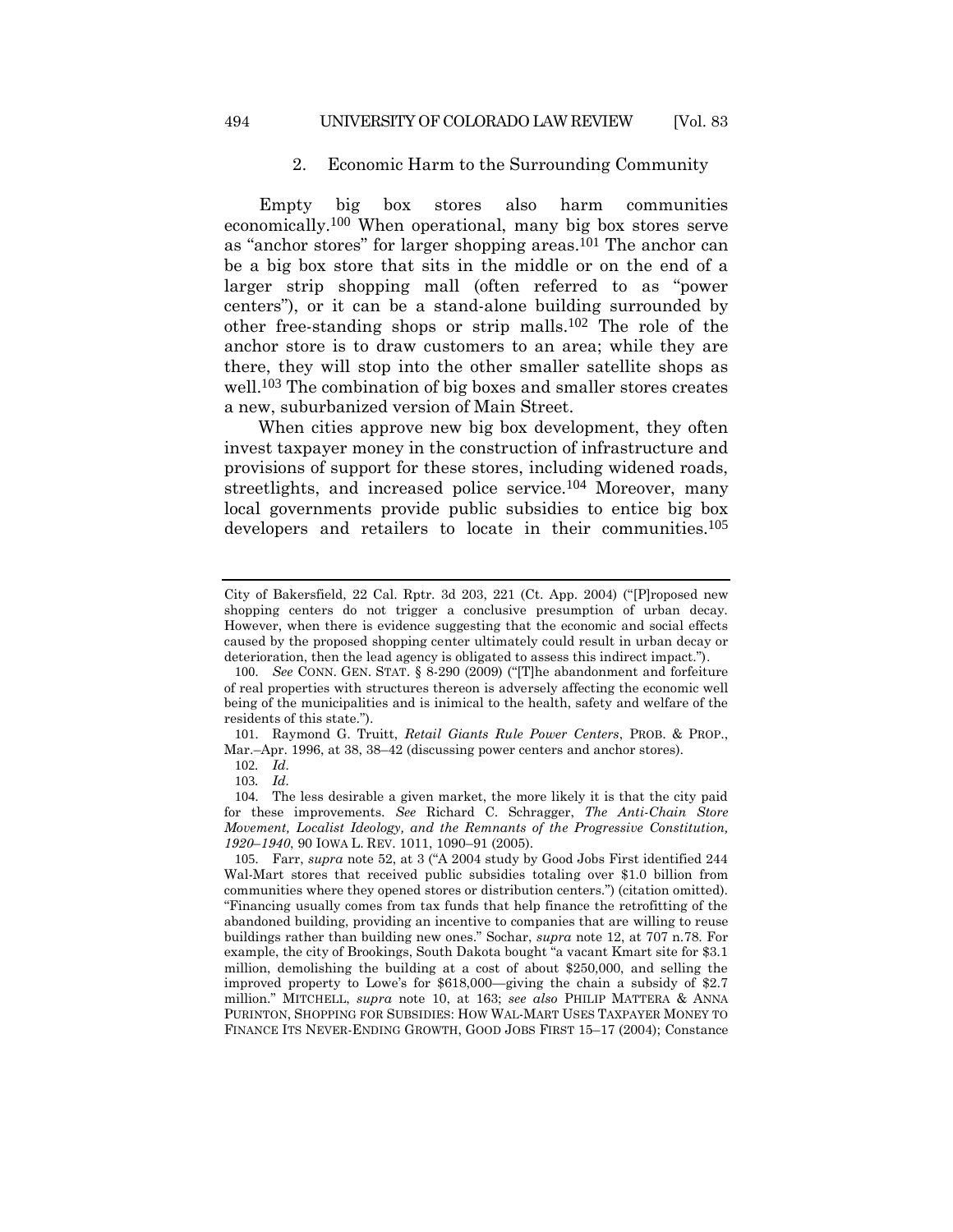### 2. Economic Harm to the Surrounding Community

Empty big box stores also harm communities economically.[100] When operational, many big box stores serve as "anchor stores" for larger shopping areas.[101] The anchor can be a big box store that sits in the middle or on the end of a larger strip shopping mall (often referred to as "power centers"), or it can be a stand-alone building surrounded by other free-standing shops or strip malls.[102] The role of the anchor store is to draw customers to an area; while they are there, they will stop into the other smaller satellite shops as well.[103] The combination of big boxes and smaller stores creates a new, suburbanized version of Main Street.

When cities approve new big box development, they often invest taxpayer money in the construction of infrastructure and provisions of support for these stores, including widened roads, streetlights, and increased police service.[104] Moreover, many local governments provide public subsidies to entice big box developers and retailers to locate in their communities.[105]

---

City of Bakersfield, 22 Cal. Rptr. 3d 203, 221 (Ct. App. 2004) ("[P]roposed new shopping centers do not trigger a conclusive presumption of urban decay. However, when there is evidence suggesting that the economic and social effects caused by the proposed shopping center ultimately could result in urban decay or deterioration, then the lead agency is obligated to assess this indirect impact.").

100. *See* CONN. GEN. STAT. § 8-290 (2009) ("[T]he abandonment and forfeiture of real properties with structures thereon is adversely affecting the economic well being of the municipalities and is inimical to the health, safety and welfare of the residents of this state.").

101. Raymond G. Truitt, *Retail Giants Rule Power Centers*, PROB. & PROP., Mar.–Apr. 1996, at 38, 38–42 (discussing power centers and anchor stores).

102. *Id.*

103. *Id.*

104. The less desirable a given market, the more likely it is that the city paid for these improvements. *See* Richard C. Schragger, *The Anti-Chain Store Movement, Localist Ideology, and the Remnants of the Progressive Constitution, 1920–1940*, 90 IOWA L. REV. 1011, 1090–91 (2005).

105. Farr, *supra* note 52, at 3 ("A 2004 study by Good Jobs First identified 244 Wal-Mart stores that received public subsidies totaling over $1.0 billion from communities where they opened stores or distribution centers.") (citation omitted). "Financing usually comes from tax funds that help finance the retrofitting of the abandoned building, providing an incentive to companies that are willing to reuse buildings rather than building new ones." Sochar, *supra* note 12, at 707 n.78. For example, the city of Brookings, South Dakota bought "a vacant Kmart site for $3.1 million, demolishing the building at a cost of about $250,000, and selling the improved property to Lowe's for $618,000—giving the chain a subsidy of $2.7 million." MITCHELL, *supra* note 10, at 163; *see also* PHILIP MATTERA & ANNA PURINTON, SHOPPING FOR SUBSIDIES: HOW WAL-MART USES TAXPAYER MONEY TO FINANCE ITS NEVER-ENDING GROWTH, GOOD JOBS FIRST 15–17 (2004); Constance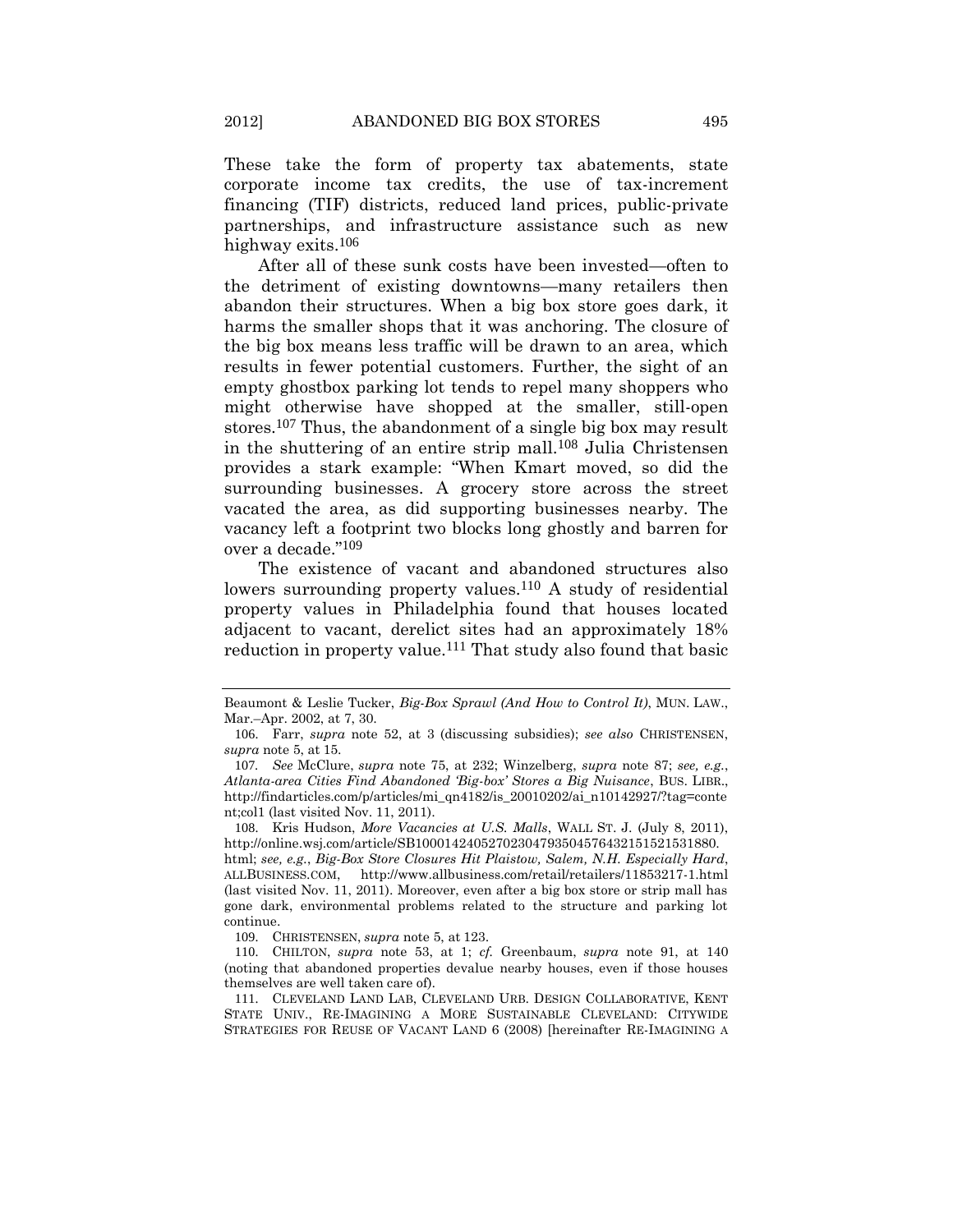These take the form of property tax abatements, state corporate income tax credits, the use of tax-increment financing (TIF) districts, reduced land prices, public-private partnerships, and infrastructure assistance such as new highway exits.[106]

After all of these sunk costs have been invested—often to the detriment of existing downtowns—many retailers then abandon their structures. When a big box store goes dark, it harms the smaller shops that it was anchoring. The closure of the big box means less traffic will be drawn to an area, which results in fewer potential customers. Further, the sight of an empty ghostbox parking lot tends to repel many shoppers who might otherwise have shopped at the smaller, still-open stores.[107] Thus, the abandonment of a single big box may result in the shuttering of an entire strip mall.[108] Julia Christensen provides a stark example: "When Kmart moved, so did the surrounding businesses. A grocery store across the street vacated the area, as did supporting businesses nearby. The vacancy left a footprint two blocks long ghostly and barren for over a decade."[109]

The existence of vacant and abandoned structures also lowers surrounding property values.[110] A study of residential property values in Philadelphia found that houses located adjacent to vacant, derelict sites had an approximately 18% reduction in property value.[111] That study also found that basic

---

Beaumont & Leslie Tucker, *Big-Box Sprawl (And How to Control It)*, MUN. LAW., Mar.–Apr. 2002, at 7, 30.

106. Farr, *supra* note 52, at 3 (discussing subsidies); *see also* CHRISTENSEN, *supra* note 5, at 15.

107. *See* McClure, *supra* note 75, at 232; Winzelberg, *supra* note 87; *see, e.g.*, *Atlanta-area Cities Find Abandoned 'Big-box' Stores a Big Nuisance*, BUS. LIBR., http://findarticles.com/p/articles/mi_qn4182/is_20010202/ai_n10142927/?tag=content;col1 (last visited Nov. 11, 2011).

108. Kris Hudson, *More Vacancies at U.S. Malls*, WALL ST. J. (July 8, 2011), http://online.wsj.com/article/SB10001424052702304793504576432151521531880.html; *see, e.g.*, *Big-Box Store Closures Hit Plaistow, Salem, N.H. Especially Hard*, ALLBUSINESS.COM, http://www.allbusiness.com/retail/retailers/11853217-1.html (last visited Nov. 11, 2011). Moreover, even after a big box store or strip mall has gone dark, environmental problems related to the structure and parking lot continue.

109. CHRISTENSEN, *supra* note 5, at 123.

110. CHILTON, *supra* note 53, at 1; *cf.* Greenbaum, *supra* note 91, at 140 (noting that abandoned properties devalue nearby houses, even if those houses themselves are well taken care of).

111. CLEVELAND LAND LAB, CLEVELAND URB. DESIGN COLLABORATIVE, KENT STATE UNIV., RE-IMAGINING A MORE SUSTAINABLE CLEVELAND: CITYWIDE STRATEGIES FOR REUSE OF VACANT LAND 6 (2008) [hereinafter RE-IMAGINING A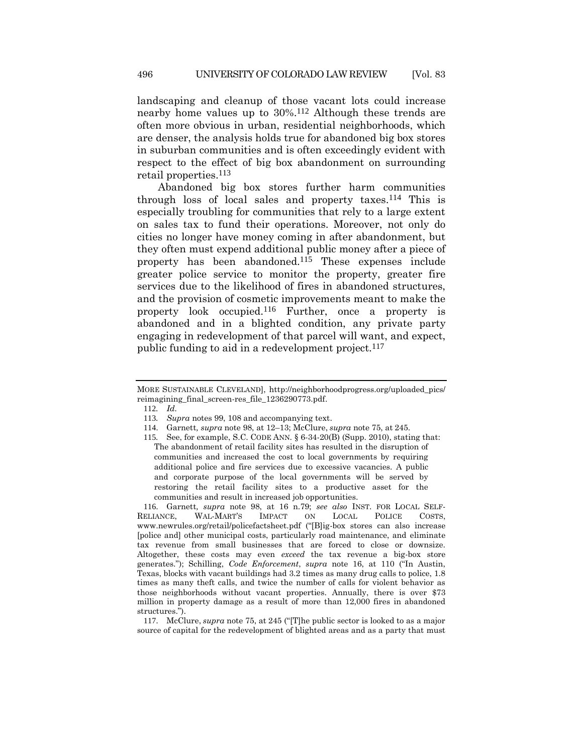landscaping and cleanup of those vacant lots could increase nearby home values up to 30%.[112] Although these trends are often more obvious in urban, residential neighborhoods, which are denser, the analysis holds true for abandoned big box stores in suburban communities and is often exceedingly evident with respect to the effect of big box abandonment on surrounding retail properties.[113]

Abandoned big box stores further harm communities through loss of local sales and property taxes.[114] This is especially troubling for communities that rely to a large extent on sales tax to fund their operations. Moreover, not only do cities no longer have money coming in after abandonment, but they often must expend additional public money after a piece of property has been abandoned.[115] These expenses include greater police service to monitor the property, greater fire services due to the likelihood of fires in abandoned structures, and the provision of cosmetic improvements meant to make the property look occupied.[116] Further, once a property is abandoned and in a blighted condition, any private party engaging in redevelopment of that parcel will want, and expect, public funding to aid in a redevelopment project.[117]

---

MORE SUSTAINABLE CLEVELAND], http://neighborhoodprogress.org/uploaded_pics/reimagining_final_screen-res_file_1236290773.pdf.

112. *Id.*

113. *Supra* notes 99, 108 and accompanying text.

114. Garnett*, supra* note 98, at 12–13; McClure, *supra* note 75, at 245.

115. See, for example, S.C. CODE ANN. § 6-34-20(B) (Supp. 2010), stating that:

> The abandonment of retail facility sites has resulted in the disruption of communities and increased the cost to local governments by requiring additional police and fire services due to excessive vacancies. A public and corporate purpose of the local governments will be served by restoring the retail facility sites to a productive asset for the communities and result in increased job opportunities.

116. Garnett*, supra* note 98, at 16 n.79; *see also* INST. FOR LOCAL SELF-RELIANCE, WAL-MART'S IMPACT ON LOCAL POLICE COSTS, www.newrules.org/retail/policefactsheet.pdf ("[B]ig-box stores can also increase [police and] other municipal costs, particularly road maintenance, and eliminate tax revenue from small businesses that are forced to close or downsize. Altogether, these costs may even *exceed* the tax revenue a big-box store generates."); Schilling, *Code Enforcement*, *supra* note 16, at 110 ("In Austin, Texas, blocks with vacant buildings had 3.2 times as many drug calls to police, 1.8 times as many theft calls, and twice the number of calls for violent behavior as those neighborhoods without vacant properties. Annually, there is over $73 million in property damage as a result of more than 12,000 fires in abandoned structures.").

117. McClure, *supra* note 75, at 245 ("[T]he public sector is looked to as a major source of capital for the redevelopment of blighted areas and as a party that must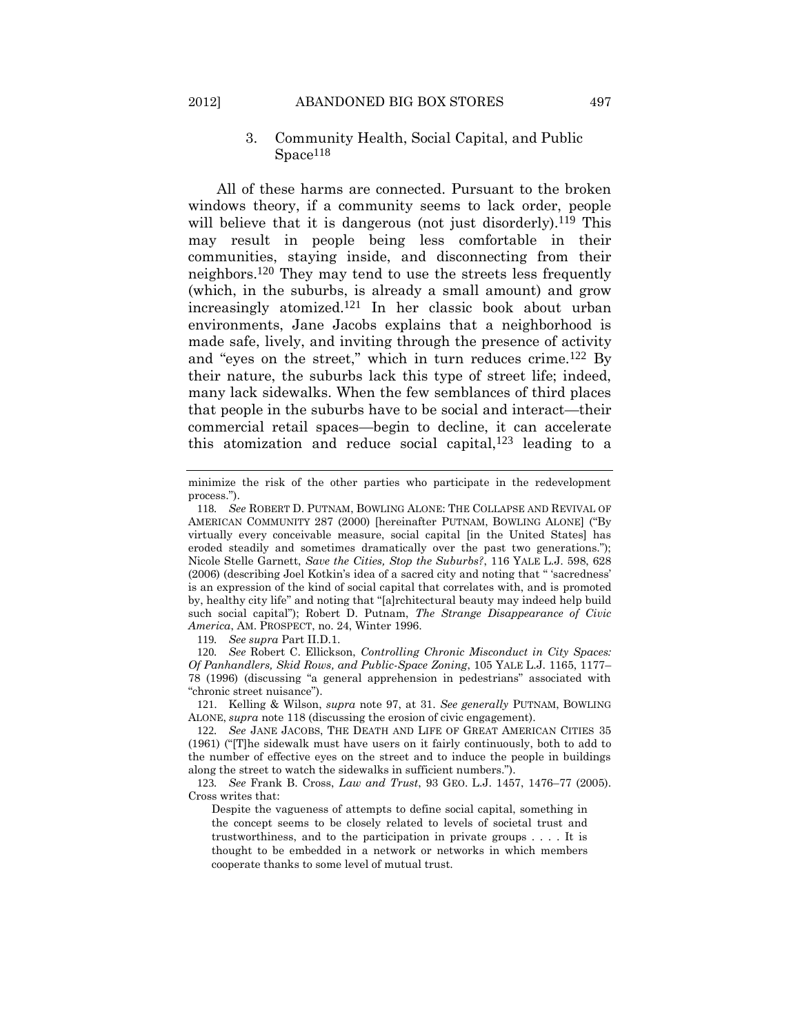### 3. Community Health, Social Capital, and Public Space[118]

All of these harms are connected. Pursuant to the broken windows theory, if a community seems to lack order, people will believe that it is dangerous (not just disorderly).[119] This may result in people being less comfortable in their communities, staying inside, and disconnecting from their neighbors.[120] They may tend to use the streets less frequently (which, in the suburbs, is already a small amount) and grow increasingly atomized.[121] In her classic book about urban environments, Jane Jacobs explains that a neighborhood is made safe, lively, and inviting through the presence of activity and "eyes on the street," which in turn reduces crime.[122] By their nature, the suburbs lack this type of street life; indeed, many lack sidewalks. When the few semblances of third places that people in the suburbs have to be social and interact—their commercial retail spaces—begin to decline, it can accelerate this atomization and reduce social capital,[123] leading to a

---

minimize the risk of the other parties who participate in the redevelopment process.").

118. *See* ROBERT D. PUTNAM, BOWLING ALONE: THE COLLAPSE AND REVIVAL OF AMERICAN COMMUNITY 287 (2000) [hereinafter PUTNAM, BOWLING ALONE] ("By virtually every conceivable measure, social capital [in the United States] has eroded steadily and sometimes dramatically over the past two generations."); Nicole Stelle Garnett, *Save the Cities, Stop the Suburbs?*, 116 YALE L.J. 598, 628 (2006) (describing Joel Kotkin's idea of a sacred city and noting that " 'sacredness' is an expression of the kind of social capital that correlates with, and is promoted by, healthy city life" and noting that "[a]rchitectural beauty may indeed help build such social capital"); Robert D. Putnam, *The Strange Disappearance of Civic America*, AM. PROSPECT, no. 24, Winter 1996.

119. *See supra* Part II.D.1.

120. *See* Robert C. Ellickson, *Controlling Chronic Misconduct in City Spaces: Of Panhandlers, Skid Rows, and Public-Space Zoning*, 105 YALE L.J. 1165, 1177–78 (1996) (discussing "a general apprehension in pedestrians" associated with "chronic street nuisance").

121. Kelling & Wilson, *supra* note 97, at 31. *See generally* PUTNAM, BOWLING ALONE, *supra* note 118 (discussing the erosion of civic engagement).

122. *See* JANE JACOBS, THE DEATH AND LIFE OF GREAT AMERICAN CITIES 35 (1961) ("[T]he sidewalk must have users on it fairly continuously, both to add to the number of effective eyes on the street and to induce the people in buildings along the street to watch the sidewalks in sufficient numbers.").

123. *See* Frank B. Cross, *Law and Trust*, 93 GEO. L.J. 1457, 1476–77 (2005). Cross writes that:

> Despite the vagueness of attempts to define social capital, something in the concept seems to be closely related to levels of societal trust and trustworthiness, and to the participation in private groups . . . . It is thought to be embedded in a network or networks in which members cooperate thanks to some level of mutual trust.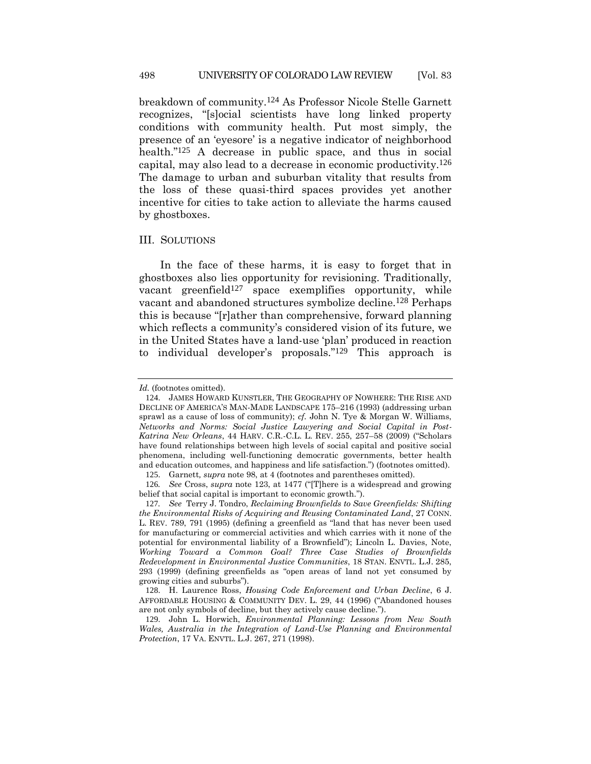breakdown of community.[124] As Professor Nicole Stelle Garnett recognizes, "[s]ocial scientists have long linked property conditions with community health. Put most simply, the presence of an 'eyesore' is a negative indicator of neighborhood health."[125] A decrease in public space, and thus in social capital, may also lead to a decrease in economic productivity.[126] The damage to urban and suburban vitality that results from the loss of these quasi-third spaces provides yet another incentive for cities to take action to alleviate the harms caused by ghostboxes.

## III. SOLUTIONS

In the face of these harms, it is easy to forget that in ghostboxes also lies opportunity for revisioning. Traditionally, vacant greenfield[127] space exemplifies opportunity, while vacant and abandoned structures symbolize decline.[128] Perhaps this is because "[r]ather than comprehensive, forward planning which reflects a community's considered vision of its future, we in the United States have a land-use 'plan' produced in reaction to individual developer's proposals."[129] This approach is

---

*Id.* (footnotes omitted).

124. JAMES HOWARD KUNSTLER, THE GEOGRAPHY OF NOWHERE: THE RISE AND DECLINE OF AMERICA'S MAN-MADE LANDSCAPE 175–216 (1993) (addressing urban sprawl as a cause of loss of community); *cf.* John N. Tye & Morgan W. Williams, *Networks and Norms: Social Justice Lawyering and Social Capital in Post-Katrina New Orleans*, 44 HARV. C.R.-C.L. L. REV. 255, 257–58 (2009) ("Scholars have found relationships between high levels of social capital and positive social phenomena, including well-functioning democratic governments, better health and education outcomes, and happiness and life satisfaction.") (footnotes omitted).

125. Garnett, *supra* note 98, at 4 (footnotes and parentheses omitted).

126. *See* Cross, *supra* note 123, at 1477 ("[T]here is a widespread and growing belief that social capital is important to economic growth.").

127. *See* Terry J. Tondro, *Reclaiming Brownfields to Save Greenfields: Shifting the Environmental Risks of Acquiring and Reusing Contaminated Land*, 27 CONN. L. REV. 789, 791 (1995) (defining a greenfield as "land that has never been used for manufacturing or commercial activities and which carries with it none of the potential for environmental liability of a Brownfield"); Lincoln L. Davies, Note, *Working Toward a Common Goal? Three Case Studies of Brownfields Redevelopment in Environmental Justice Communities*, 18 STAN. ENVTL. L.J. 285, 293 (1999) (defining greenfields as "open areas of land not yet consumed by growing cities and suburbs").

128. H. Laurence Ross, *Housing Code Enforcement and Urban Decline*, 6 J. AFFORDABLE HOUSING & COMMUNITY DEV. L. 29, 44 (1996) ("Abandoned houses are not only symbols of decline, but they actively cause decline.").

129. John L. Horwich, *Environmental Planning: Lessons from New South Wales, Australia in the Integration of Land-Use Planning and Environmental Protection*, 17 VA. ENVTL. L.J. 267, 271 (1998).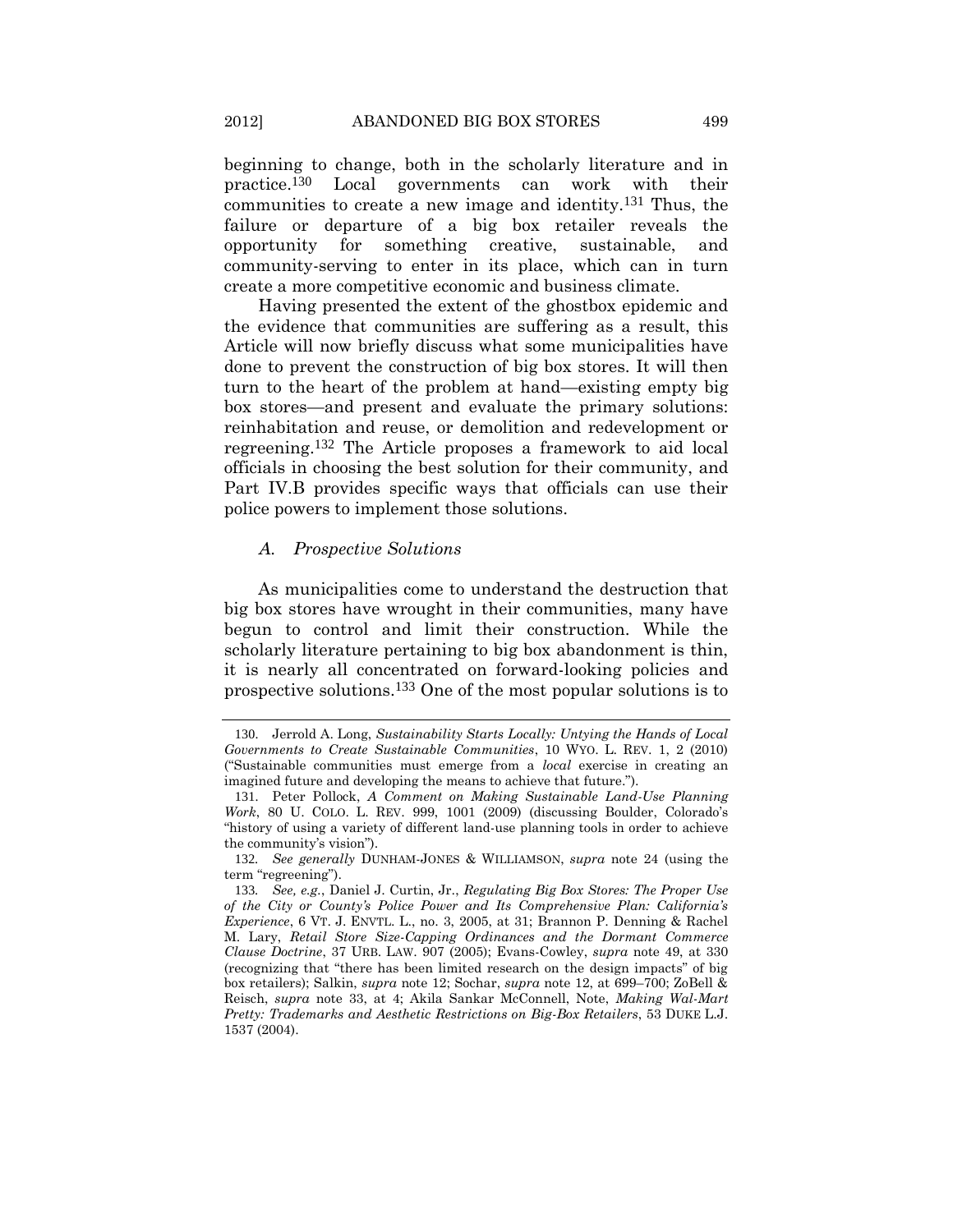beginning to change, both in the scholarly literature and in practice.[130] Local governments can work with their communities to create a new image and identity.[131] Thus, the failure or departure of a big box retailer reveals the opportunity for something creative, sustainable, and community-serving to enter in its place, which can in turn create a more competitive economic and business climate.

Having presented the extent of the ghostbox epidemic and the evidence that communities are suffering as a result, this Article will now briefly discuss what some municipalities have done to prevent the construction of big box stores. It will then turn to the heart of the problem at hand—existing empty big box stores—and present and evaluate the primary solutions: reinhabitation and reuse, or demolition and redevelopment or regreening.[132] The Article proposes a framework to aid local officials in choosing the best solution for their community, and Part IV.B provides specific ways that officials can use their police powers to implement those solutions.

### *A. Prospective Solutions*

As municipalities come to understand the destruction that big box stores have wrought in their communities, many have begun to control and limit their construction. While the scholarly literature pertaining to big box abandonment is thin, it is nearly all concentrated on forward-looking policies and prospective solutions.[133] One of the most popular solutions is to

---

130. Jerrold A. Long, *Sustainability Starts Locally: Untying the Hands of Local Governments to Create Sustainable Communities*, 10 WYO. L. REV. 1, 2 (2010) ("Sustainable communities must emerge from a *local* exercise in creating an imagined future and developing the means to achieve that future.").

131. Peter Pollock, *A Comment on Making Sustainable Land-Use Planning Work*, 80 U. COLO. L. REV. 999, 1001 (2009) (discussing Boulder, Colorado's "history of using a variety of different land-use planning tools in order to achieve the community's vision").

132. *See generally* DUNHAM-JONES & WILLIAMSON, *supra* note 24 (using the term "regreening").

133. *See, e.g.*, Daniel J. Curtin, Jr., *Regulating Big Box Stores: The Proper Use of the City or County's Police Power and Its Comprehensive Plan: California's Experience*, 6 VT. J. ENVTL. L., no. 3, 2005, at 31; Brannon P. Denning & Rachel M. Lary, *Retail Store Size-Capping Ordinances and the Dormant Commerce Clause Doctrine*, 37 URB. LAW. 907 (2005); Evans-Cowley, *supra* note 49, at 330 (recognizing that "there has been limited research on the design impacts" of big box retailers); Salkin, *supra* note 12; Sochar, *supra* note 12, at 699–700; ZoBell & Reisch, *supra* note 33, at 4; Akila Sankar McConnell, Note, *Making Wal-Mart Pretty: Trademarks and Aesthetic Restrictions on Big-Box Retailers*, 53 DUKE L.J. 1537 (2004).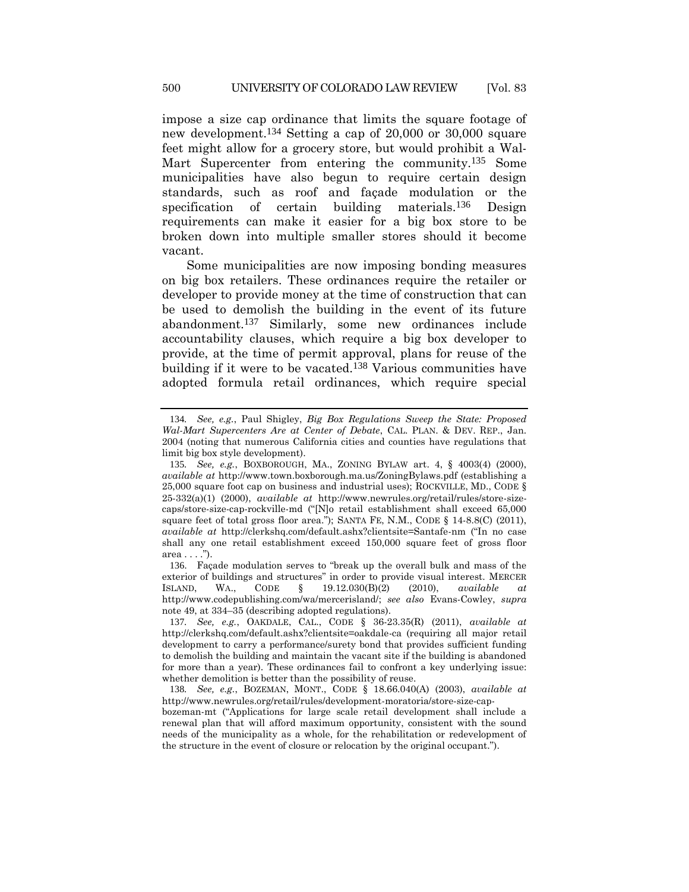impose a size cap ordinance that limits the square footage of new development.[134] Setting a cap of 20,000 or 30,000 square feet might allow for a grocery store, but would prohibit a Wal-Mart Supercenter from entering the community.[135] Some municipalities have also begun to require certain design standards, such as roof and façade modulation or the specification of certain building materials.[136] Design requirements can make it easier for a big box store to be broken down into multiple smaller stores should it become vacant.

Some municipalities are now imposing bonding measures on big box retailers. These ordinances require the retailer or developer to provide money at the time of construction that can be used to demolish the building in the event of its future abandonment.[137] Similarly, some new ordinances include accountability clauses, which require a big box developer to provide, at the time of permit approval, plans for reuse of the building if it were to be vacated.[138] Various communities have adopted formula retail ordinances, which require special

---

134. *See, e.g.*, Paul Shigley, *Big Box Regulations Sweep the State: Proposed Wal-Mart Supercenters Are at Center of Debate*, CAL. PLAN. & DEV. REP., Jan. 2004 (noting that numerous California cities and counties have regulations that limit big box style development).

135. *See, e.g.*, BOXBOROUGH, MA., ZONING BYLAW art. 4, § 4003(4) (2000), *available at* http://www.town.boxborough.ma.us/ZoningBylaws.pdf (establishing a 25,000 square foot cap on business and industrial uses); ROCKVILLE, MD., CODE § 25-332(a)(1) (2000), *available at* http://www.newrules.org/retail/rules/store-size-caps/store-size-cap-rockville-md ("[N]o retail establishment shall exceed 65,000 square feet of total gross floor area."); SANTA FE, N.M., CODE § 14-8.8(C) (2011), *available at* http://clerkshq.com/default.ashx?clientsite=Santafe-nm ("In no case shall any one retail establishment exceed 150,000 square feet of gross floor area . . . .").

136. Façade modulation serves to "break up the overall bulk and mass of the exterior of buildings and structures" in order to provide visual interest. MERCER ISLAND, WA., CODE § 19.12.030(B)(2) (2010), *available at* http://www.codepublishing.com/wa/mercerisland/; *see also* Evans-Cowley, *supra* note 49, at 334–35 (describing adopted regulations).

137. *See, e.g.*, OAKDALE, CAL., CODE § 36-23.35(R) (2011), *available at* http://clerkshq.com/default.ashx?clientsite=oakdale-ca (requiring all major retail development to carry a performance/surety bond that provides sufficient funding to demolish the building and maintain the vacant site if the building is abandoned for more than a year). These ordinances fail to confront a key underlying issue: whether demolition is better than the possibility of reuse.

138. *See, e.g.*, BOZEMAN, MONT., CODE § 18.66.040(A) (2003), *available at* http://www.newrules.org/retail/rules/development-moratoria/store-size-cap-bozeman-mt ("Applications for large scale retail development shall include a renewal plan that will afford maximum opportunity, consistent with the sound needs of the municipality as a whole, for the rehabilitation or redevelopment of the structure in the event of closure or relocation by the original occupant.").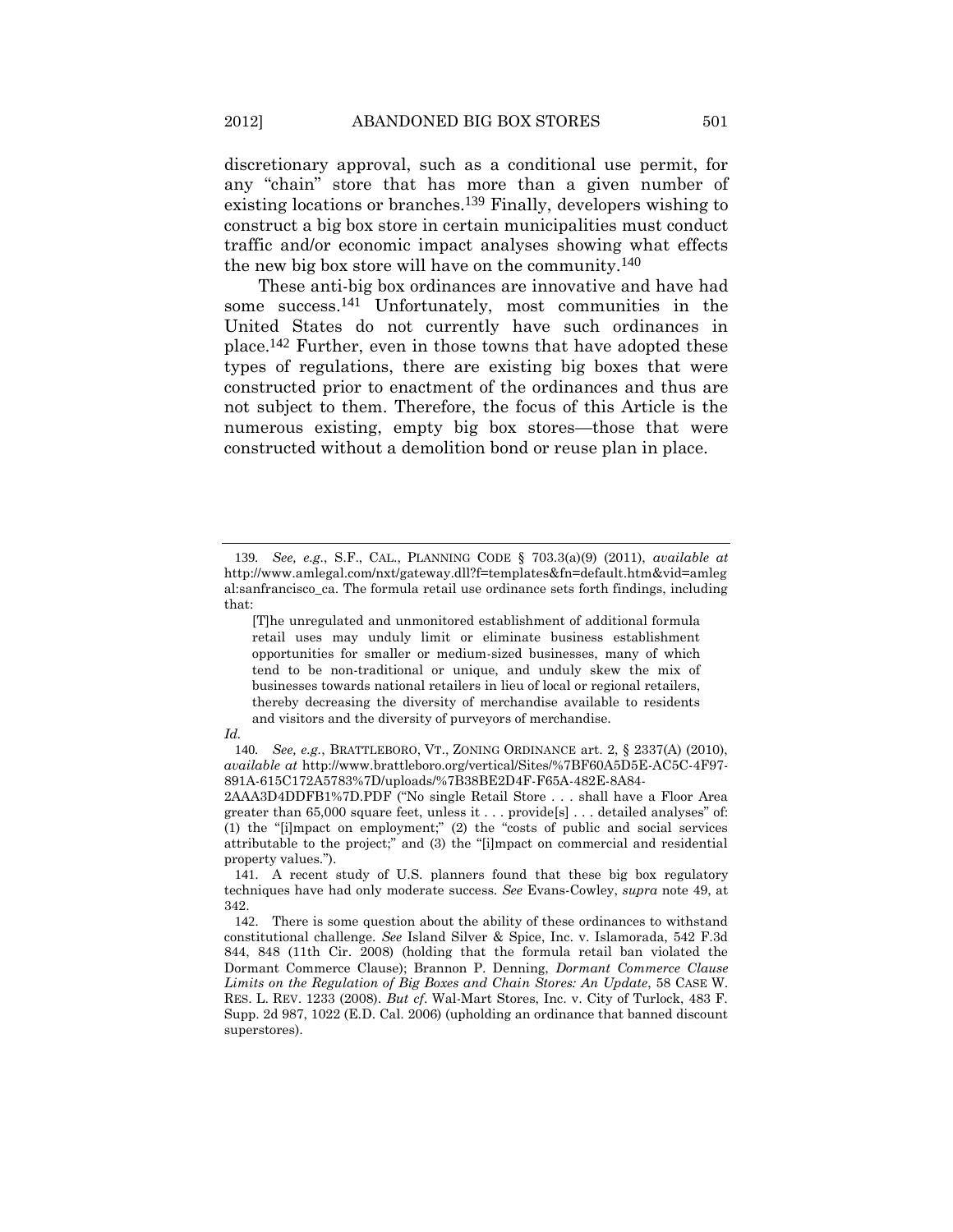discretionary approval, such as a conditional use permit, for any "chain" store that has more than a given number of existing locations or branches.[139] Finally, developers wishing to construct a big box store in certain municipalities must conduct traffic and/or economic impact analyses showing what effects the new big box store will have on the community.[140]

These anti-big box ordinances are innovative and have had some success.[141] Unfortunately, most communities in the United States do not currently have such ordinances in place.[142] Further, even in those towns that have adopted these types of regulations, there are existing big boxes that were constructed prior to enactment of the ordinances and thus are not subject to them. Therefore, the focus of this Article is the numerous existing, empty big box stores—those that were constructed without a demolition bond or reuse plan in place.

---

139. *See, e.g.*, S.F., CAL., PLANNING CODE § 703.3(a)(9) (2011), *available at* http://www.amlegal.com/nxt/gateway.dll?f=templates&fn=default.htm&vid=amlegal:sanfrancisco_ca. The formula retail use ordinance sets forth findings, including that:

> [T]he unregulated and unmonitored establishment of additional formula retail uses may unduly limit or eliminate business establishment opportunities for smaller or medium-sized businesses, many of which tend to be non-traditional or unique, and unduly skew the mix of businesses towards national retailers in lieu of local or regional retailers, thereby decreasing the diversity of merchandise available to residents and visitors and the diversity of purveyors of merchandise.

*Id.*

140. *See, e.g.*, BRATTLEBORO, VT., ZONING ORDINANCE art. 2, § 2337(A) (2010), *available at* http://www.brattleboro.org/vertical/Sites/%7BF60A5D5E-AC5C-4F97-891A-615C172A5783%7D/uploads/%7B38BE2D4F-F65A-482E-8A84-2AAA3D4DDFB1%7D.PDF ("No single Retail Store . . . shall have a Floor Area greater than 65,000 square feet, unless it . . . provide[s] . . . detailed analyses" of: (1) the "[i]mpact on employment;" (2) the "costs of public and social services attributable to the project;" and (3) the "[i]mpact on commercial and residential property values.").

141. A recent study of U.S. planners found that these big box regulatory techniques have had only moderate success. *See* Evans-Cowley, *supra* note 49, at 342.

142. There is some question about the ability of these ordinances to withstand constitutional challenge. *See* Island Silver & Spice, Inc. v. Islamorada, 542 F.3d 844, 848 (11th Cir. 2008) (holding that the formula retail ban violated the Dormant Commerce Clause); Brannon P. Denning, *Dormant Commerce Clause Limits on the Regulation of Big Boxes and Chain Stores: An Update*, 58 CASE W. RES. L. REV. 1233 (2008). *But cf.* Wal-Mart Stores, Inc. v. City of Turlock, 483 F. Supp. 2d 987, 1022 (E.D. Cal. 2006) (upholding an ordinance that banned discount superstores).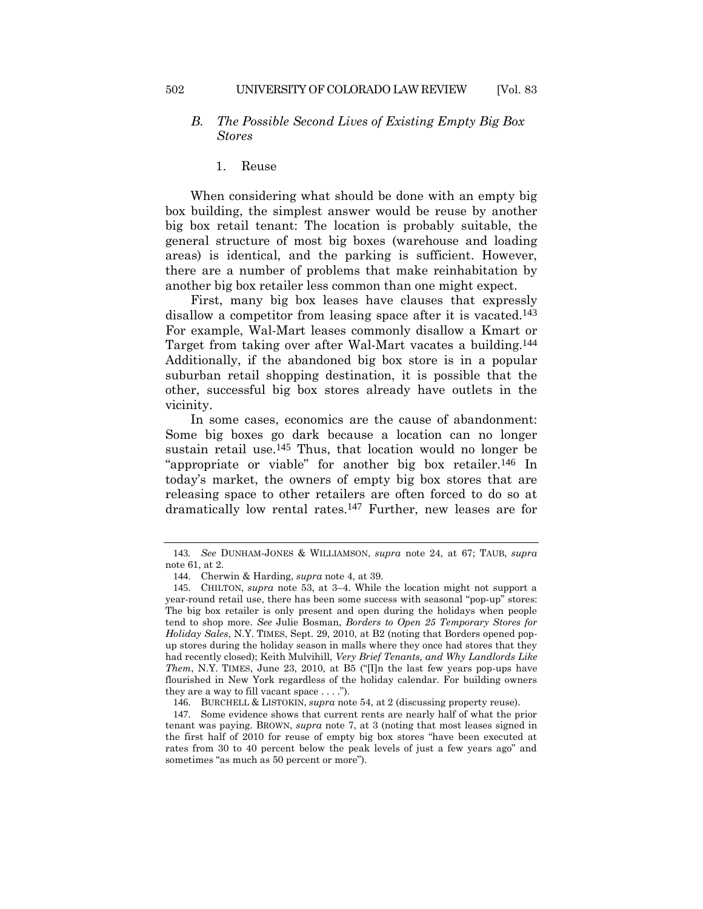### *B. The Possible Second Lives of Existing Empty Big Box Stores*

#### 1. Reuse

When considering what should be done with an empty big box building, the simplest answer would be reuse by another big box retail tenant: The location is probably suitable, the general structure of most big boxes (warehouse and loading areas) is identical, and the parking is sufficient. However, there are a number of problems that make reinhabitation by another big box retailer less common than one might expect.

First, many big box leases have clauses that expressly disallow a competitor from leasing space after it is vacated.[143] For example, Wal-Mart leases commonly disallow a Kmart or Target from taking over after Wal-Mart vacates a building.[144] Additionally, if the abandoned big box store is in a popular suburban retail shopping destination, it is possible that the other, successful big box stores already have outlets in the vicinity.

In some cases, economics are the cause of abandonment: Some big boxes go dark because a location can no longer sustain retail use.[145] Thus, that location would no longer be "appropriate or viable" for another big box retailer.[146] In today's market, the owners of empty big box stores that are releasing space to other retailers are often forced to do so at dramatically low rental rates.[147] Further, new leases are for

---

143. *See* DUNHAM-JONES & WILLIAMSON, *supra* note 24, at 67; TAUB, *supra* note 61, at 2.

144. Cherwin & Harding, *supra* note 4, at 39.

145. CHILTON, *supra* note 53, at 3–4. While the location might not support a year-round retail use, there has been some success with seasonal "pop-up" stores: The big box retailer is only present and open during the holidays when people tend to shop more. *See* Julie Bosman, *Borders to Open 25 Temporary Stores for Holiday Sales*, N.Y. TIMES, Sept. 29, 2010, at B2 (noting that Borders opened pop-up stores during the holiday season in malls where they once had stores that they had recently closed); Keith Mulvihill, *Very Brief Tenants, and Why Landlords Like Them*, N.Y. TIMES, June 23, 2010, at B5 ("[I]n the last few years pop-ups have flourished in New York regardless of the holiday calendar. For building owners they are a way to fill vacant space . . . .").

146. BURCHELL & LISTOKIN, *supra* note 54, at 2 (discussing property reuse).

147. Some evidence shows that current rents are nearly half of what the prior tenant was paying. BROWN, *supra* note 7, at 3 (noting that most leases signed in the first half of 2010 for reuse of empty big box stores "have been executed at rates from 30 to 40 percent below the peak levels of just a few years ago" and sometimes "as much as 50 percent or more").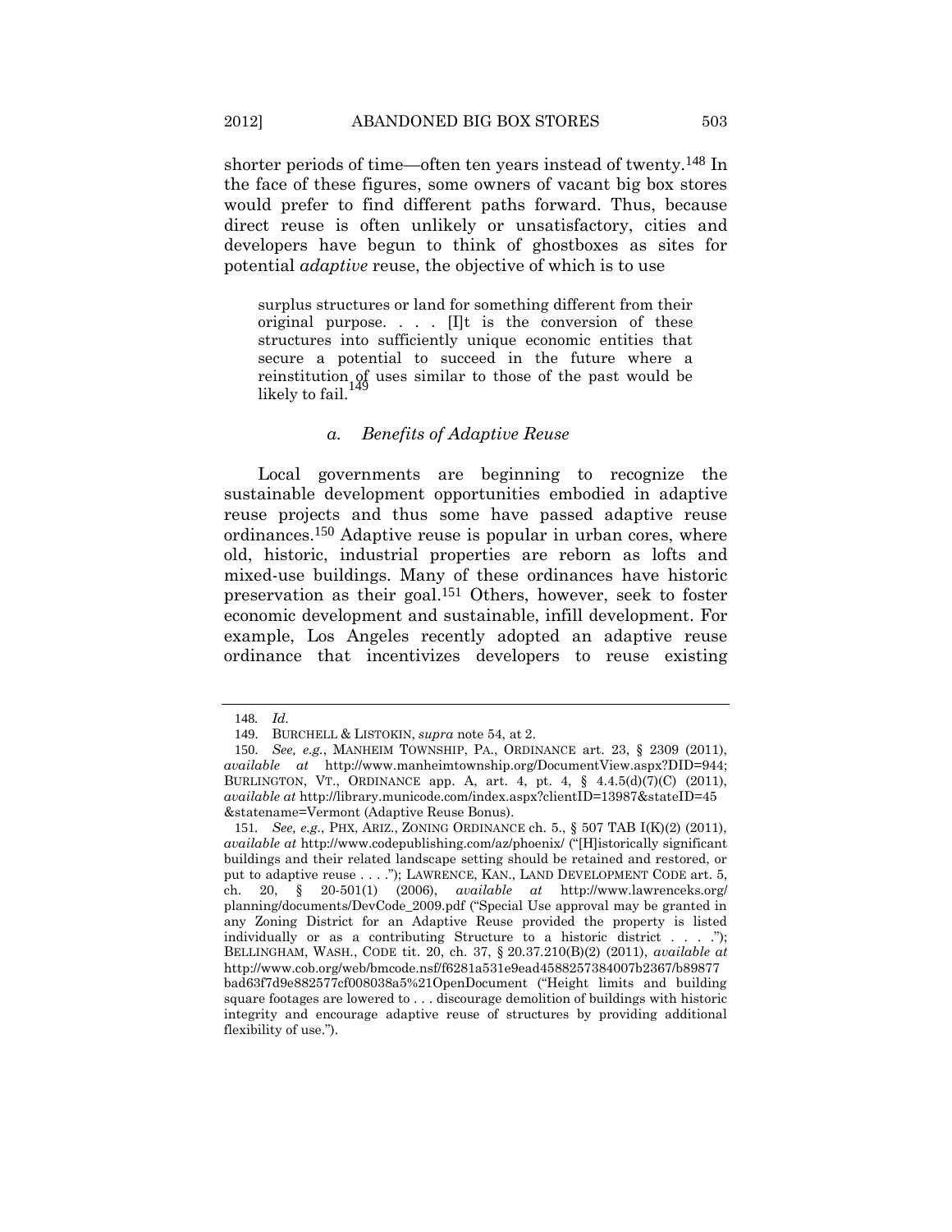shorter periods of time—often ten years instead of twenty.[148] In the face of these figures, some owners of vacant big box stores would prefer to find different paths forward. Thus, because direct reuse is often unlikely or unsatisfactory, cities and developers have begun to think of ghostboxes as sites for potential *adaptive* reuse, the objective of which is to use

> surplus structures or land for something different from their original purpose. . . . [I]t is the conversion of these structures into sufficiently unique economic entities that secure a potential to succeed in the future where a reinstitution of uses similar to those of the past would be likely to fail.[149]

#### *a. Benefits of Adaptive Reuse*

Local governments are beginning to recognize the sustainable development opportunities embodied in adaptive reuse projects and thus some have passed adaptive reuse ordinances.[150] Adaptive reuse is popular in urban cores, where old, historic, industrial properties are reborn as lofts and mixed-use buildings. Many of these ordinances have historic preservation as their goal.[151] Others, however, seek to foster economic development and sustainable, infill development. For example, Los Angeles recently adopted an adaptive reuse ordinance that incentivizes developers to reuse existing

---

148. *Id.*

149. BURCHELL & LISTOKIN, *supra* note 54, at 2.

150. *See, e.g.*, MANHEIM TOWNSHIP, PA., ORDINANCE art. 23, § 2309 (2011), *available at* http://www.manheimtownship.org/DocumentView.aspx?DID=944; BURLINGTON, VT., ORDINANCE app. A, art. 4, pt. 4, § 4.4.5(d)(7)(C) (2011), *available at* http://library.municode.com/index.aspx?clientID=13987&stateID=45&statename=Vermont (Adaptive Reuse Bonus).

151. *See, e.g.*, PHX, ARIZ., ZONING ORDINANCE ch. 5., § 507 TAB I(K)(2) (2011), *available at* http://www.codepublishing.com/az/phoenix/ ("[H]istorically significant buildings and their related landscape setting should be retained and restored, or put to adaptive reuse . . . ."); LAWRENCE, KAN., LAND DEVELOPMENT CODE art. 5, ch. 20, § 20-501(1) (2006), *available at* http://www.lawrenceks.org/planning/documents/DevCode_2009.pdf ("Special Use approval may be granted in any Zoning District for an Adaptive Reuse provided the property is listed individually or as a contributing Structure to a historic district . . . ."); BELLINGHAM, WASH., CODE tit. 20, ch. 37, § 20.37.210(B)(2) (2011), *available at* http://www.cob.org/web/bmcode.nsf/f6281a531e9ead4588257384007b2367/b89877bad63f7d9e882577cf008038a5%21OpenDocument ("Height limits and building square footages are lowered to . . . discourage demolition of buildings with historic integrity and encourage adaptive reuse of structures by providing additional flexibility of use.").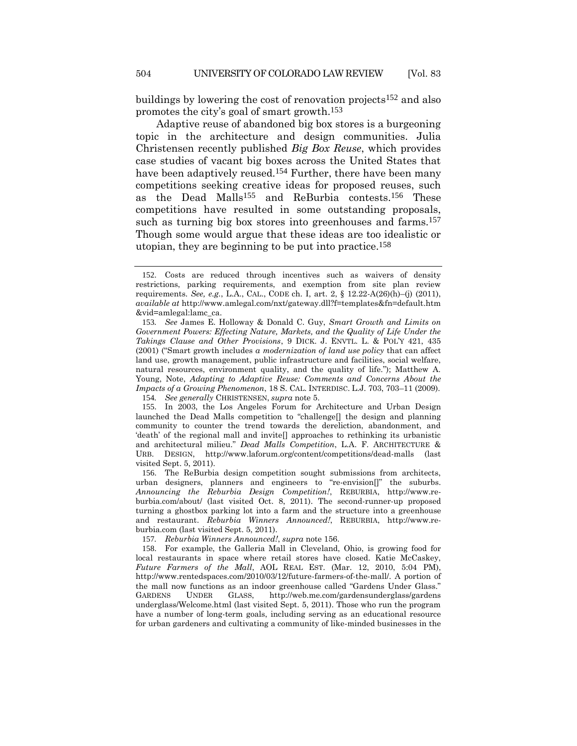buildings by lowering the cost of renovation projects[152] and also promotes the city's goal of smart growth.[153]

Adaptive reuse of abandoned big box stores is a burgeoning topic in the architecture and design communities. Julia Christensen recently published *Big Box Reuse*, which provides case studies of vacant big boxes across the United States that have been adaptively reused.[154] Further, there have been many competitions seeking creative ideas for proposed reuses, such as the Dead Malls[155] and ReBurbia contests.[156] These competitions have resulted in some outstanding proposals, such as turning big box stores into greenhouses and farms.[157] Though some would argue that these ideas are too idealistic or utopian, they are beginning to be put into practice.[158]

---

152. Costs are reduced through incentives such as waivers of density restrictions, parking requirements, and exemption from site plan review requirements. *See, e.g.*, L.A., CAL., CODE ch. I, art. 2, § 12.22-A(26)(h)–(j) (2011), *available at* http://www.amlegal.com/nxt/gateway.dll?f=templates&fn=default.htm&vid=amlegal:lamc_ca.

153. *See* James E. Holloway & Donald C. Guy, *Smart Growth and Limits on Government Powers: Effecting Nature, Markets, and the Quality of Life Under the Takings Clause and Other Provisions*, 9 DICK. J. ENVTL. L. & POL'Y 421, 435 (2001) ("Smart growth includes *a modernization of land use policy* that can affect land use, growth management, public infrastructure and facilities, social welfare, natural resources, environment quality, and the quality of life."); Matthew A. Young, Note, *Adapting to Adaptive Reuse: Comments and Concerns About the Impacts of a Growing Phenomenon*, 18 S. CAL. INTERDISC. L.J. 703, 703–11 (2009).

154. *See generally* CHRISTENSEN, *supra* note 5.

155. In 2003, the Los Angeles Forum for Architecture and Urban Design launched the Dead Malls competition to "challenge[] the design and planning community to counter the trend towards the dereliction, abandonment, and 'death' of the regional mall and invite[] approaches to rethinking its urbanistic and architectural milieu." *Dead Malls Competition*, L.A. F. ARCHITECTURE & URB. DESIGN, http://www.laforum.org/content/competitions/dead-malls (last visited Sept. 5, 2011).

156. The ReBurbia design competition sought submissions from architects, urban designers, planners and engineers to "re-envision[]" the suburbs. *Announcing the Reburbia Design Competition!*, REBURBIA, http://www.re-burbia.com/about/ (last visited Oct. 8, 2011). The second-runner-up proposed turning a ghostbox parking lot into a farm and the structure into a greenhouse and restaurant. *Reburbia Winners Announced!*, REBURBIA, http://www.re-burbia.com (last visited Sept. 5, 2011).

157. *Reburbia Winners Announced!*, *supra* note 156.

158. For example, the Galleria Mall in Cleveland, Ohio, is growing food for local restaurants in space where retail stores have closed. Katie McCaskey, *Future Farmers of the Mall*, AOL REAL EST. (Mar. 12, 2010, 5:04 PM), http://www.rentedspaces.com/2010/03/12/future-farmers-of-the-mall/. A portion of the mall now functions as an indoor greenhouse called "Gardens Under Glass." GARDENS UNDER GLASS, http://web.me.com/gardensunderglass/gardensunderglass/Welcome.html (last visited Sept. 5, 2011). Those who run the program have a number of long-term goals, including serving as an educational resource for urban gardeners and cultivating a community of like-minded businesses in the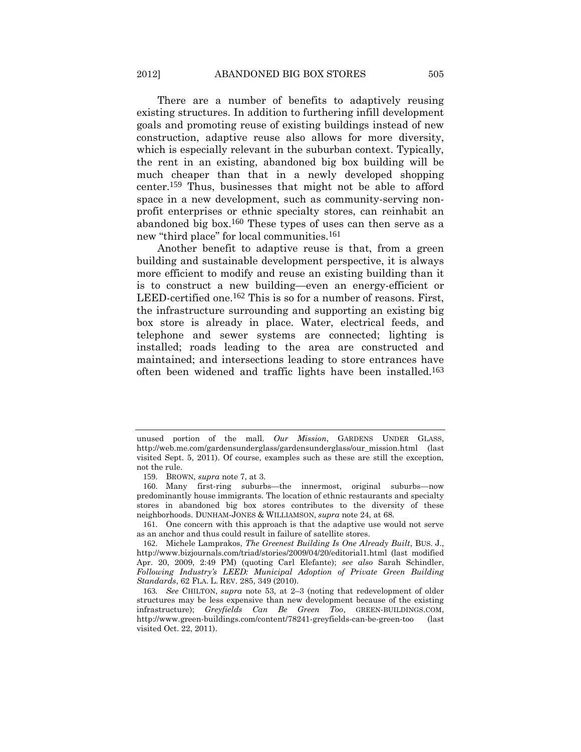There are a number of benefits to adaptively reusing existing structures. In addition to furthering infill development goals and promoting reuse of existing buildings instead of new construction, adaptive reuse also allows for more diversity, which is especially relevant in the suburban context. Typically, the rent in an existing, abandoned big box building will be much cheaper than that in a newly developed shopping center.[159] Thus, businesses that might not be able to afford space in a new development, such as community-serving non-profit enterprises or ethnic specialty stores, can reinhabit an abandoned big box.[160] These types of uses can then serve as a new "third place" for local communities.[161]

Another benefit to adaptive reuse is that, from a green building and sustainable development perspective, it is always more efficient to modify and reuse an existing building than it is to construct a new building—even an energy-efficient or LEED-certified one.[162] This is so for a number of reasons. First, the infrastructure surrounding and supporting an existing big box store is already in place. Water, electrical feeds, and telephone and sewer systems are connected; lighting is installed; roads leading to the area are constructed and maintained; and intersections leading to store entrances have often been widened and traffic lights have been installed.[163]

---

unused portion of the mall. *Our Mission*, GARDENS UNDER GLASS, http://web.me.com/gardensunderglass/gardensunderglass/our_mission.html (last visited Sept. 5, 2011). Of course, examples such as these are still the exception, not the rule.

159. BROWN, *supra* note 7, at 3.

160. Many first-ring suburbs—the innermost, original suburbs—now predominantly house immigrants. The location of ethnic restaurants and specialty stores in abandoned big box stores contributes to the diversity of these neighborhoods. DUNHAM-JONES & WILLIAMSON, *supra* note 24, at 68.

161. One concern with this approach is that the adaptive use would not serve as an anchor and thus could result in failure of satellite stores.

162. Michele Lamprakos, *The Greenest Building Is One Already Built*, BUS. J., http://www.bizjournals.com/triad/stories/2009/04/20/editorial1.html (last modified Apr. 20, 2009, 2:49 PM) (quoting Carl Elefante); *see also* Sarah Schindler, *Following Industry's LEED: Municipal Adoption of Private Green Building Standards*, 62 FLA. L. REV. 285, 349 (2010).

163. *See* CHILTON, *supra* note 53, at 2–3 (noting that redevelopment of older structures may be less expensive than new development because of the existing infrastructure); *Greyfields Can Be Green Too*, GREEN-BUILDINGS.COM, http://www.green-buildings.com/content/78241-greyfields-can-be-green-too (last visited Oct. 22, 2011).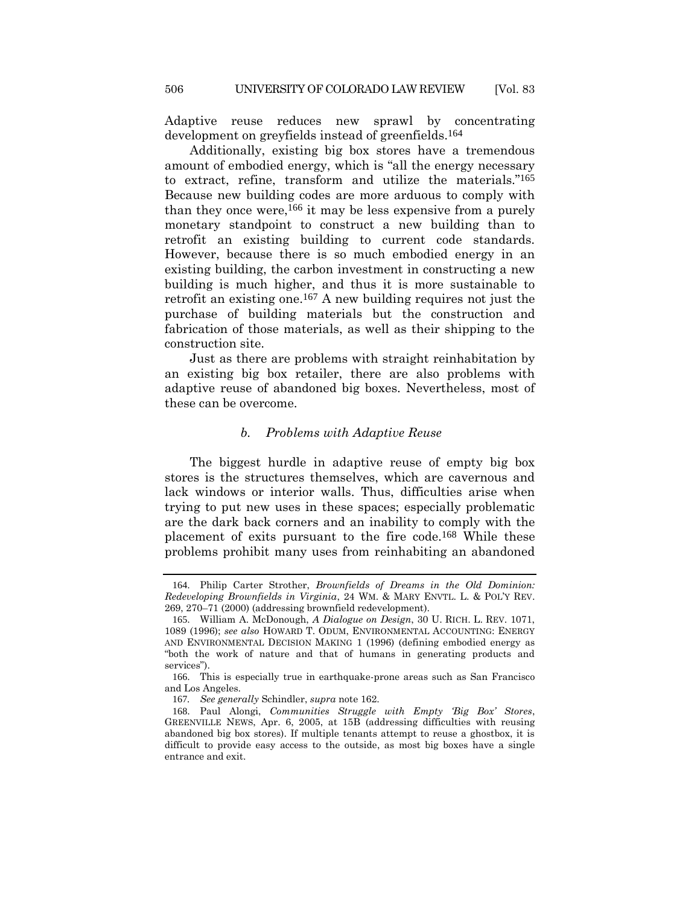Adaptive reuse reduces new sprawl by concentrating development on greyfields instead of greenfields.[164]

Additionally, existing big box stores have a tremendous amount of embodied energy, which is "all the energy necessary to extract, refine, transform and utilize the materials."[165] Because new building codes are more arduous to comply with than they once were,[166] it may be less expensive from a purely monetary standpoint to construct a new building than to retrofit an existing building to current code standards. However, because there is so much embodied energy in an existing building, the carbon investment in constructing a new building is much higher, and thus it is more sustainable to retrofit an existing one.[167] A new building requires not just the purchase of building materials but the construction and fabrication of those materials, as well as their shipping to the construction site.

Just as there are problems with straight reinhabitation by an existing big box retailer, there are also problems with adaptive reuse of abandoned big boxes. Nevertheless, most of these can be overcome.

### *b. Problems with Adaptive Reuse*

The biggest hurdle in adaptive reuse of empty big box stores is the structures themselves, which are cavernous and lack windows or interior walls. Thus, difficulties arise when trying to put new uses in these spaces; especially problematic are the dark back corners and an inability to comply with the placement of exits pursuant to the fire code.[168] While these problems prohibit many uses from reinhabiting an abandoned

---

164. Philip Carter Strother, *Brownfields of Dreams in the Old Dominion: Redeveloping Brownfields in Virginia*, 24 WM. & MARY ENVTL. L. & POL'Y REV. 269, 270–71 (2000) (addressing brownfield redevelopment).

165. William A. McDonough, *A Dialogue on Design*, 30 U. RICH. L. REV. 1071, 1089 (1996); *see also* HOWARD T. ODUM, ENVIRONMENTAL ACCOUNTING: ENERGY AND ENVIRONMENTAL DECISION MAKING 1 (1996) (defining embodied energy as "both the work of nature and that of humans in generating products and services").

166. This is especially true in earthquake-prone areas such as San Francisco and Los Angeles.

167. *See generally* Schindler, *supra* note 162.

168. Paul Alongi, *Communities Struggle with Empty 'Big Box' Stores*, GREENVILLE NEWS, Apr. 6, 2005, at 15B (addressing difficulties with reusing abandoned big box stores). If multiple tenants attempt to reuse a ghostbox, it is difficult to provide easy access to the outside, as most big boxes have a single entrance and exit.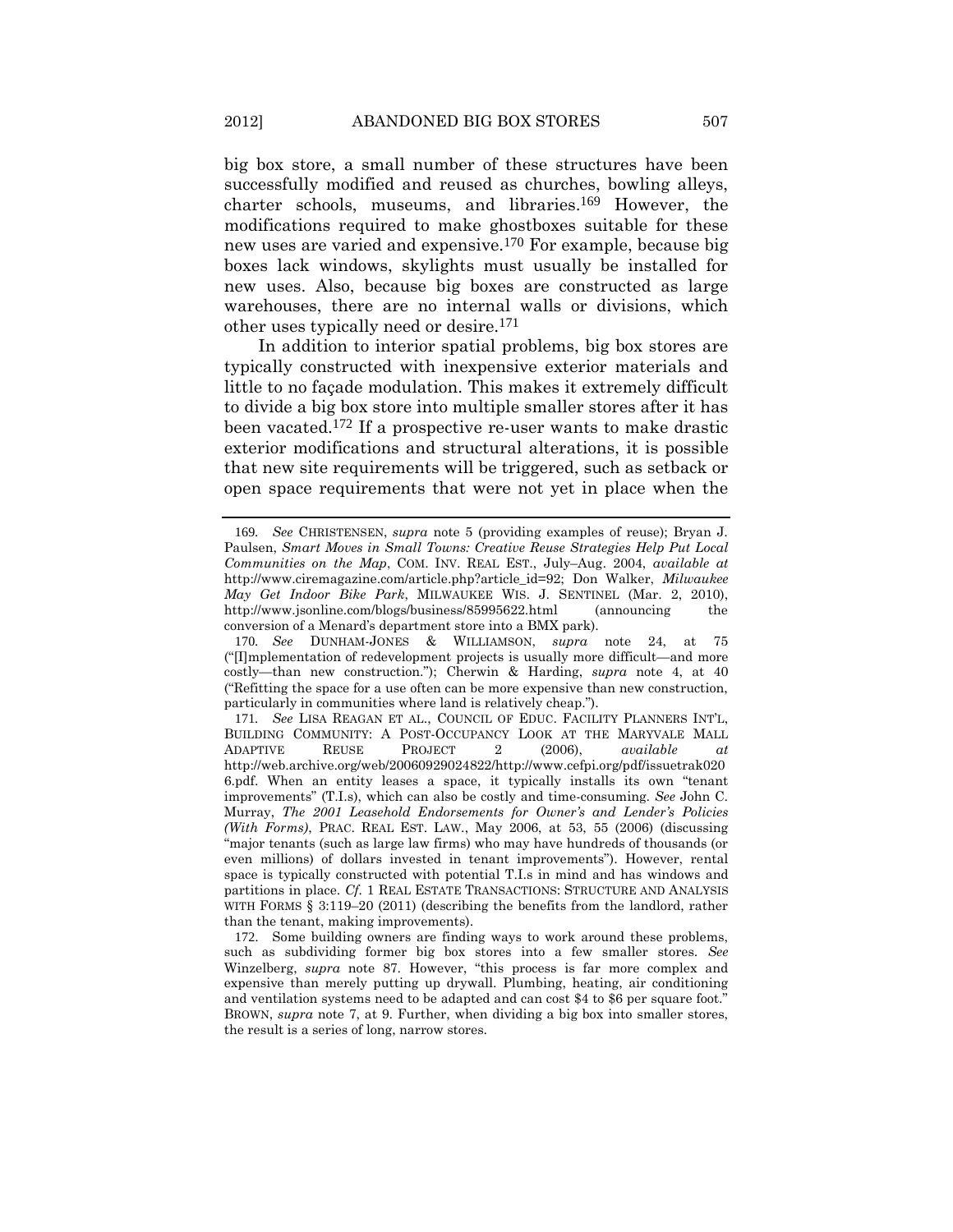big box store, a small number of these structures have been successfully modified and reused as churches, bowling alleys, charter schools, museums, and libraries.[169] However, the modifications required to make ghostboxes suitable for these new uses are varied and expensive.[170] For example, because big boxes lack windows, skylights must usually be installed for new uses. Also, because big boxes are constructed as large warehouses, there are no internal walls or divisions, which other uses typically need or desire.[171]

In addition to interior spatial problems, big box stores are typically constructed with inexpensive exterior materials and little to no façade modulation. This makes it extremely difficult to divide a big box store into multiple smaller stores after it has been vacated.[172] If a prospective re-user wants to make drastic exterior modifications and structural alterations, it is possible that new site requirements will be triggered, such as setback or open space requirements that were not yet in place when the

---

169. *See* CHRISTENSEN, *supra* note 5 (providing examples of reuse); Bryan J. Paulsen, *Smart Moves in Small Towns: Creative Reuse Strategies Help Put Local Communities on the Map*, COM. INV. REAL EST., July–Aug. 2004, *available at* http://www.ciremagazine.com/article.php?article_id=92; Don Walker, *Milwaukee May Get Indoor Bike Park*, MILWAUKEE WIS. J. SENTINEL (Mar. 2, 2010), http://www.jsonline.com/blogs/business/85995622.html (announcing the conversion of a Menard's department store into a BMX park).

170. *See* DUNHAM-JONES & WILLIAMSON, *supra* note 24, at 75 ("[I]mplementation of redevelopment projects is usually more difficult—and more costly—than new construction."); Cherwin & Harding, *supra* note 4, at 40 ("Refitting the space for a use often can be more expensive than new construction, particularly in communities where land is relatively cheap.").

171. *See* LISA REAGAN ET AL., COUNCIL OF EDUC. FACILITY PLANNERS INT'L, BUILDING COMMUNITY: A POST-OCCUPANCY LOOK AT THE MARYVALE MALL ADAPTIVE REUSE PROJECT 2 (2006), *available at* http://web.archive.org/web/20060929024822/http://www.cefpi.org/pdf/issuetrak0206.pdf. When an entity leases a space, it typically installs its own "tenant improvements" (T.I.s), which can also be costly and time-consuming. *See* John C. Murray, *The 2001 Leasehold Endorsements for Owner's and Lender's Policies (With Forms)*, PRAC. REAL EST. LAW., May 2006, at 53, 55 (2006) (discussing "major tenants (such as large law firms) who may have hundreds of thousands (or even millions) of dollars invested in tenant improvements"). However, rental space is typically constructed with potential T.I.s in mind and has windows and partitions in place. *Cf.* 1 REAL ESTATE TRANSACTIONS: STRUCTURE AND ANALYSIS WITH FORMS § 3:119–20 (2011) (describing the benefits from the landlord, rather than the tenant, making improvements).

172. Some building owners are finding ways to work around these problems, such as subdividing former big box stores into a few smaller stores. *See* Winzelberg, *supra* note 87. However, "this process is far more complex and expensive than merely putting up drywall. Plumbing, heating, air conditioning and ventilation systems need to be adapted and can cost $4 to $6 per square foot." BROWN, *supra* note 7, at 9. Further, when dividing a big box into smaller stores, the result is a series of long, narrow stores.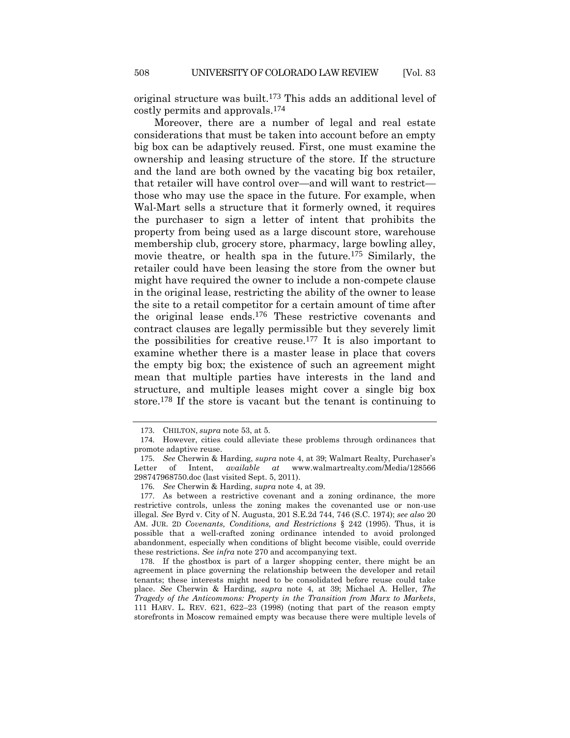original structure was built.[173] This adds an additional level of costly permits and approvals.[174]

Moreover, there are a number of legal and real estate considerations that must be taken into account before an empty big box can be adaptively reused. First, one must examine the ownership and leasing structure of the store. If the structure and the land are both owned by the vacating big box retailer, that retailer will have control over—and will want to restrict—those who may use the space in the future. For example, when Wal-Mart sells a structure that it formerly owned, it requires the purchaser to sign a letter of intent that prohibits the property from being used as a large discount store, warehouse membership club, grocery store, pharmacy, large bowling alley, movie theatre, or health spa in the future.[175] Similarly, the retailer could have been leasing the store from the owner but might have required the owner to include a non-compete clause in the original lease, restricting the ability of the owner to lease the site to a retail competitor for a certain amount of time after the original lease ends.[176] These restrictive covenants and contract clauses are legally permissible but they severely limit the possibilities for creative reuse.[177] It is also important to examine whether there is a master lease in place that covers the empty big box; the existence of such an agreement might mean that multiple parties have interests in the land and structure, and multiple leases might cover a single big box store.[178] If the store is vacant but the tenant is continuing to

---

173. CHILTON, *supra* note 53, at 5.

174. However, cities could alleviate these problems through ordinances that promote adaptive reuse.

175. *See* Cherwin & Harding, *supra* note 4, at 39; Walmart Realty, Purchaser's Letter of Intent, *available at* www.walmartrealty.com/Media/128566298747968750.doc (last visited Sept. 5, 2011).

176. *See* Cherwin & Harding, *supra* note 4, at 39.

177. As between a restrictive covenant and a zoning ordinance, the more restrictive controls, unless the zoning makes the covenanted use or non-use illegal. *See* Byrd v. City of N. Augusta, 201 S.E.2d 744, 746 (S.C. 1974); *see also* 20 AM. JUR. 2D *Covenants, Conditions, and Restrictions* § 242 (1995). Thus, it is possible that a well-crafted zoning ordinance intended to avoid prolonged abandonment, especially when conditions of blight become visible, could override these restrictions. *See infra* note 270 and accompanying text.

178. If the ghostbox is part of a larger shopping center, there might be an agreement in place governing the relationship between the developer and retail tenants; these interests might need to be consolidated before reuse could take place. *See* Cherwin & Harding, *supra* note 4, at 39; Michael A. Heller, *The Tragedy of the Anticommons: Property in the Transition from Marx to Markets*, 111 HARV. L. REV. 621, 622–23 (1998) (noting that part of the reason empty storefronts in Moscow remained empty was because there were multiple levels of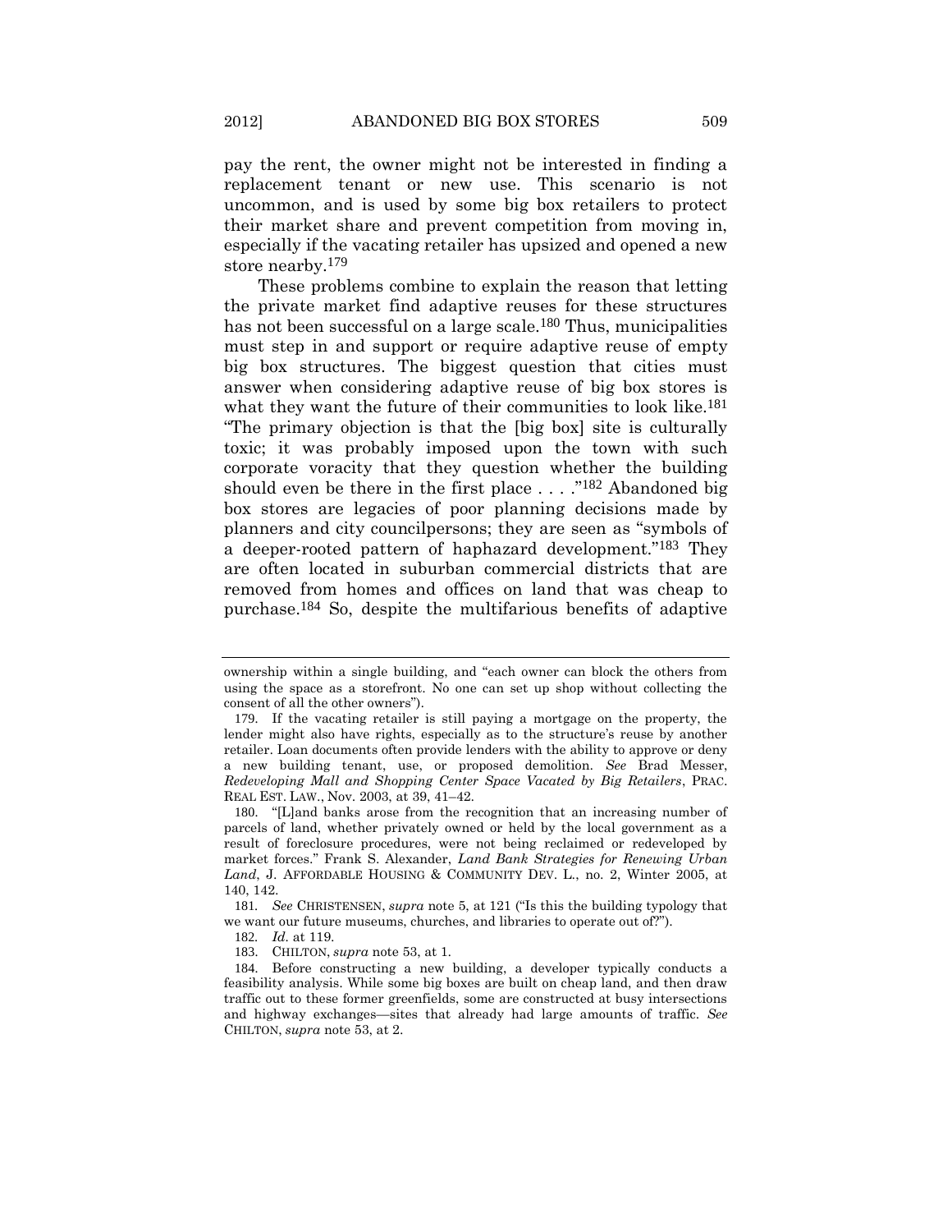pay the rent, the owner might not be interested in finding a replacement tenant or new use. This scenario is not uncommon, and is used by some big box retailers to protect their market share and prevent competition from moving in, especially if the vacating retailer has upsized and opened a new store nearby.[179]

These problems combine to explain the reason that letting the private market find adaptive reuses for these structures has not been successful on a large scale.[180] Thus, municipalities must step in and support or require adaptive reuse of empty big box structures. The biggest question that cities must answer when considering adaptive reuse of big box stores is what they want the future of their communities to look like.[181] "The primary objection is that the [big box] site is culturally toxic; it was probably imposed upon the town with such corporate voracity that they question whether the building should even be there in the first place . . . ."[182] Abandoned big box stores are legacies of poor planning decisions made by planners and city councilpersons; they are seen as "symbols of a deeper-rooted pattern of haphazard development."[183] They are often located in suburban commercial districts that are removed from homes and offices on land that was cheap to purchase.[184] So, despite the multifarious benefits of adaptive

---

ownership within a single building, and "each owner can block the others from using the space as a storefront. No one can set up shop without collecting the consent of all the other owners").

179. If the vacating retailer is still paying a mortgage on the property, the lender might also have rights, especially as to the structure's reuse by another retailer. Loan documents often provide lenders with the ability to approve or deny a new building tenant, use, or proposed demolition. *See* Brad Messer, *Redeveloping Mall and Shopping Center Space Vacated by Big Retailers*, PRAC. REAL EST. LAW., Nov. 2003, at 39, 41–42.

180. "[L]and banks arose from the recognition that an increasing number of parcels of land, whether privately owned or held by the local government as a result of foreclosure procedures, were not being reclaimed or redeveloped by market forces." Frank S. Alexander, *Land Bank Strategies for Renewing Urban Land*, J. AFFORDABLE HOUSING & COMMUNITY DEV. L., no. 2, Winter 2005, at 140, 142.

181. *See* CHRISTENSEN, *supra* note 5, at 121 ("Is this the building typology that we want our future museums, churches, and libraries to operate out of?").

182. *Id.* at 119.

183. CHILTON, *supra* note 53, at 1.

184. Before constructing a new building, a developer typically conducts a feasibility analysis. While some big boxes are built on cheap land, and then draw traffic out to these former greenfields, some are constructed at busy intersections and highway exchanges—sites that already had large amounts of traffic. *See* CHILTON, *supra* note 53, at 2.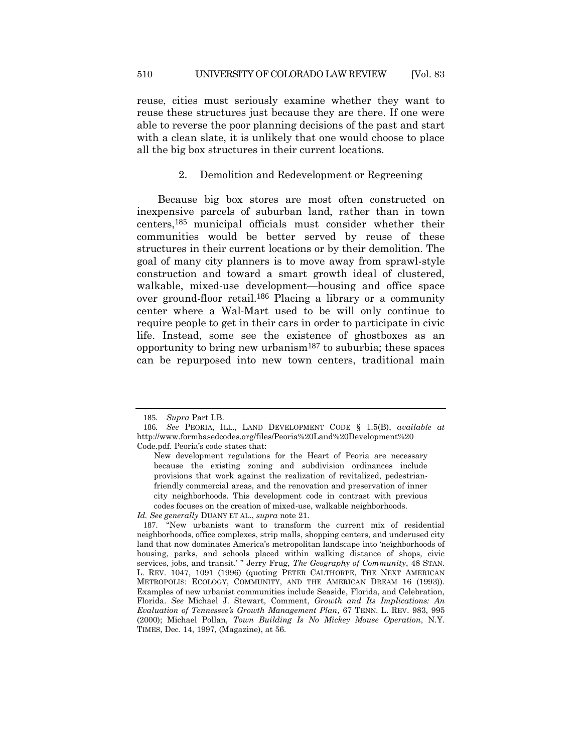reuse, cities must seriously examine whether they want to reuse these structures just because they are there. If one were able to reverse the poor planning decisions of the past and start with a clean slate, it is unlikely that one would choose to place all the big box structures in their current locations.

### 2. Demolition and Redevelopment or Regreening

Because big box stores are most often constructed on inexpensive parcels of suburban land, rather than in town centers,[185] municipal officials must consider whether their communities would be better served by reuse of these structures in their current locations or by their demolition. The goal of many city planners is to move away from sprawl-style construction and toward a smart growth ideal of clustered, walkable, mixed-use development—housing and office space over ground-floor retail.[186] Placing a library or a community center where a Wal-Mart used to be will only continue to require people to get in their cars in order to participate in civic life. Instead, some see the existence of ghostboxes as an opportunity to bring new urbanism[187] to suburbia; these spaces can be repurposed into new town centers, traditional main

---

185. *Supra* Part I.B.

186. *See* PEORIA, ILL., LAND DEVELOPMENT CODE § 1.5(B), *available at* http://www.formbasedcodes.org/files/Peoria%20Land%20Development%20Code.pdf. Peoria's code states that:

> New development regulations for the Heart of Peoria are necessary because the existing zoning and subdivision ordinances include provisions that work against the realization of revitalized, pedestrian-friendly commercial areas, and the renovation and preservation of inner city neighborhoods. This development code in contrast with previous codes focuses on the creation of mixed-use, walkable neighborhoods.

*Id. See generally* DUANY ET AL., *supra* note 21.

187. "New urbanists want to transform the current mix of residential neighborhoods, office complexes, strip malls, shopping centers, and underused city land that now dominates America's metropolitan landscape into 'neighborhoods of housing, parks, and schools placed within walking distance of shops, civic services, jobs, and transit.' " Jerry Frug, *The Geography of Community*, 48 STAN. L. REV. 1047, 1091 (1996) (quoting PETER CALTHORPE, THE NEXT AMERICAN METROPOLIS: ECOLOGY, COMMUNITY, AND THE AMERICAN DREAM 16 (1993)). Examples of new urbanist communities include Seaside, Florida, and Celebration, Florida. *See* Michael J. Stewart, Comment, *Growth and Its Implications: An Evaluation of Tennessee's Growth Management Plan*, 67 TENN. L. REV. 983, 995 (2000); Michael Pollan, *Town Building Is No Mickey Mouse Operation*, N.Y. TIMES, Dec. 14, 1997, (Magazine), at 56.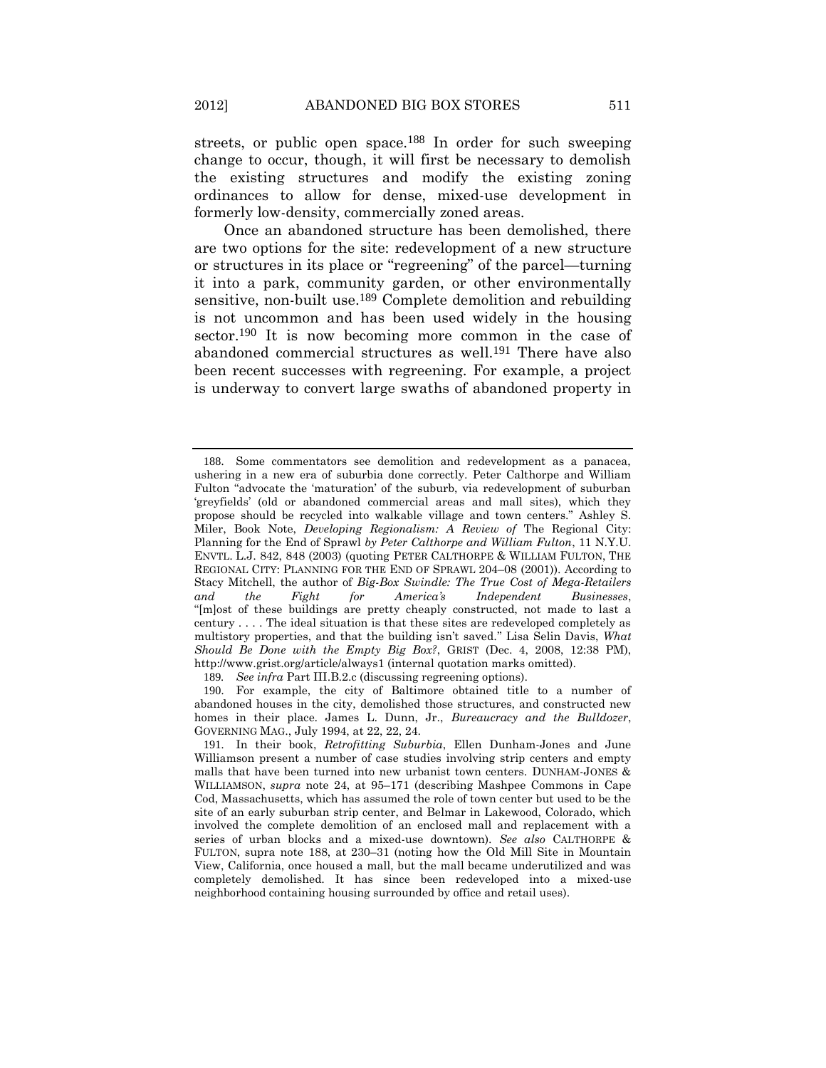streets, or public open space.[188] In order for such sweeping change to occur, though, it will first be necessary to demolish the existing structures and modify the existing zoning ordinances to allow for dense, mixed-use development in formerly low-density, commercially zoned areas.

Once an abandoned structure has been demolished, there are two options for the site: redevelopment of a new structure or structures in its place or "regreening" of the parcel—turning it into a park, community garden, or other environmentally sensitive, non-built use.[189] Complete demolition and rebuilding is not uncommon and has been used widely in the housing sector.[190] It is now becoming more common in the case of abandoned commercial structures as well.[191] There have also been recent successes with regreening. For example, a project is underway to convert large swaths of abandoned property in

---

188. Some commentators see demolition and redevelopment as a panacea, ushering in a new era of suburbia done correctly. Peter Calthorpe and William Fulton "advocate the 'maturation' of the suburb, via redevelopment of suburban 'greyfields' (old or abandoned commercial areas and mall sites), which they propose should be recycled into walkable village and town centers." Ashley S. Miler, Book Note, *Developing Regionalism: A Review of* The Regional City: Planning for the End of Sprawl *by Peter Calthorpe and William Fulton*, 11 N.Y.U. ENVTL. L.J. 842, 848 (2003) (quoting PETER CALTHORPE & WILLIAM FULTON, THE REGIONAL CITY: PLANNING FOR THE END OF SPRAWL 204–08 (2001)). According to Stacy Mitchell, the author of *Big-Box Swindle: The True Cost of Mega-Retailers and the Fight for America's Independent Businesses*, "[m]ost of these buildings are pretty cheaply constructed, not made to last a century . . . . The ideal situation is that these sites are redeveloped completely as multistory properties, and that the building isn't saved." Lisa Selin Davis, *What Should Be Done with the Empty Big Box?*, GRIST (Dec. 4, 2008, 12:38 PM), http://www.grist.org/article/always1 (internal quotation marks omitted).

189. *See infra* Part III.B.2.c (discussing regreening options).

190. For example, the city of Baltimore obtained title to a number of abandoned houses in the city, demolished those structures, and constructed new homes in their place. James L. Dunn, Jr., *Bureaucracy and the Bulldozer*, GOVERNING MAG., July 1994, at 22, 22, 24.

191. In their book, *Retrofitting Suburbia*, Ellen Dunham-Jones and June Williamson present a number of case studies involving strip centers and empty malls that have been turned into new urbanist town centers. DUNHAM-JONES & WILLIAMSON, *supra* note 24, at 95–171 (describing Mashpee Commons in Cape Cod, Massachusetts, which has assumed the role of town center but used to be the site of an early suburban strip center, and Belmar in Lakewood, Colorado, which involved the complete demolition of an enclosed mall and replacement with a series of urban blocks and a mixed-use downtown). *See also* CALTHORPE & FULTON, supra note 188, at 230–31 (noting how the Old Mill Site in Mountain View, California, once housed a mall, but the mall became underutilized and was completely demolished. It has since been redeveloped into a mixed-use neighborhood containing housing surrounded by office and retail uses).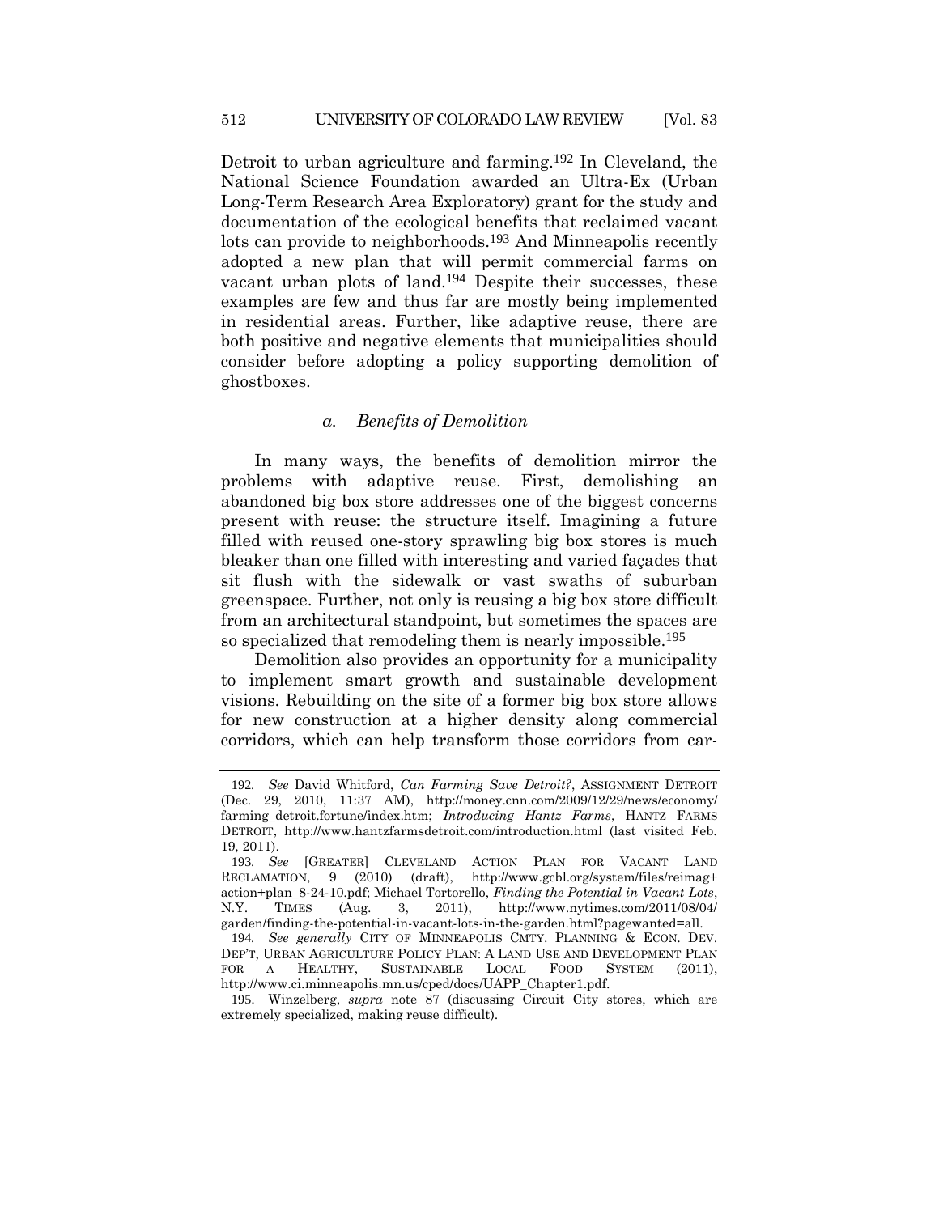Detroit to urban agriculture and farming.[192] In Cleveland, the National Science Foundation awarded an Ultra-Ex (Urban Long-Term Research Area Exploratory) grant for the study and documentation of the ecological benefits that reclaimed vacant lots can provide to neighborhoods.[193] And Minneapolis recently adopted a new plan that will permit commercial farms on vacant urban plots of land.[194] Despite their successes, these examples are few and thus far are mostly being implemented in residential areas. Further, like adaptive reuse, there are both positive and negative elements that municipalities should consider before adopting a policy supporting demolition of ghostboxes.

#### *a. Benefits of Demolition*

In many ways, the benefits of demolition mirror the problems with adaptive reuse. First, demolishing an abandoned big box store addresses one of the biggest concerns present with reuse: the structure itself. Imagining a future filled with reused one-story sprawling big box stores is much bleaker than one filled with interesting and varied façades that sit flush with the sidewalk or vast swaths of suburban greenspace. Further, not only is reusing a big box store difficult from an architectural standpoint, but sometimes the spaces are so specialized that remodeling them is nearly impossible.[195]

Demolition also provides an opportunity for a municipality to implement smart growth and sustainable development visions. Rebuilding on the site of a former big box store allows for new construction at a higher density along commercial corridors, which can help transform those corridors from car-

---

192. *See* David Whitford, *Can Farming Save Detroit?*, ASSIGNMENT DETROIT (Dec. 29, 2010, 11:37 AM), http://money.cnn.com/2009/12/29/news/economy/farming_detroit.fortune/index.htm; *Introducing Hantz Farms*, HANTZ FARMS DETROIT, http://www.hantzfarmsdetroit.com/introduction.html (last visited Feb. 19, 2011).

193. *See* [GREATER] CLEVELAND ACTION PLAN FOR VACANT LAND RECLAMATION, 9 (2010) (draft), http://www.gcbl.org/system/files/reimag+action+plan_8-24-10.pdf; Michael Tortorello, *Finding the Potential in Vacant Lots*, N.Y. TIMES (Aug. 3, 2011), http://www.nytimes.com/2011/08/04/garden/finding-the-potential-in-vacant-lots-in-the-garden.html?pagewanted=all.

194. *See generally* CITY OF MINNEAPOLIS CMTY. PLANNING & ECON. DEV. DEP'T, URBAN AGRICULTURE POLICY PLAN: A LAND USE AND DEVELOPMENT PLAN FOR A HEALTHY, SUSTAINABLE LOCAL FOOD SYSTEM (2011), http://www.ci.minneapolis.mn.us/cped/docs/UAPP_Chapter1.pdf.

195. Winzelberg, *supra* note 87 (discussing Circuit City stores, which are extremely specialized, making reuse difficult).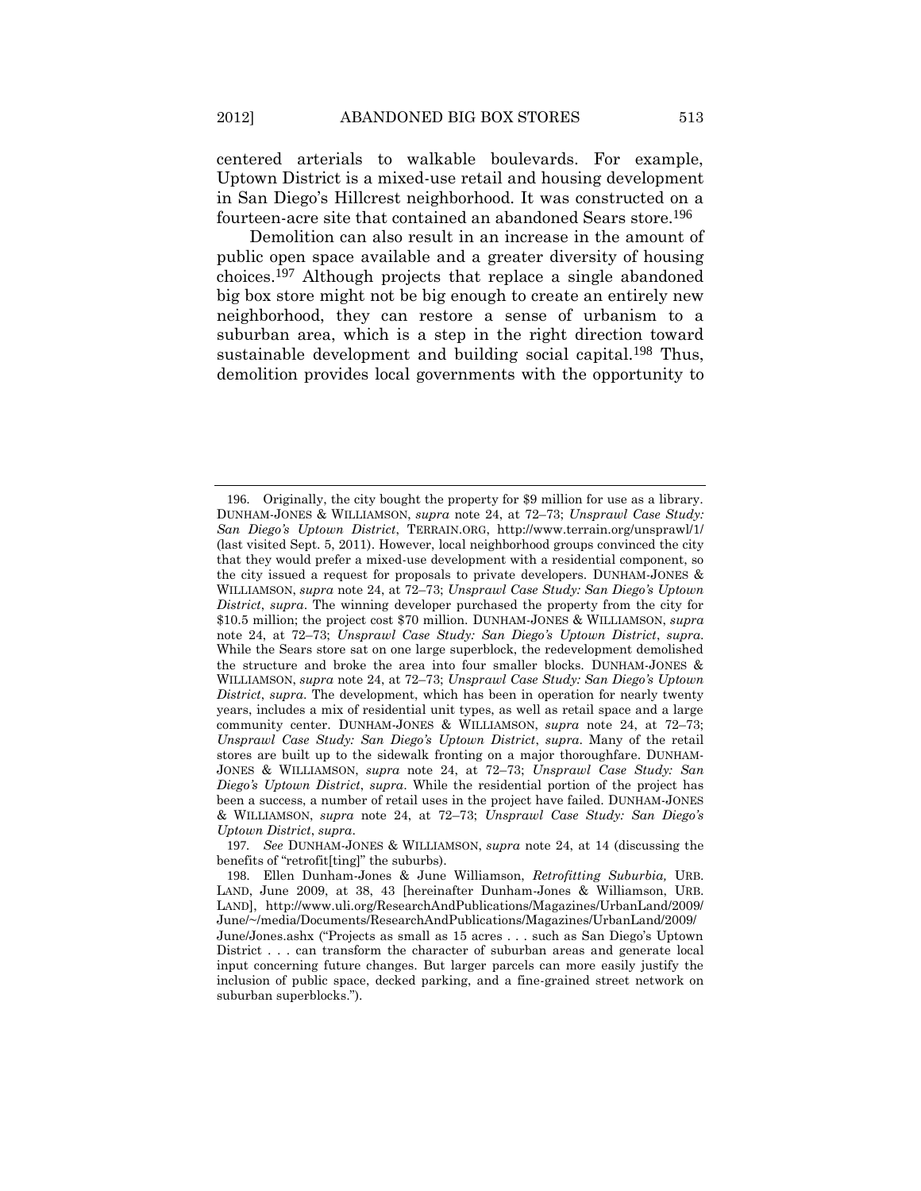centered arterials to walkable boulevards. For example, Uptown District is a mixed-use retail and housing development in San Diego's Hillcrest neighborhood. It was constructed on a fourteen-acre site that contained an abandoned Sears store.[196]

Demolition can also result in an increase in the amount of public open space available and a greater diversity of housing choices.[197] Although projects that replace a single abandoned big box store might not be big enough to create an entirely new neighborhood, they can restore a sense of urbanism to a suburban area, which is a step in the right direction toward sustainable development and building social capital.[198] Thus, demolition provides local governments with the opportunity to

---

196. Originally, the city bought the property for $9 million for use as a library. DUNHAM-JONES & WILLIAMSON, *supra* note 24, at 72–73; *Unsprawl Case Study: San Diego's Uptown District*, TERRAIN.ORG, http://www.terrain.org/unsprawl/1/ (last visited Sept. 5, 2011). However, local neighborhood groups convinced the city that they would prefer a mixed-use development with a residential component, so the city issued a request for proposals to private developers. DUNHAM-JONES & WILLIAMSON, *supra* note 24, at 72–73; *Unsprawl Case Study: San Diego's Uptown District*, *supra*. The winning developer purchased the property from the city for $10.5 million; the project cost $70 million. DUNHAM-JONES & WILLIAMSON, *supra* note 24, at 72–73; *Unsprawl Case Study: San Diego's Uptown District*, *supra*. While the Sears store sat on one large superblock, the redevelopment demolished the structure and broke the area into four smaller blocks. DUNHAM-JONES & WILLIAMSON, *supra* note 24, at 72–73; *Unsprawl Case Study: San Diego's Uptown District*, *supra*. The development, which has been in operation for nearly twenty years, includes a mix of residential unit types, as well as retail space and a large community center. DUNHAM-JONES & WILLIAMSON, *supra* note 24, at 72–73; *Unsprawl Case Study: San Diego's Uptown District*, *supra*. Many of the retail stores are built up to the sidewalk fronting on a major thoroughfare. DUNHAM-JONES & WILLIAMSON, *supra* note 24, at 72–73; *Unsprawl Case Study: San Diego's Uptown District*, *supra*. While the residential portion of the project has been a success, a number of retail uses in the project have failed. DUNHAM-JONES & WILLIAMSON, *supra* note 24, at 72–73; *Unsprawl Case Study: San Diego's Uptown District*, *supra*.

197. *See* DUNHAM-JONES & WILLIAMSON, *supra* note 24, at 14 (discussing the benefits of "retrofit[ting]" the suburbs).

198. Ellen Dunham-Jones & June Williamson, *Retrofitting Suburbia,* URB. LAND, June 2009, at 38, 43 [hereinafter Dunham-Jones & Williamson, URB. LAND], http://www.uli.org/ResearchAndPublications/Magazines/UrbanLand/2009/June/~/media/Documents/ResearchAndPublications/Magazines/UrbanLand/2009/June/Jones.ashx ("Projects as small as 15 acres . . . such as San Diego's Uptown District . . . can transform the character of suburban areas and generate local input concerning future changes. But larger parcels can more easily justify the inclusion of public space, decked parking, and a fine-grained street network on suburban superblocks.").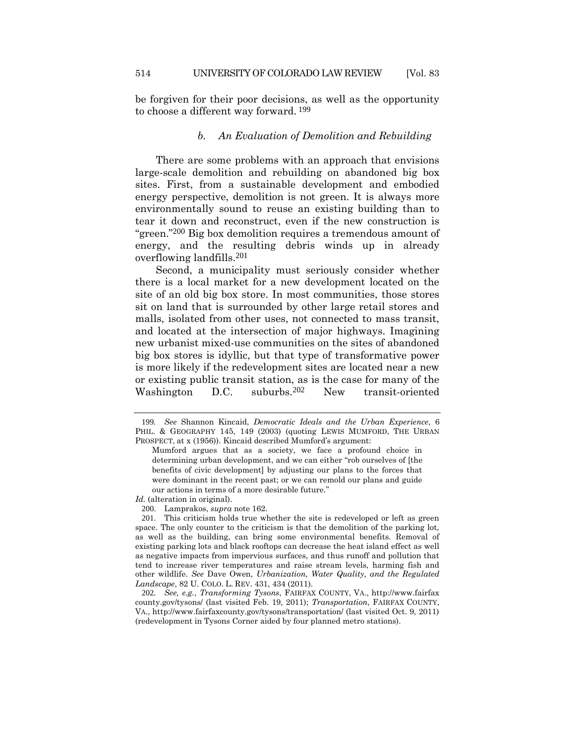be forgiven for their poor decisions, as well as the opportunity to choose a different way forward.[199]

#### *b. An Evaluation of Demolition and Rebuilding*

There are some problems with an approach that envisions large-scale demolition and rebuilding on abandoned big box sites. First, from a sustainable development and embodied energy perspective, demolition is not green. It is always more environmentally sound to reuse an existing building than to tear it down and reconstruct, even if the new construction is "green."[200] Big box demolition requires a tremendous amount of energy, and the resulting debris winds up in already overflowing landfills.[201]

Second, a municipality must seriously consider whether there is a local market for a new development located on the site of an old big box store. In most communities, those stores sit on land that is surrounded by other large retail stores and malls, isolated from other uses, not connected to mass transit, and located at the intersection of major highways. Imagining new urbanist mixed-use communities on the sites of abandoned big box stores is idyllic, but that type of transformative power is more likely if the redevelopment sites are located near a new or existing public transit station, as is the case for many of the Washington D.C. suburbs.[202] New transit-oriented

---

199. *See* Shannon Kincaid, *Democratic Ideals and the Urban Experience*, 6 PHIL. & GEOGRAPHY 145, 149 (2003) (quoting LEWIS MUMFORD, THE URBAN PROSPECT, at x (1956)). Kincaid described Mumford's argument:

> Mumford argues that as a society, we face a profound choice in determining urban development, and we can either "rob ourselves of [the benefits of civic development] by adjusting our plans to the forces that were dominant in the recent past; or we can remold our plans and guide our actions in terms of a more desirable future."

*Id.* (alteration in original).

200. Lamprakos, *supra* note 162.

201. This criticism holds true whether the site is redeveloped or left as green space. The only counter to the criticism is that the demolition of the parking lot, as well as the building, can bring some environmental benefits. Removal of existing parking lots and black rooftops can decrease the heat island effect as well as negative impacts from impervious surfaces, and thus runoff and pollution that tend to increase river temperatures and raise stream levels, harming fish and other wildlife. *See* Dave Owen, *Urbanization, Water Quality, and the Regulated Landscape*, 82 U. COLO. L. REV. 431, 434 (2011).

202. *See, e.g.*, *Transforming Tysons*, FAIRFAX COUNTY, VA., http://www.fairfaxcounty.gov/tysons/ (last visited Feb. 19, 2011); *Transportation*, FAIRFAX COUNTY, VA., http://www.fairfaxcounty.gov/tysons/transportation/ (last visited Oct. 9, 2011) (redevelopment in Tysons Corner aided by four planned metro stations).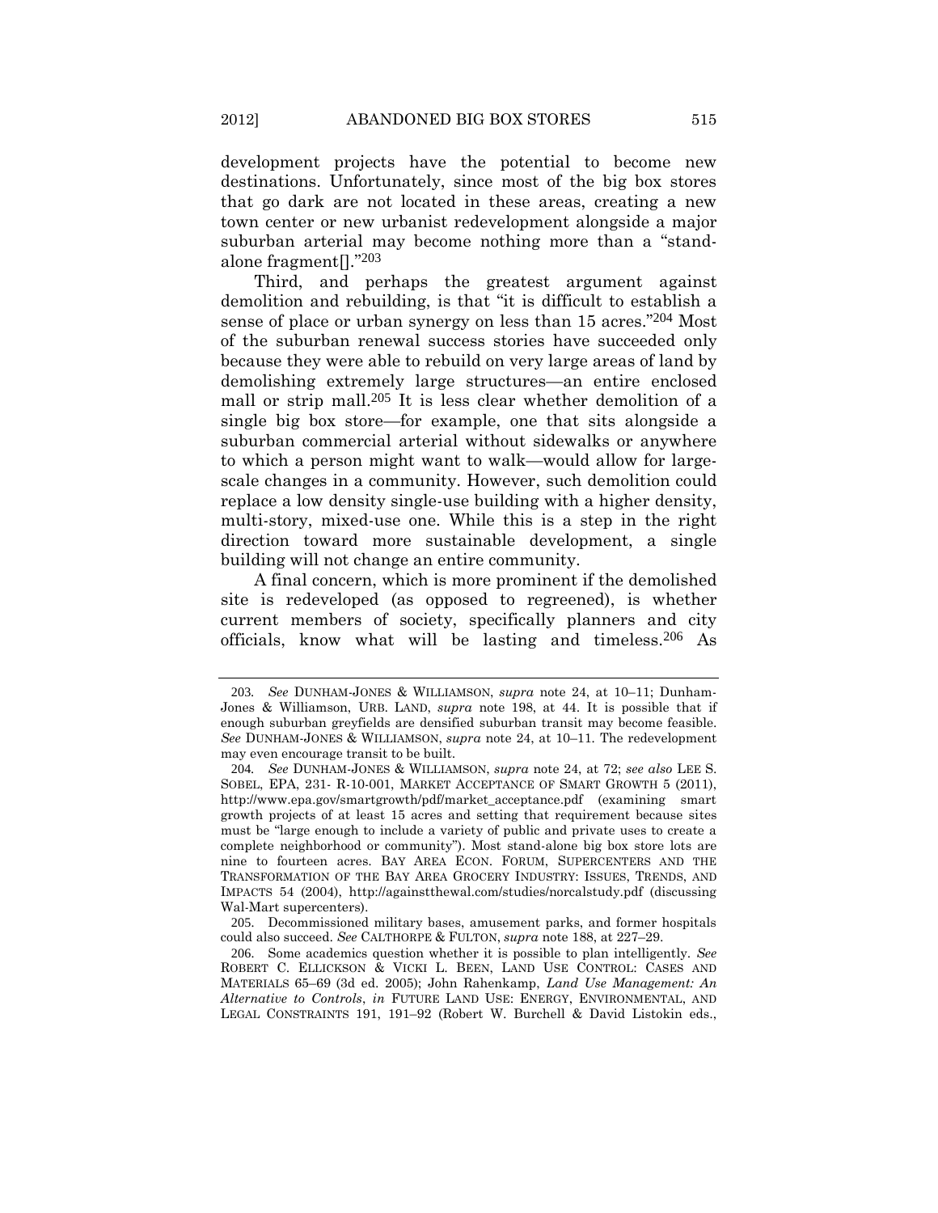development projects have the potential to become new destinations. Unfortunately, since most of the big box stores that go dark are not located in these areas, creating a new town center or new urbanist redevelopment alongside a major suburban arterial may become nothing more than a "stand-alone fragment[]."[203]

Third, and perhaps the greatest argument against demolition and rebuilding, is that "it is difficult to establish a sense of place or urban synergy on less than 15 acres."[204] Most of the suburban renewal success stories have succeeded only because they were able to rebuild on very large areas of land by demolishing extremely large structures—an entire enclosed mall or strip mall.[205] It is less clear whether demolition of a single big box store—for example, one that sits alongside a suburban commercial arterial without sidewalks or anywhere to which a person might want to walk—would allow for large-scale changes in a community. However, such demolition could replace a low density single-use building with a higher density, multi-story, mixed-use one. While this is a step in the right direction toward more sustainable development, a single building will not change an entire community.

A final concern, which is more prominent if the demolished site is redeveloped (as opposed to regreened), is whether current members of society, specifically planners and city officials, know what will be lasting and timeless.[206] As

---

203. *See* DUNHAM-JONES & WILLIAMSON, *supra* note 24, at 10–11; Dunham-Jones & Williamson, URB. LAND, *supra* note 198, at 44. It is possible that if enough suburban greyfields are densified suburban transit may become feasible. *See* DUNHAM-JONES & WILLIAMSON, *supra* note 24, at 10–11. The redevelopment may even encourage transit to be built.

204. *See* DUNHAM-JONES & WILLIAMSON, *supra* note 24, at 72; *see also* LEE S. SOBEL, EPA, 231- R-10-001, MARKET ACCEPTANCE OF SMART GROWTH 5 (2011), http://www.epa.gov/smartgrowth/pdf/market_acceptance.pdf (examining smart growth projects of at least 15 acres and setting that requirement because sites must be "large enough to include a variety of public and private uses to create a complete neighborhood or community"). Most stand-alone big box store lots are nine to fourteen acres. BAY AREA ECON. FORUM, SUPERCENTERS AND THE TRANSFORMATION OF THE BAY AREA GROCERY INDUSTRY: ISSUES, TRENDS, AND IMPACTS 54 (2004), http://againstthewal.com/studies/norcalstudy.pdf (discussing Wal-Mart supercenters).

205. Decommissioned military bases, amusement parks, and former hospitals could also succeed. *See* CALTHORPE & FULTON, *supra* note 188, at 227–29.

206. Some academics question whether it is possible to plan intelligently. *See* ROBERT C. ELLICKSON & VICKI L. BEEN, LAND USE CONTROL: CASES AND MATERIALS 65–69 (3d ed. 2005); John Rahenkamp, *Land Use Management: An Alternative to Controls*, *in* FUTURE LAND USE: ENERGY, ENVIRONMENTAL, AND LEGAL CONSTRAINTS 191, 191–92 (Robert W. Burchell & David Listokin eds.,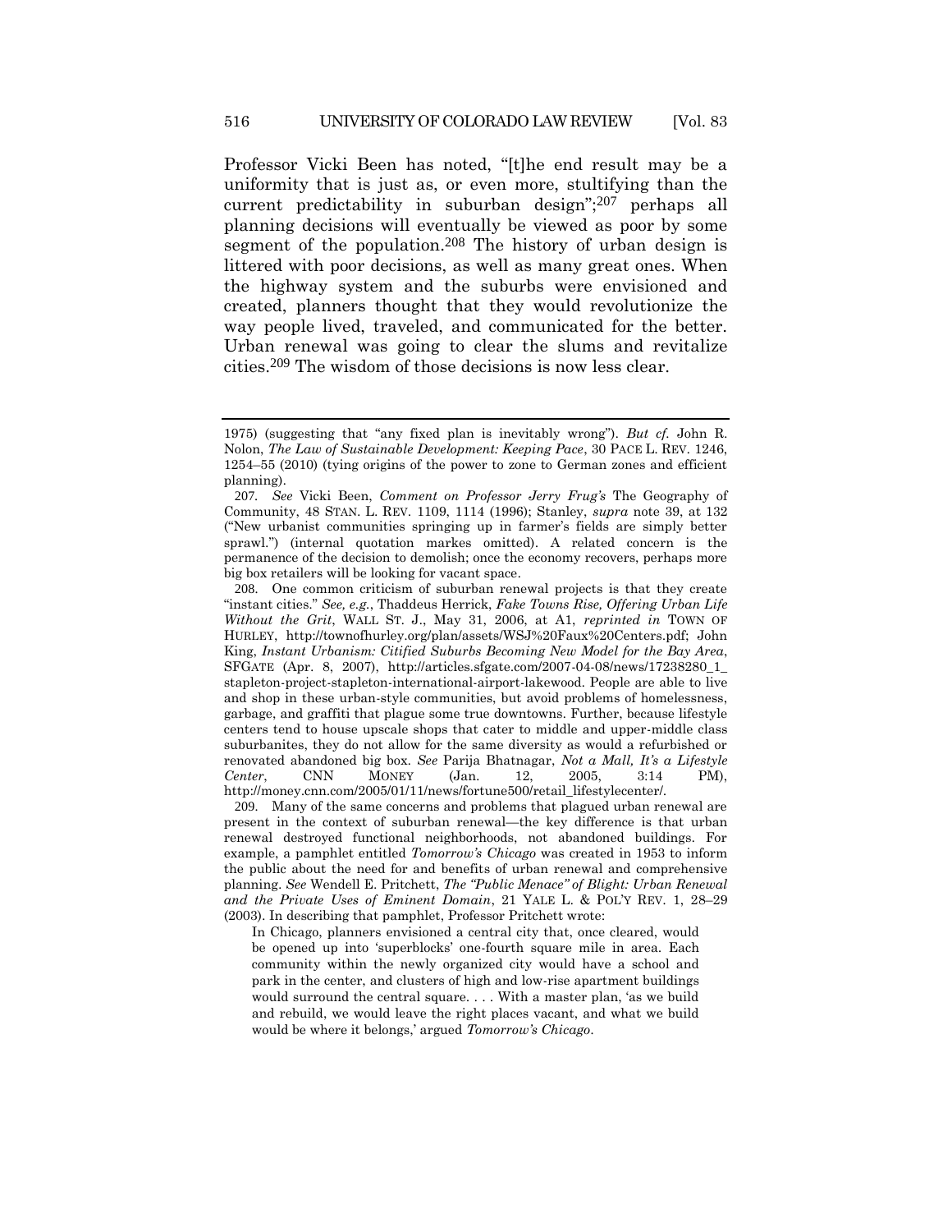Professor Vicki Been has noted, "[t]he end result may be a uniformity that is just as, or even more, stultifying than the current predictability in suburban design";[207] perhaps all planning decisions will eventually be viewed as poor by some segment of the population.[208] The history of urban design is littered with poor decisions, as well as many great ones. When the highway system and the suburbs were envisioned and created, planners thought that they would revolutionize the way people lived, traveled, and communicated for the better. Urban renewal was going to clear the slums and revitalize cities.[209] The wisdom of those decisions is now less clear.

---

1975) (suggesting that "any fixed plan is inevitably wrong"). *But cf.* John R. Nolon, *The Law of Sustainable Development: Keeping Pace*, 30 PACE L. REV. 1246, 1254–55 (2010) (tying origins of the power to zone to German zones and efficient planning).

207. *See* Vicki Been, *Comment on Professor Jerry Frug's* The Geography of Community, 48 STAN. L. REV. 1109, 1114 (1996); Stanley, *supra* note 39, at 132 ("New urbanist communities springing up in farmer's fields are simply better sprawl.") (internal quotation markes omitted). A related concern is the permanence of the decision to demolish; once the economy recovers, perhaps more big box retailers will be looking for vacant space.

208. One common criticism of suburban renewal projects is that they create "instant cities." *See, e.g.*, Thaddeus Herrick, *Fake Towns Rise, Offering Urban Life Without the Grit*, WALL ST. J., May 31, 2006, at A1, *reprinted in* TOWN OF HURLEY, http://townofhurley.org/plan/assets/WSJ%20Faux%20Centers.pdf; John King, *Instant Urbanism: Citified Suburbs Becoming New Model for the Bay Area*, SFGATE (Apr. 8, 2007), http://articles.sfgate.com/2007-04-08/news/17238280_1_stapleton-project-stapleton-international-airport-lakewood. People are able to live and shop in these urban-style communities, but avoid problems of homelessness, garbage, and graffiti that plague some true downtowns. Further, because lifestyle centers tend to house upscale shops that cater to middle and upper-middle class suburbanites, they do not allow for the same diversity as would a refurbished or renovated abandoned big box. *See* Parija Bhatnagar, *Not a Mall, It's a Lifestyle Center*, CNN MONEY (Jan. 12, 2005, 3:14 PM), http://money.cnn.com/2005/01/11/news/fortune500/retail_lifestylecenter/.

209. Many of the same concerns and problems that plagued urban renewal are present in the context of suburban renewal—the key difference is that urban renewal destroyed functional neighborhoods, not abandoned buildings. For example, a pamphlet entitled *Tomorrow's Chicago* was created in 1953 to inform the public about the need for and benefits of urban renewal and comprehensive planning. *See* Wendell E. Pritchett, *The "Public Menace" of Blight: Urban Renewal and the Private Uses of Eminent Domain*, 21 YALE L. & POL'Y REV. 1, 28–29 (2003). In describing that pamphlet, Professor Pritchett wrote:

> In Chicago, planners envisioned a central city that, once cleared, would be opened up into 'superblocks' one-fourth square mile in area. Each community within the newly organized city would have a school and park in the center, and clusters of high and low-rise apartment buildings would surround the central square. . . . With a master plan, 'as we build and rebuild, we would leave the right places vacant, and what we build would be where it belongs,' argued *Tomorrow's Chicago*.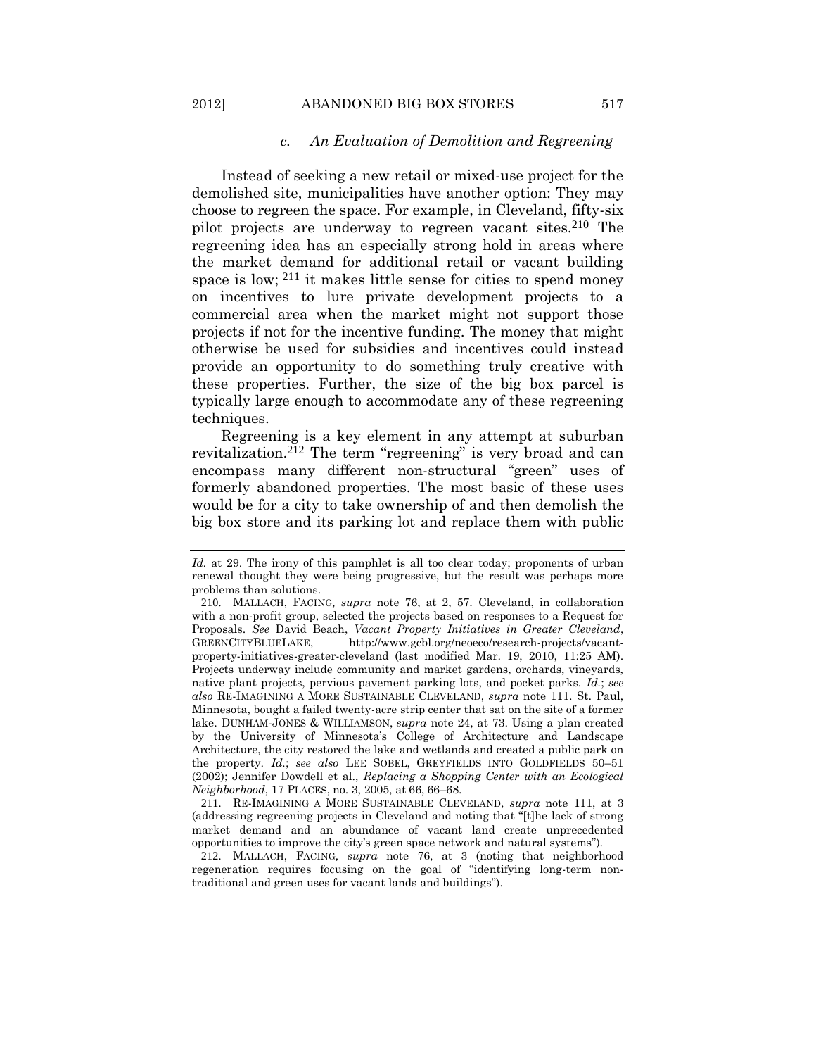### *c. An Evaluation of Demolition and Regreening*

Instead of seeking a new retail or mixed-use project for the demolished site, municipalities have another option: They may choose to regreen the space. For example, in Cleveland, fifty-six pilot projects are underway to regreen vacant sites.[210] The regreening idea has an especially strong hold in areas where the market demand for additional retail or vacant building space is low; [211] it makes little sense for cities to spend money on incentives to lure private development projects to a commercial area when the market might not support those projects if not for the incentive funding. The money that might otherwise be used for subsidies and incentives could instead provide an opportunity to do something truly creative with these properties. Further, the size of the big box parcel is typically large enough to accommodate any of these regreening techniques.

Regreening is a key element in any attempt at suburban revitalization.[212] The term "regreening" is very broad and can encompass many different non-structural "green" uses of formerly abandoned properties. The most basic of these uses would be for a city to take ownership of and then demolish the big box store and its parking lot and replace them with public

---

*Id.* at 29. The irony of this pamphlet is all too clear today; proponents of urban renewal thought they were being progressive, but the result was perhaps more problems than solutions.

210. MALLACH, FACING, *supra* note 76, at 2, 57. Cleveland, in collaboration with a non-profit group, selected the projects based on responses to a Request for Proposals. *See* David Beach, *Vacant Property Initiatives in Greater Cleveland*, GREENCITYBLUELAKE, http://www.gcbl.org/neoeco/research-projects/vacant-property-initiatives-greater-cleveland (last modified Mar. 19, 2010, 11:25 AM). Projects underway include community and market gardens, orchards, vineyards, native plant projects, pervious pavement parking lots, and pocket parks. *Id.*; *see also* RE-IMAGINING A MORE SUSTAINABLE CLEVELAND, *supra* note 111. St. Paul, Minnesota, bought a failed twenty-acre strip center that sat on the site of a former lake. DUNHAM-JONES & WILLIAMSON, *supra* note 24, at 73. Using a plan created by the University of Minnesota's College of Architecture and Landscape Architecture, the city restored the lake and wetlands and created a public park on the property. *Id.*; *see also* LEE SOBEL, GREYFIELDS INTO GOLDFIELDS 50–51 (2002); Jennifer Dowdell et al., *Replacing a Shopping Center with an Ecological Neighborhood*, 17 PLACES, no. 3, 2005, at 66, 66–68.

211. RE-IMAGINING A MORE SUSTAINABLE CLEVELAND, *supra* note 111, at 3 (addressing regreening projects in Cleveland and noting that "[t]he lack of strong market demand and an abundance of vacant land create unprecedented opportunities to improve the city's green space network and natural systems").

212. MALLACH, FACING, *supra* note 76, at 3 (noting that neighborhood regeneration requires focusing on the goal of "identifying long-term non-traditional and green uses for vacant lands and buildings").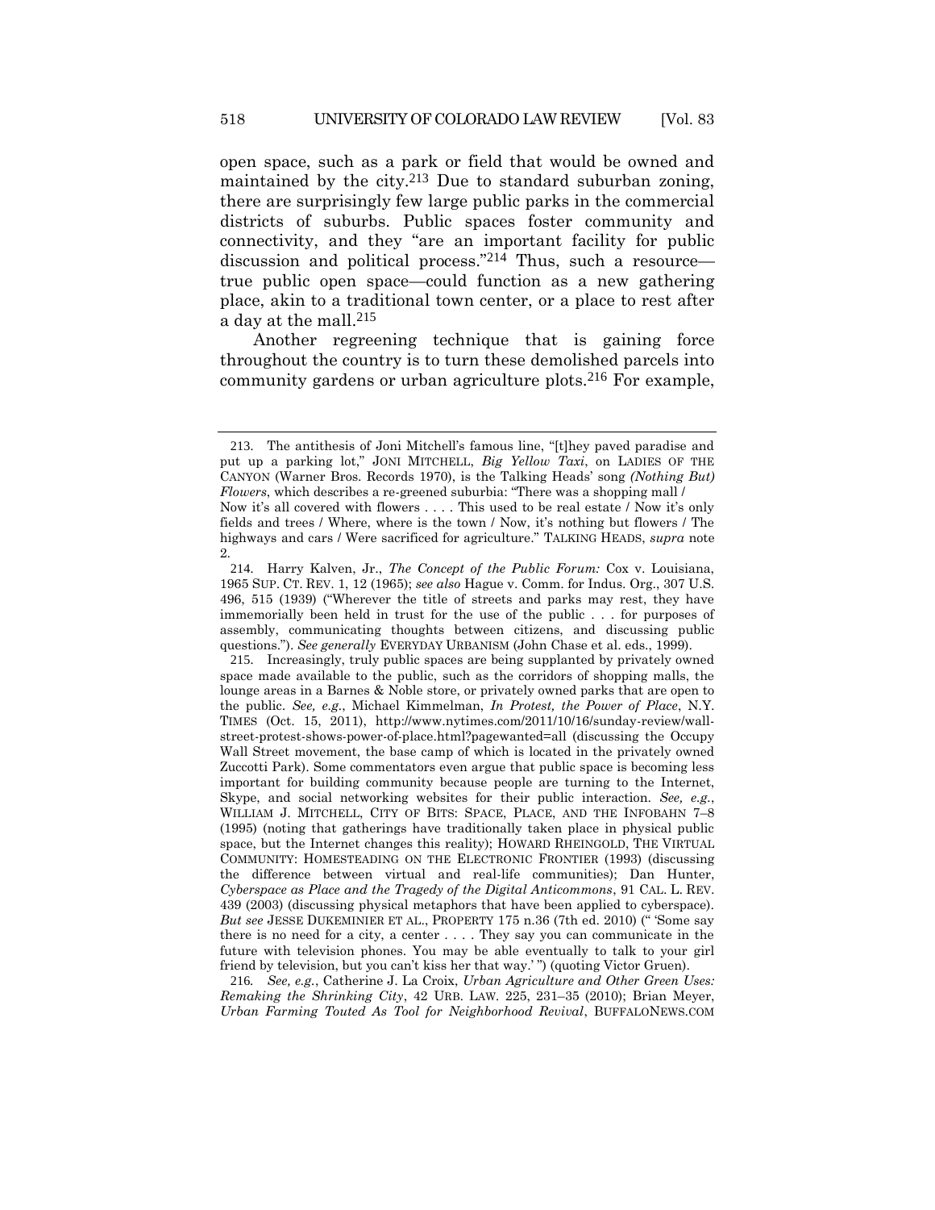open space, such as a park or field that would be owned and maintained by the city.[213] Due to standard suburban zoning, there are surprisingly few large public parks in the commercial districts of suburbs. Public spaces foster community and connectivity, and they "are an important facility for public discussion and political process."[214] Thus, such a resource—true public open space—could function as a new gathering place, akin to a traditional town center, or a place to rest after a day at the mall.[215]

Another regreening technique that is gaining force throughout the country is to turn these demolished parcels into community gardens or urban agriculture plots.[216] For example,

---

213. The antithesis of Joni Mitchell's famous line, "[t]hey paved paradise and put up a parking lot," JONI MITCHELL, *Big Yellow Taxi*, on LADIES OF THE CANYON (Warner Bros. Records 1970), is the Talking Heads' song *(Nothing But) Flowers*, which describes a re-greened suburbia: "There was a shopping mall / Now it's all covered with flowers . . . . This used to be real estate / Now it's only fields and trees / Where, where is the town / Now, it's nothing but flowers / The highways and cars / Were sacrificed for agriculture." TALKING HEADS, *supra* note 2.

214. Harry Kalven, Jr., *The Concept of the Public Forum:* Cox v. Louisiana, 1965 SUP. CT. REV. 1, 12 (1965); *see also* Hague v. Comm. for Indus. Org., 307 U.S. 496, 515 (1939) ("Wherever the title of streets and parks may rest, they have immemorially been held in trust for the use of the public . . . for purposes of assembly, communicating thoughts between citizens, and discussing public questions."). *See generally* EVERYDAY URBANISM (John Chase et al. eds., 1999).

215. Increasingly, truly public spaces are being supplanted by privately owned space made available to the public, such as the corridors of shopping malls, the lounge areas in a Barnes & Noble store, or privately owned parks that are open to the public. *See, e.g.*, Michael Kimmelman, *In Protest, the Power of Place*, N.Y. TIMES (Oct. 15, 2011), http://www.nytimes.com/2011/10/16/sunday-review/wall-street-protest-shows-power-of-place.html?pagewanted=all (discussing the Occupy Wall Street movement, the base camp of which is located in the privately owned Zuccotti Park). Some commentators even argue that public space is becoming less important for building community because people are turning to the Internet, Skype, and social networking websites for their public interaction. *See, e.g.*, WILLIAM J. MITCHELL, CITY OF BITS: SPACE, PLACE, AND THE INFOBAHN 7–8 (1995) (noting that gatherings have traditionally taken place in physical public space, but the Internet changes this reality); HOWARD RHEINGOLD, THE VIRTUAL COMMUNITY: HOMESTEADING ON THE ELECTRONIC FRONTIER (1993) (discussing the difference between virtual and real-life communities); Dan Hunter, *Cyberspace as Place and the Tragedy of the Digital Anticommons*, 91 CAL. L. REV. 439 (2003) (discussing physical metaphors that have been applied to cyberspace). *But see* JESSE DUKEMINIER ET AL., PROPERTY 175 n.36 (7th ed. 2010) (" 'Some say there is no need for a city, a center . . . . They say you can communicate in the future with television phones. You may be able eventually to talk to your girl friend by television, but you can't kiss her that way.' ") (quoting Victor Gruen).

216. *See, e.g.*, Catherine J. La Croix, *Urban Agriculture and Other Green Uses: Remaking the Shrinking City*, 42 URB. LAW. 225, 231–35 (2010); Brian Meyer, *Urban Farming Touted As Tool for Neighborhood Revival*, BUFFALONEWS.COM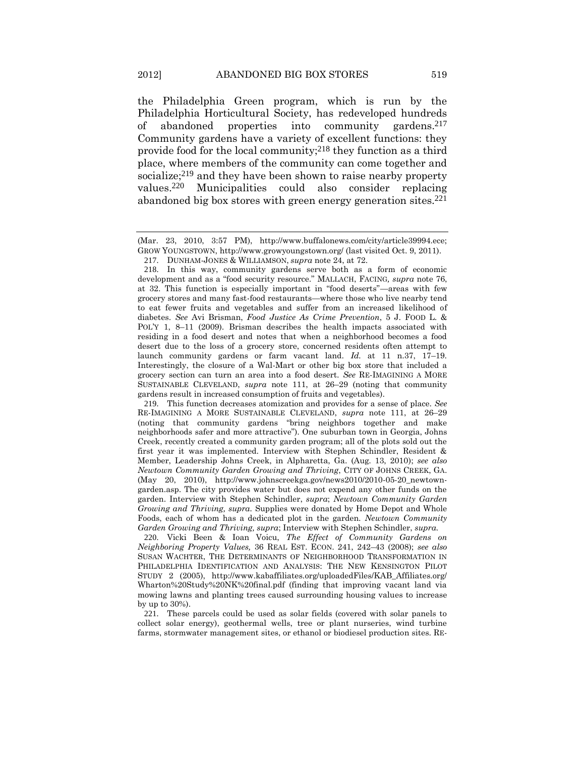the Philadelphia Green program, which is run by the Philadelphia Horticultural Society, has redeveloped hundreds of abandoned properties into community gardens.[217] Community gardens have a variety of excellent functions: they provide food for the local community;[218] they function as a third place, where members of the community can come together and socialize;[219] and they have been shown to raise nearby property values.[220] Municipalities could also consider replacing abandoned big box stores with green energy generation sites.[221]

---

(Mar. 23, 2010, 3:57 PM), http://www.buffalonews.com/city/article39994.ece; GROW YOUNGSTOWN, http://www.growyoungstown.org/ (last visited Oct. 9, 2011).

217. DUNHAM-JONES & WILLIAMSON, *supra* note 24, at 72.

218. In this way, community gardens serve both as a form of economic development and as a "food security resource." MALLACH, FACING, *supra* note 76, at 32. This function is especially important in "food deserts"—areas with few grocery stores and many fast-food restaurants—where those who live nearby tend to eat fewer fruits and vegetables and suffer from an increased likelihood of diabetes. *See* Avi Brisman, *Food Justice As Crime Prevention*, 5 J. FOOD L. & POL'Y 1, 8–11 (2009). Brisman describes the health impacts associated with residing in a food desert and notes that when a neighborhood becomes a food desert due to the loss of a grocery store, concerned residents often attempt to launch community gardens or farm vacant land. *Id.* at 11 n.37, 17–19. Interestingly, the closure of a Wal-Mart or other big box store that included a grocery section can turn an area into a food desert. *See* RE-IMAGINING A MORE SUSTAINABLE CLEVELAND, *supra* note 111, at 26–29 (noting that community gardens result in increased consumption of fruits and vegetables).

219. This function decreases atomization and provides for a sense of place. *See* RE-IMAGINING A MORE SUSTAINABLE CLEVELAND, *supra* note 111, at 26–29 (noting that community gardens "bring neighbors together and make neighborhoods safer and more attractive"). One suburban town in Georgia, Johns Creek, recently created a community garden program; all of the plots sold out the first year it was implemented. Interview with Stephen Schindler, Resident & Member, Leadership Johns Creek, in Alpharetta, Ga. (Aug. 13, 2010); *see also* *Newtown Community Garden Growing and Thriving*, CITY OF JOHNS CREEK, GA. (May 20, 2010), http://www.johnscreekga.gov/news2010/2010-05-20_newtown-garden.asp. The city provides water but does not expend any other funds on the garden. Interview with Stephen Schindler, *supra*; *Newtown Community Garden Growing and Thriving, supra.* Supplies were donated by Home Depot and Whole Foods, each of whom has a dedicated plot in the garden. *Newtown Community Garden Growing and Thriving, supra*; Interview with Stephen Schindler, *supra.*

220. Vicki Been & Ioan Voicu, *The Effect of Community Gardens on Neighboring Property Values,* 36 REAL EST. ECON. 241, 242–43 (2008); *see also* SUSAN WACHTER, THE DETERMINANTS OF NEIGHBORHOOD TRANSFORMATION IN PHILADELPHIA IDENTIFICATION AND ANALYSIS: THE NEW KENSINGTON PILOT STUDY 2 (2005), http://www.kabaffiliates.org/uploadedFiles/KAB_Affiliates.org/Wharton%20Study%20NK%20final.pdf (finding that improving vacant land via mowing lawns and planting trees caused surrounding housing values to increase by up to 30%).

221. These parcels could be used as solar fields (covered with solar panels to collect solar energy), geothermal wells, tree or plant nurseries, wind turbine farms, stormwater management sites, or ethanol or biodiesel production sites. RE-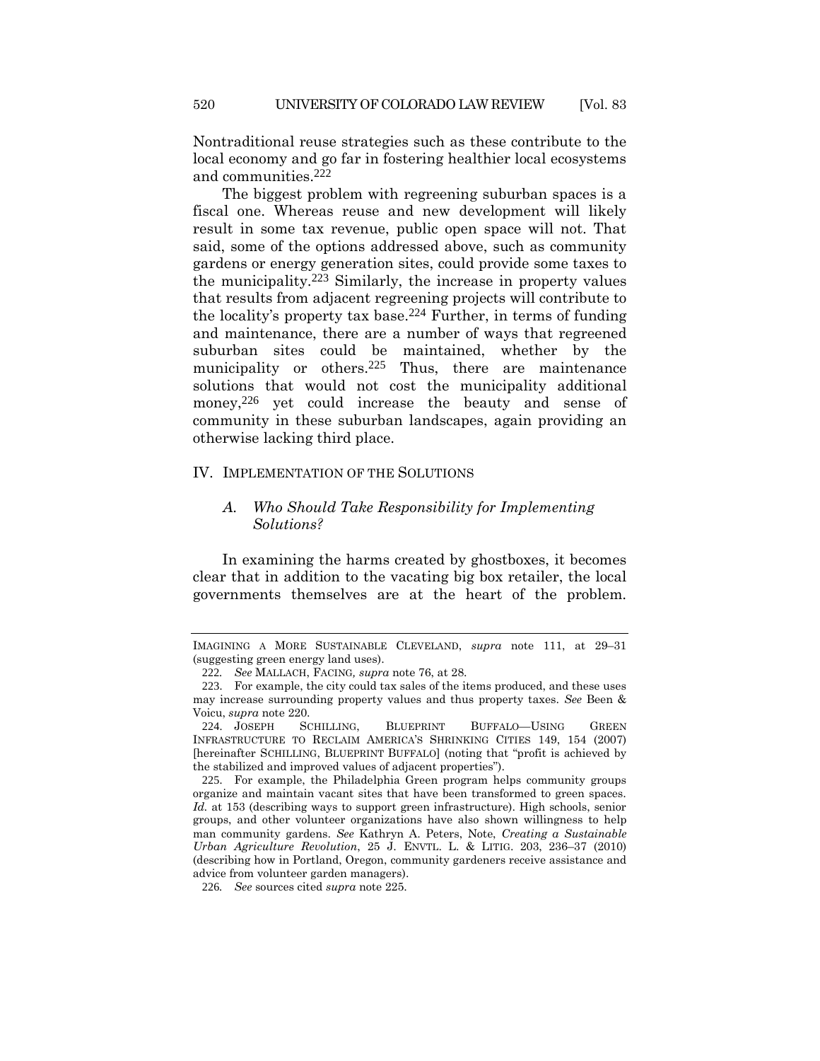Nontraditional reuse strategies such as these contribute to the local economy and go far in fostering healthier local ecosystems and communities.[222]

The biggest problem with regreening suburban spaces is a fiscal one. Whereas reuse and new development will likely result in some tax revenue, public open space will not. That said, some of the options addressed above, such as community gardens or energy generation sites, could provide some taxes to the municipality.[223] Similarly, the increase in property values that results from adjacent regreening projects will contribute to the locality's property tax base.[224] Further, in terms of funding and maintenance, there are a number of ways that regreened suburban sites could be maintained, whether by the municipality or others.[225] Thus, there are maintenance solutions that would not cost the municipality additional money,[226] yet could increase the beauty and sense of community in these suburban landscapes, again providing an otherwise lacking third place.

## IV. IMPLEMENTATION OF THE SOLUTIONS

### *A. Who Should Take Responsibility for Implementing Solutions?*

In examining the harms created by ghostboxes, it becomes clear that in addition to the vacating big box retailer, the local governments themselves are at the heart of the problem.

---

IMAGINING A MORE SUSTAINABLE CLEVELAND, *supra* note 111, at 29–31 (suggesting green energy land uses).

222. *See* MALLACH, FACING, *supra* note 76, at 28.

223. For example, the city could tax sales of the items produced, and these uses may increase surrounding property values and thus property taxes. *See* Been & Voicu, *supra* note 220.

224. JOSEPH SCHILLING, BLUEPRINT BUFFALO—USING GREEN INFRASTRUCTURE TO RECLAIM AMERICA'S SHRINKING CITIES 149, 154 (2007) [hereinafter SCHILLING, BLUEPRINT BUFFALO] (noting that "profit is achieved by the stabilized and improved values of adjacent properties").

225. For example, the Philadelphia Green program helps community groups organize and maintain vacant sites that have been transformed to green spaces. *Id.* at 153 (describing ways to support green infrastructure). High schools, senior groups, and other volunteer organizations have also shown willingness to help man community gardens. *See* Kathryn A. Peters, Note, *Creating a Sustainable Urban Agriculture Revolution*, 25 J. ENVTL. L. & LITIG. 203, 236–37 (2010) (describing how in Portland, Oregon, community gardeners receive assistance and advice from volunteer garden managers).

226. *See* sources cited *supra* note 225.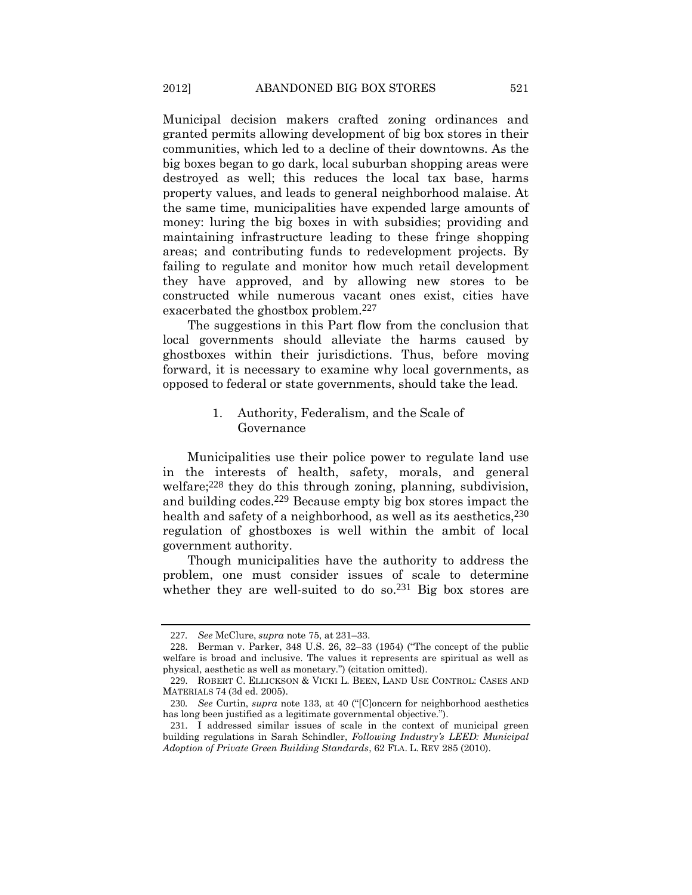Municipal decision makers crafted zoning ordinances and granted permits allowing development of big box stores in their communities, which led to a decline of their downtowns. As the big boxes began to go dark, local suburban shopping areas were destroyed as well; this reduces the local tax base, harms property values, and leads to general neighborhood malaise. At the same time, municipalities have expended large amounts of money: luring the big boxes in with subsidies; providing and maintaining infrastructure leading to these fringe shopping areas; and contributing funds to redevelopment projects. By failing to regulate and monitor how much retail development they have approved, and by allowing new stores to be constructed while numerous vacant ones exist, cities have exacerbated the ghostbox problem.[227]

The suggestions in this Part flow from the conclusion that local governments should alleviate the harms caused by ghostboxes within their jurisdictions. Thus, before moving forward, it is necessary to examine why local governments, as opposed to federal or state governments, should take the lead.

### 1. Authority, Federalism, and the Scale of Governance

Municipalities use their police power to regulate land use in the interests of health, safety, morals, and general welfare;[228] they do this through zoning, planning, subdivision, and building codes.[229] Because empty big box stores impact the health and safety of a neighborhood, as well as its aesthetics,[230] regulation of ghostboxes is well within the ambit of local government authority.

Though municipalities have the authority to address the problem, one must consider issues of scale to determine whether they are well-suited to do so.[231] Big box stores are

---

227. *See* McClure, *supra* note 75, at 231–33.

228. Berman v. Parker, 348 U.S. 26, 32–33 (1954) ("The concept of the public welfare is broad and inclusive. The values it represents are spiritual as well as physical, aesthetic as well as monetary.") (citation omitted).

229. ROBERT C. ELLICKSON & VICKI L. BEEN, LAND USE CONTROL: CASES AND MATERIALS 74 (3d ed. 2005).

230. *See* Curtin, *supra* note 133, at 40 ("[C]oncern for neighborhood aesthetics has long been justified as a legitimate governmental objective.").

231. I addressed similar issues of scale in the context of municipal green building regulations in Sarah Schindler, *Following Industry's LEED: Municipal Adoption of Private Green Building Standards*, 62 FLA. L. REV 285 (2010).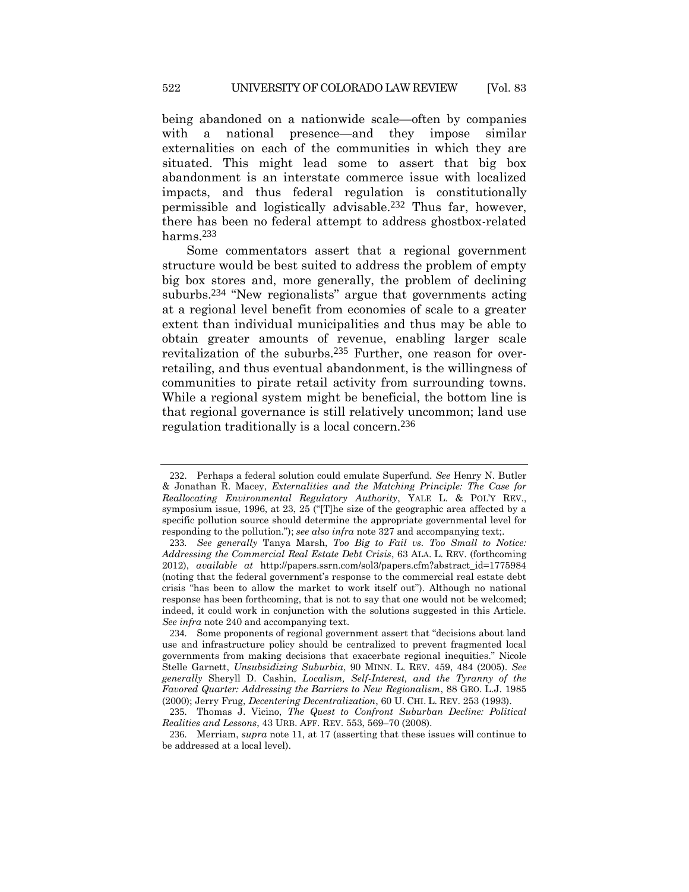being abandoned on a nationwide scale—often by companies with a national presence—and they impose similar externalities on each of the communities in which they are situated. This might lead some to assert that big box abandonment is an interstate commerce issue with localized impacts, and thus federal regulation is constitutionally permissible and logistically advisable.[232] Thus far, however, there has been no federal attempt to address ghostbox-related harms.[233]

Some commentators assert that a regional government structure would be best suited to address the problem of empty big box stores and, more generally, the problem of declining suburbs.[234] "New regionalists" argue that governments acting at a regional level benefit from economies of scale to a greater extent than individual municipalities and thus may be able to obtain greater amounts of revenue, enabling larger scale revitalization of the suburbs.[235] Further, one reason for over-retailing, and thus eventual abandonment, is the willingness of communities to pirate retail activity from surrounding towns. While a regional system might be beneficial, the bottom line is that regional governance is still relatively uncommon; land use regulation traditionally is a local concern.[236]

---

232. Perhaps a federal solution could emulate Superfund. *See* Henry N. Butler & Jonathan R. Macey, *Externalities and the Matching Principle: The Case for Reallocating Environmental Regulatory Authority*, YALE L. & POL'Y REV., symposium issue, 1996, at 23, 25 ("[T]he size of the geographic area affected by a specific pollution source should determine the appropriate governmental level for responding to the pollution."); *see also infra* note 327 and accompanying text;.

233. *See generally* Tanya Marsh, *Too Big to Fail vs. Too Small to Notice: Addressing the Commercial Real Estate Debt Crisis*, 63 ALA. L. REV. (forthcoming 2012), *available at* http://papers.ssrn.com/sol3/papers.cfm?abstract_id=1775984 (noting that the federal government's response to the commercial real estate debt crisis "has been to allow the market to work itself out"). Although no national response has been forthcoming, that is not to say that one would not be welcomed; indeed, it could work in conjunction with the solutions suggested in this Article. *See infra* note 240 and accompanying text.

234. Some proponents of regional government assert that "decisions about land use and infrastructure policy should be centralized to prevent fragmented local governments from making decisions that exacerbate regional inequities." Nicole Stelle Garnett, *Unsubsidizing Suburbia*, 90 MINN. L. REV. 459, 484 (2005). *See generally* Sheryll D. Cashin, *Localism, Self-Interest, and the Tyranny of the Favored Quarter: Addressing the Barriers to New Regionalism*, 88 GEO. L.J. 1985 (2000); Jerry Frug, *Decentering Decentralization*, 60 U. CHI. L. REV. 253 (1993).

235. Thomas J. Vicino, *The Quest to Confront Suburban Decline: Political Realities and Lessons*, 43 URB. AFF. REV. 553, 569–70 (2008).

236. Merriam, *supra* note 11, at 17 (asserting that these issues will continue to be addressed at a local level).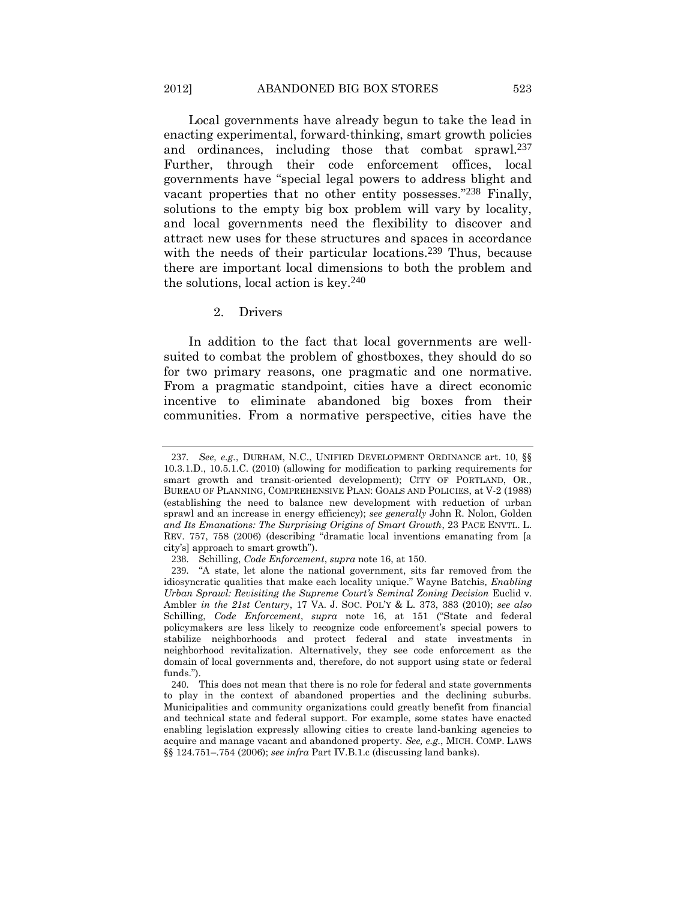Local governments have already begun to take the lead in enacting experimental, forward-thinking, smart growth policies and ordinances, including those that combat sprawl.[237] Further, through their code enforcement offices, local governments have "special legal powers to address blight and vacant properties that no other entity possesses."[238] Finally, solutions to the empty big box problem will vary by locality, and local governments need the flexibility to discover and attract new uses for these structures and spaces in accordance with the needs of their particular locations.[239] Thus, because there are important local dimensions to both the problem and the solutions, local action is key.[240]

### 2. Drivers

In addition to the fact that local governments are well-suited to combat the problem of ghostboxes, they should do so for two primary reasons, one pragmatic and one normative. From a pragmatic standpoint, cities have a direct economic incentive to eliminate abandoned big boxes from their communities. From a normative perspective, cities have the

---

237. *See, e.g.*, DURHAM, N.C., UNIFIED DEVELOPMENT ORDINANCE art. 10, §§ 10.3.1.D., 10.5.1.C. (2010) (allowing for modification to parking requirements for smart growth and transit-oriented development); CITY OF PORTLAND, OR., BUREAU OF PLANNING, COMPREHENSIVE PLAN: GOALS AND POLICIES, at V-2 (1988) (establishing the need to balance new development with reduction of urban sprawl and an increase in energy efficiency); *see generally* John R. Nolon, Golden *and Its Emanations: The Surprising Origins of Smart Growth*, 23 PACE ENVTL. L. REV. 757, 758 (2006) (describing "dramatic local inventions emanating from [a city's] approach to smart growth").

238. Schilling, *Code Enforcement*, *supra* note 16, at 150.

239. "A state, let alone the national government, sits far removed from the idiosyncratic qualities that make each locality unique." Wayne Batchis, *Enabling Urban Sprawl: Revisiting the Supreme Court's Seminal Zoning Decision* Euclid v. Ambler *in the 21st Century*, 17 VA. J. SOC. POL'Y & L. 373, 383 (2010); *see also* Schilling, *Code Enforcement*, *supra* note 16, at 151 ("State and federal policymakers are less likely to recognize code enforcement's special powers to stabilize neighborhoods and protect federal and state investments in neighborhood revitalization. Alternatively, they see code enforcement as the domain of local governments and, therefore, do not support using state or federal funds.").

240. This does not mean that there is no role for federal and state governments to play in the context of abandoned properties and the declining suburbs. Municipalities and community organizations could greatly benefit from financial and technical state and federal support. For example, some states have enacted enabling legislation expressly allowing cities to create land-banking agencies to acquire and manage vacant and abandoned property. *See, e.g.*, MICH. COMP. LAWS §§ 124.751–.754 (2006); *see infra* Part IV.B.1.c (discussing land banks).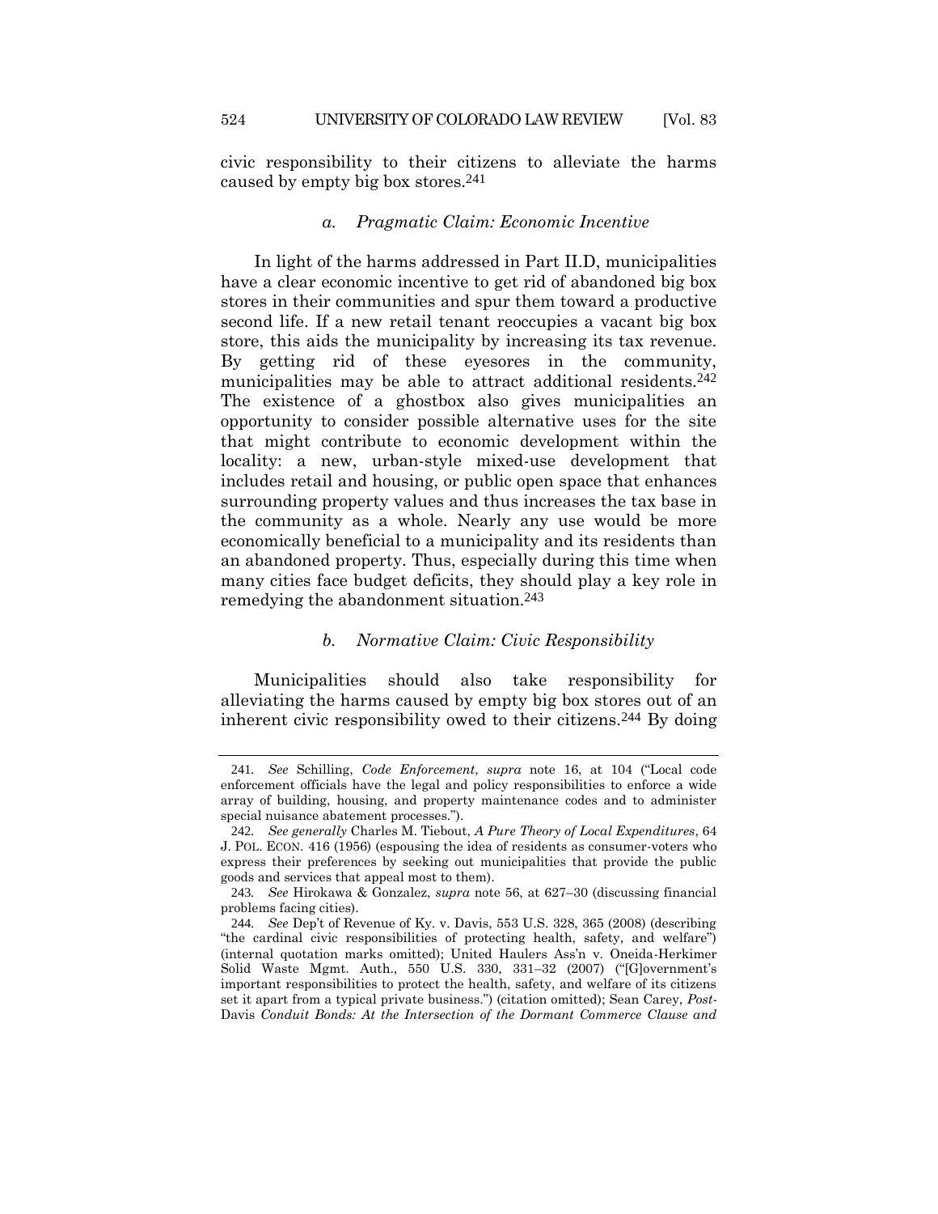civic responsibility to their citizens to alleviate the harms caused by empty big box stores.[241]

*a. Pragmatic Claim: Economic Incentive*

In light of the harms addressed in Part II.D, municipalities have a clear economic incentive to get rid of abandoned big box stores in their communities and spur them toward a productive second life. If a new retail tenant reoccupies a vacant big box store, this aids the municipality by increasing its tax revenue. By getting rid of these eyesores in the community, municipalities may be able to attract additional residents.[242] The existence of a ghostbox also gives municipalities an opportunity to consider possible alternative uses for the site that might contribute to economic development within the locality: a new, urban-style mixed-use development that includes retail and housing, or public open space that enhances surrounding property values and thus increases the tax base in the community as a whole. Nearly any use would be more economically beneficial to a municipality and its residents than an abandoned property. Thus, especially during this time when many cities face budget deficits, they should play a key role in remedying the abandonment situation.[243]

*b. Normative Claim: Civic Responsibility*

Municipalities should also take responsibility for alleviating the harms caused by empty big box stores out of an inherent civic responsibility owed to their citizens.[244] By doing

---

241. *See* Schilling, *Code Enforcement*, *supra* note 16, at 104 ("Local code enforcement officials have the legal and policy responsibilities to enforce a wide array of building, housing, and property maintenance codes and to administer special nuisance abatement processes.").

242. *See generally* Charles M. Tiebout, *A Pure Theory of Local Expenditures*, 64 J. POL. ECON. 416 (1956) (espousing the idea of residents as consumer-voters who express their preferences by seeking out municipalities that provide the public goods and services that appeal most to them).

243. *See* Hirokawa & Gonzalez, *supra* note 56, at 627–30 (discussing financial problems facing cities).

244. *See* Dep't of Revenue of Ky. v. Davis, 553 U.S. 328, 365 (2008) (describing "the cardinal civic responsibilities of protecting health, safety, and welfare") (internal quotation marks omitted); United Haulers Ass'n v. Oneida-Herkimer Solid Waste Mgmt. Auth., 550 U.S. 330, 331–32 (2007) ("[G]overnment's important responsibilities to protect the health, safety, and welfare of its citizens set it apart from a typical private business.") (citation omitted); Sean Carey, *Post-*Davis *Conduit Bonds: At the Intersection of the Dormant Commerce Clause and*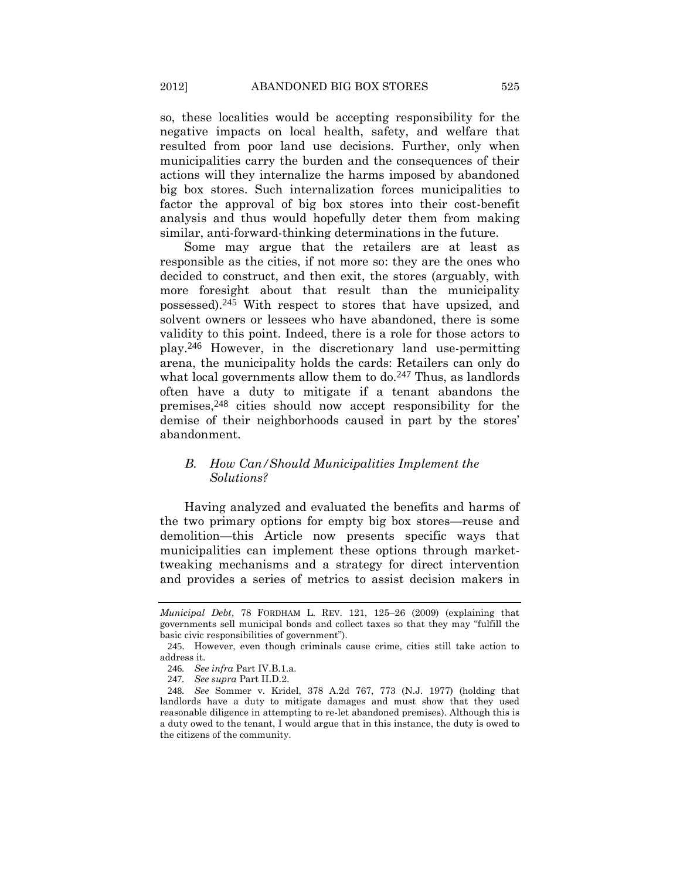so, these localities would be accepting responsibility for the negative impacts on local health, safety, and welfare that resulted from poor land use decisions. Further, only when municipalities carry the burden and the consequences of their actions will they internalize the harms imposed by abandoned big box stores. Such internalization forces municipalities to factor the approval of big box stores into their cost-benefit analysis and thus would hopefully deter them from making similar, anti-forward-thinking determinations in the future.

Some may argue that the retailers are at least as responsible as the cities, if not more so: they are the ones who decided to construct, and then exit, the stores (arguably, with more foresight about that result than the municipality possessed).[245] With respect to stores that have upsized, and solvent owners or lessees who have abandoned, there is some validity to this point. Indeed, there is a role for those actors to play.[246] However, in the discretionary land use-permitting arena, the municipality holds the cards: Retailers can only do what local governments allow them to do.[247] Thus, as landlords often have a duty to mitigate if a tenant abandons the premises,[248] cities should now accept responsibility for the demise of their neighborhoods caused in part by the stores' abandonment.

### *B. How Can/Should Municipalities Implement the Solutions?*

Having analyzed and evaluated the benefits and harms of the two primary options for empty big box stores—reuse and demolition—this Article now presents specific ways that municipalities can implement these options through market-tweaking mechanisms and a strategy for direct intervention and provides a series of metrics to assist decision makers in

---

*Municipal Debt*, 78 FORDHAM L. REV. 121, 125–26 (2009) (explaining that governments sell municipal bonds and collect taxes so that they may "fulfill the basic civic responsibilities of government").

245. However, even though criminals cause crime, cities still take action to address it.

246. *See infra* Part IV.B.1.a.

247. *See supra* Part II.D.2.

248. *See* Sommer v. Kridel, 378 A.2d 767, 773 (N.J. 1977) (holding that landlords have a duty to mitigate damages and must show that they used reasonable diligence in attempting to re-let abandoned premises). Although this is a duty owed to the tenant, I would argue that in this instance, the duty is owed to the citizens of the community.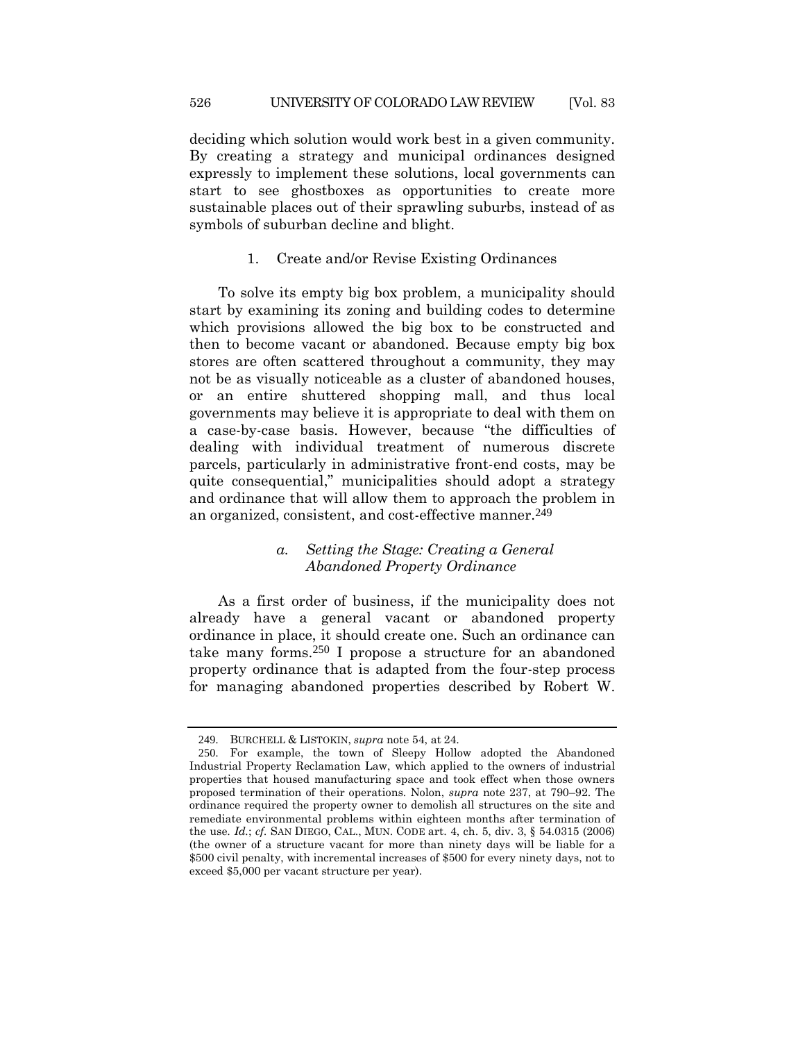deciding which solution would work best in a given community. By creating a strategy and municipal ordinances designed expressly to implement these solutions, local governments can start to see ghostboxes as opportunities to create more sustainable places out of their sprawling suburbs, instead of as symbols of suburban decline and blight.

### 1. Create and/or Revise Existing Ordinances

To solve its empty big box problem, a municipality should start by examining its zoning and building codes to determine which provisions allowed the big box to be constructed and then to become vacant or abandoned. Because empty big box stores are often scattered throughout a community, they may not be as visually noticeable as a cluster of abandoned houses, or an entire shuttered shopping mall, and thus local governments may believe it is appropriate to deal with them on a case-by-case basis. However, because "the difficulties of dealing with individual treatment of numerous discrete parcels, particularly in administrative front-end costs, may be quite consequential," municipalities should adopt a strategy and ordinance that will allow them to approach the problem in an organized, consistent, and cost-effective manner.[249]

#### *a. Setting the Stage: Creating a General Abandoned Property Ordinance*

As a first order of business, if the municipality does not already have a general vacant or abandoned property ordinance in place, it should create one. Such an ordinance can take many forms.[250] I propose a structure for an abandoned property ordinance that is adapted from the four-step process for managing abandoned properties described by Robert W.

---

249. BURCHELL & LISTOKIN, *supra* note 54, at 24.

250. For example, the town of Sleepy Hollow adopted the Abandoned Industrial Property Reclamation Law, which applied to the owners of industrial properties that housed manufacturing space and took effect when those owners proposed termination of their operations. Nolon, *supra* note 237, at 790–92. The ordinance required the property owner to demolish all structures on the site and remediate environmental problems within eighteen months after termination of the use. *Id.*; *cf.* SAN DIEGO, CAL., MUN. CODE art. 4, ch. 5, div. 3, § 54.0315 (2006) (the owner of a structure vacant for more than ninety days will be liable for a $500 civil penalty, with incremental increases of $500 for every ninety days, not to exceed $5,000 per vacant structure per year).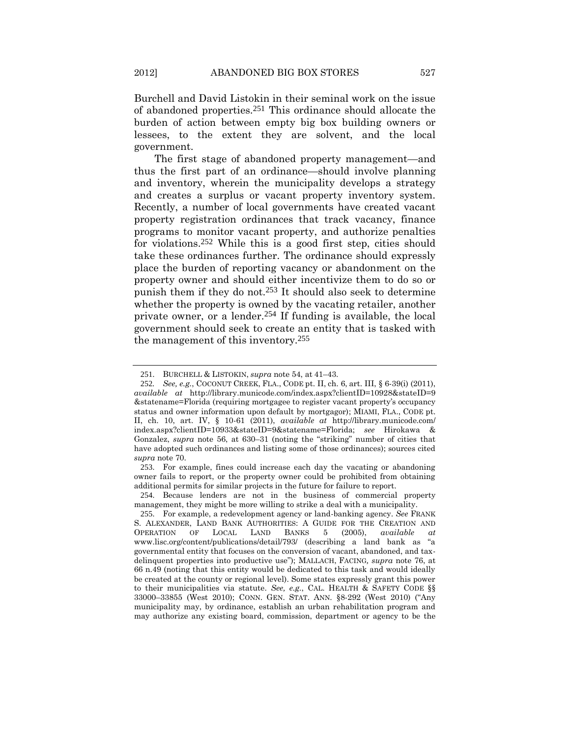Burchell and David Listokin in their seminal work on the issue of abandoned properties.[251] This ordinance should allocate the burden of action between empty big box building owners or lessees, to the extent they are solvent, and the local government.

The first stage of abandoned property management—and thus the first part of an ordinance—should involve planning and inventory, wherein the municipality develops a strategy and creates a surplus or vacant property inventory system. Recently, a number of local governments have created vacant property registration ordinances that track vacancy, finance programs to monitor vacant property, and authorize penalties for violations.[252] While this is a good first step, cities should take these ordinances further. The ordinance should expressly place the burden of reporting vacancy or abandonment on the property owner and should either incentivize them to do so or punish them if they do not.[253] It should also seek to determine whether the property is owned by the vacating retailer, another private owner, or a lender.[254] If funding is available, the local government should seek to create an entity that is tasked with the management of this inventory.[255]

---

251. BURCHELL & LISTOKIN, *supra* note 54, at 41–43.

252. *See, e.g.*, COCONUT CREEK, FLA., CODE pt. II, ch. 6, art. III, § 6-39(i) (2011), *available at* http://library.municode.com/index.aspx?clientID=10928&stateID=9&statename=Florida (requiring mortgagee to register vacant property's occupancy status and owner information upon default by mortgagor); MIAMI, FLA., CODE pt. II, ch. 10, art. IV, § 10-61 (2011), *available at* http://library.municode.com/index.aspx?clientID=10933&stateID=9&statename=Florida; *see* Hirokawa & Gonzalez, *supra* note 56, at 630–31 (noting the "striking" number of cities that have adopted such ordinances and listing some of those ordinances); sources cited *supra* note 70.

253. For example, fines could increase each day the vacating or abandoning owner fails to report, or the property owner could be prohibited from obtaining additional permits for similar projects in the future for failure to report.

254. Because lenders are not in the business of commercial property management, they might be more willing to strike a deal with a municipality.

255. For example, a redevelopment agency or land-banking agency. *See* FRANK S. ALEXANDER, LAND BANK AUTHORITIES: A GUIDE FOR THE CREATION AND OPERATION OF LOCAL LAND BANKS 5 (2005), *available at* www.lisc.org/content/publications/detail/793/ (describing a land bank as "a governmental entity that focuses on the conversion of vacant, abandoned, and tax-delinquent properties into productive use"); MALLACH, FACING, *supra* note 76, at 66 n.49 (noting that this entity would be dedicated to this task and would ideally be created at the county or regional level). Some states expressly grant this power to their municipalities via statute. *See, e.g.*, CAL. HEALTH & SAFETY CODE §§ 33000–33855 (West 2010); CONN. GEN. STAT. ANN. §8-292 (West 2010) ("Any municipality may, by ordinance, establish an urban rehabilitation program and may authorize any existing board, commission, department or agency to be the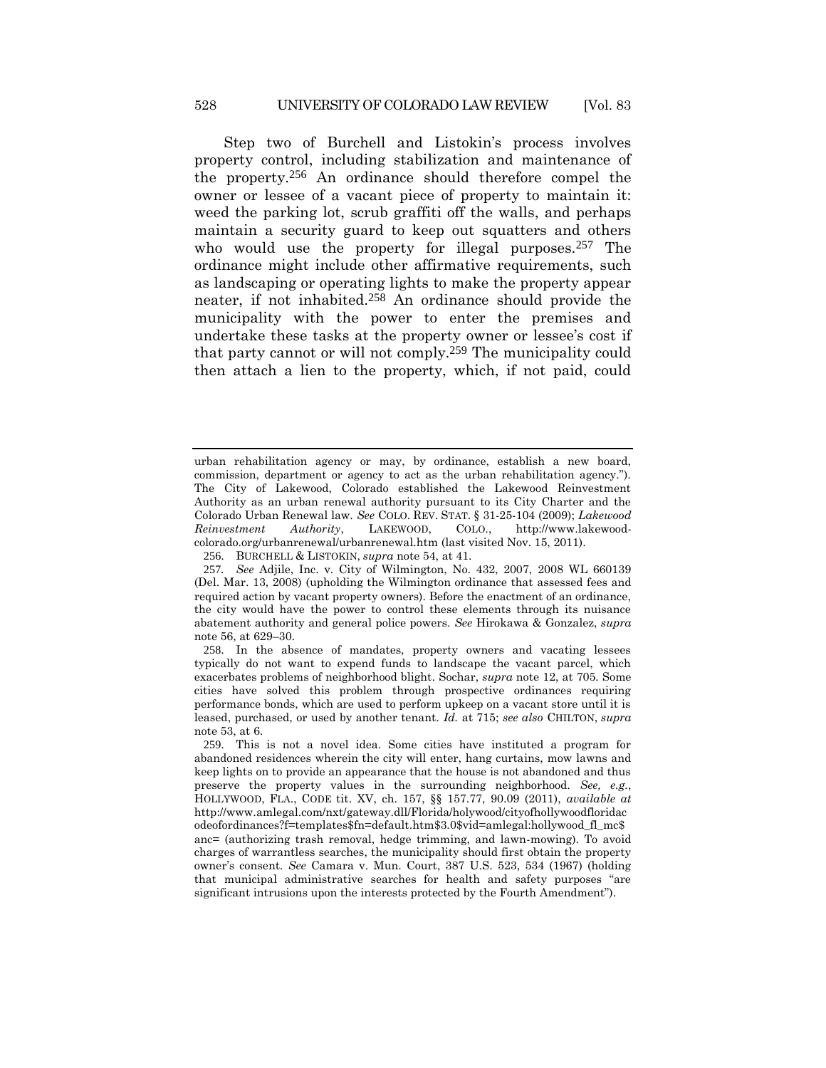Step two of Burchell and Listokin's process involves property control, including stabilization and maintenance of the property.[256] An ordinance should therefore compel the owner or lessee of a vacant piece of property to maintain it: weed the parking lot, scrub graffiti off the walls, and perhaps maintain a security guard to keep out squatters and others who would use the property for illegal purposes.[257] The ordinance might include other affirmative requirements, such as landscaping or operating lights to make the property appear neater, if not inhabited.[258] An ordinance should provide the municipality with the power to enter the premises and undertake these tasks at the property owner or lessee's cost if that party cannot or will not comply.[259] The municipality could then attach a lien to the property, which, if not paid, could

---

urban rehabilitation agency or may, by ordinance, establish a new board, commission, department or agency to act as the urban rehabilitation agency."). The City of Lakewood, Colorado established the Lakewood Reinvestment Authority as an urban renewal authority pursuant to its City Charter and the Colorado Urban Renewal law. *See* COLO. REV. STAT. § 31-25-104 (2009); *Lakewood Reinvestment Authority*, LAKEWOOD, COLO., http://www.lakewood-colorado.org/urbanrenewal/urbanrenewal.htm (last visited Nov. 15, 2011).

256. BURCHELL & LISTOKIN, *supra* note 54, at 41.

257. *See* Adjile, Inc. v. City of Wilmington, No. 432, 2007, 2008 WL 660139 (Del. Mar. 13, 2008) (upholding the Wilmington ordinance that assessed fees and required action by vacant property owners). Before the enactment of an ordinance, the city would have the power to control these elements through its nuisance abatement authority and general police powers. *See* Hirokawa & Gonzalez, *supra* note 56, at 629–30.

258. In the absence of mandates, property owners and vacating lessees typically do not want to expend funds to landscape the vacant parcel, which exacerbates problems of neighborhood blight. Sochar, *supra* note 12, at 705. Some cities have solved this problem through prospective ordinances requiring performance bonds, which are used to perform upkeep on a vacant store until it is leased, purchased, or used by another tenant. *Id.* at 715; *see also* CHILTON, *supra* note 53, at 6.

259. This is not a novel idea. Some cities have instituted a program for abandoned residences wherein the city will enter, hang curtains, mow lawns and keep lights on to provide an appearance that the house is not abandoned and thus preserve the property values in the surrounding neighborhood. *See, e.g.*, HOLLYWOOD, FLA., CODE tit. XV, ch. 157, §§ 157.77, 90.09 (2011), *available at* http://www.amlegal.com/nxt/gateway.dll/Florida/holywood/cityofhollywoodfloridacodeofordinances?f=templates$fn=default.htm$3.0$vid=amlegal:hollywood_fl_mc$anc= (authorizing trash removal, hedge trimming, and lawn-mowing). To avoid charges of warrantless searches, the municipality should first obtain the property owner's consent. *See* Camara v. Mun. Court, 387 U.S. 523, 534 (1967) (holding that municipal administrative searches for health and safety purposes "are significant intrusions upon the interests protected by the Fourth Amendment").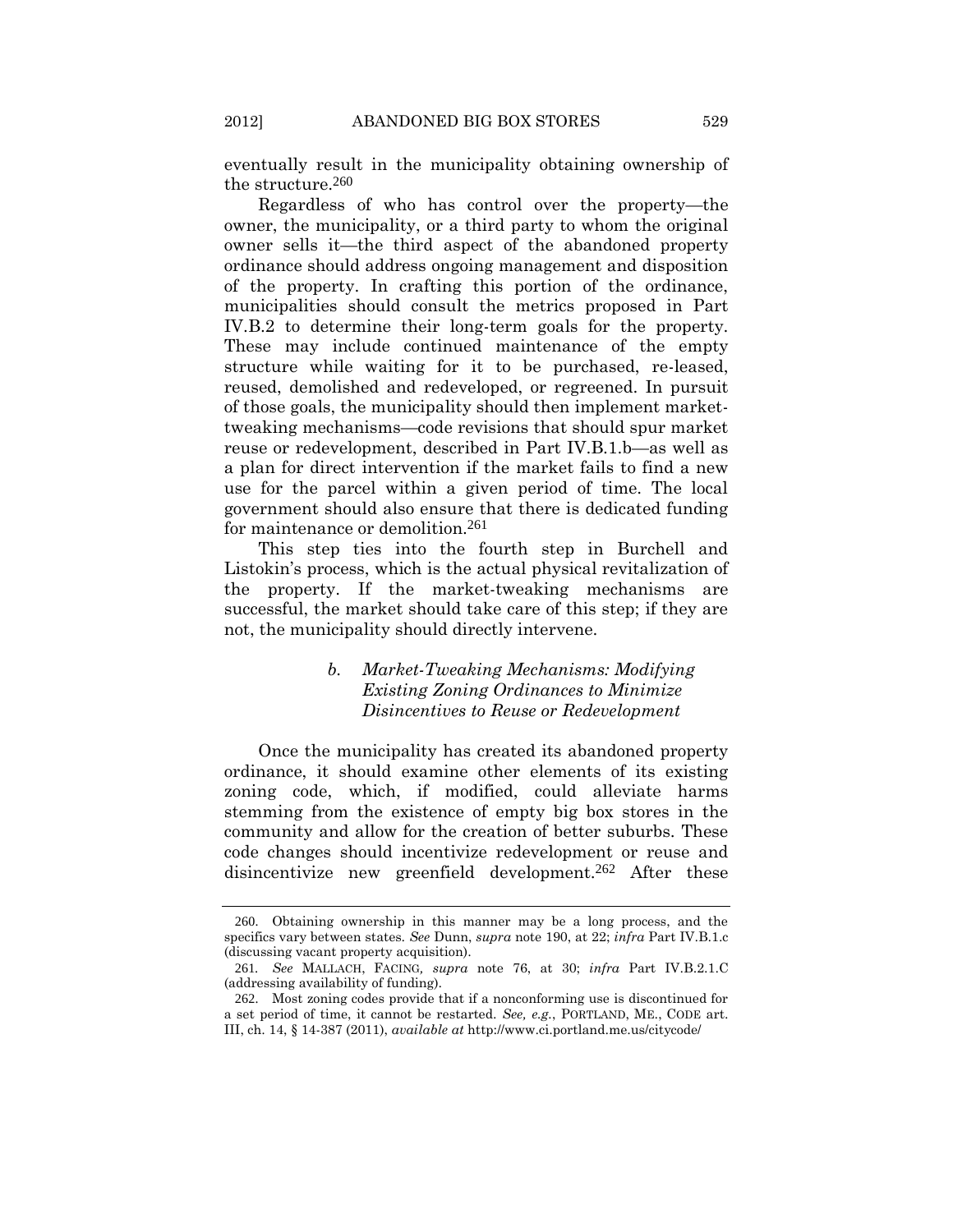eventually result in the municipality obtaining ownership of the structure.[260]

Regardless of who has control over the property—the owner, the municipality, or a third party to whom the original owner sells it—the third aspect of the abandoned property ordinance should address ongoing management and disposition of the property. In crafting this portion of the ordinance, municipalities should consult the metrics proposed in Part IV.B.2 to determine their long-term goals for the property. These may include continued maintenance of the empty structure while waiting for it to be purchased, re-leased, reused, demolished and redeveloped, or regreened. In pursuit of those goals, the municipality should then implement market-tweaking mechanisms—code revisions that should spur market reuse or redevelopment, described in Part IV.B.1.b—as well as a plan for direct intervention if the market fails to find a new use for the parcel within a given period of time. The local government should also ensure that there is dedicated funding for maintenance or demolition.[261]

This step ties into the fourth step in Burchell and Listokin's process, which is the actual physical revitalization of the property. If the market-tweaking mechanisms are successful, the market should take care of this step; if they are not, the municipality should directly intervene.

##### *b. Market-Tweaking Mechanisms: Modifying Existing Zoning Ordinances to Minimize Disincentives to Reuse or Redevelopment*

Once the municipality has created its abandoned property ordinance, it should examine other elements of its existing zoning code, which, if modified, could alleviate harms stemming from the existence of empty big box stores in the community and allow for the creation of better suburbs. These code changes should incentivize redevelopment or reuse and disincentivize new greenfield development.[262] After these

---

260. Obtaining ownership in this manner may be a long process, and the specifics vary between states. *See* Dunn, *supra* note 190, at 22; *infra* Part IV.B.1.c (discussing vacant property acquisition).

261. *See* MALLACH, FACING, *supra* note 76, at 30; *infra* Part IV.B.2.1.C (addressing availability of funding).

262. Most zoning codes provide that if a nonconforming use is discontinued for a set period of time, it cannot be restarted. *See, e.g.*, PORTLAND, ME., CODE art. III, ch. 14, § 14-387 (2011), *available at* http://www.ci.portland.me.us/citycode/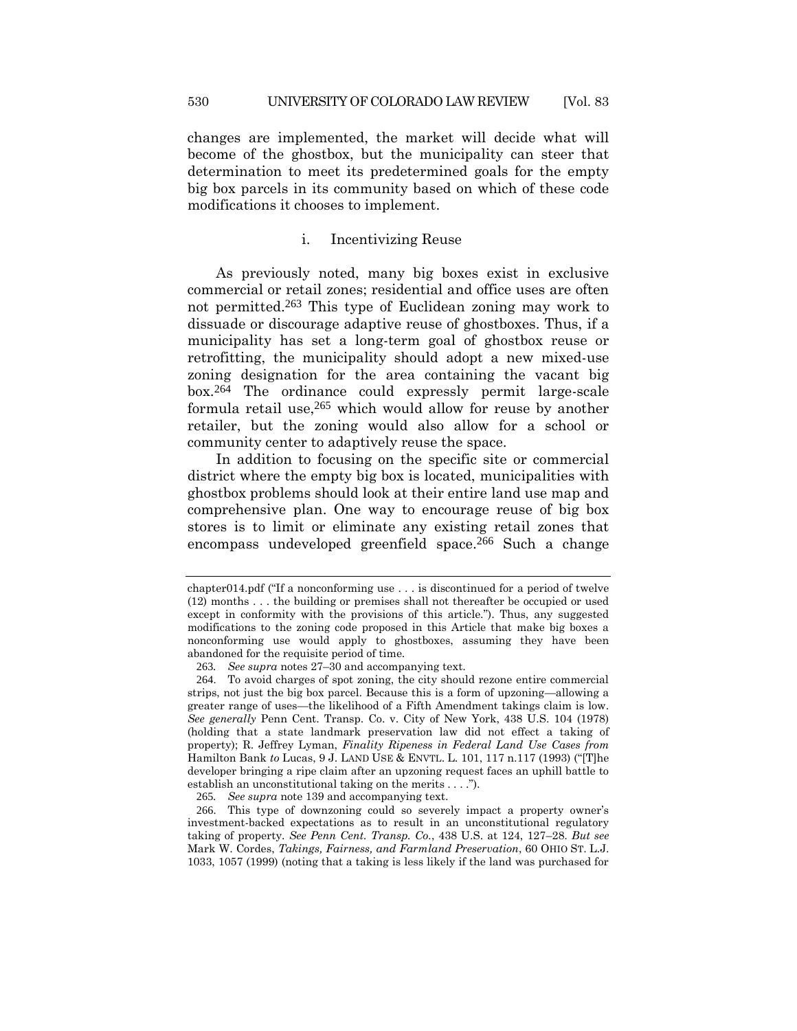changes are implemented, the market will decide what will become of the ghostbox, but the municipality can steer that determination to meet its predetermined goals for the empty big box parcels in its community based on which of these code modifications it chooses to implement.

#### i. Incentivizing Reuse

As previously noted, many big boxes exist in exclusive commercial or retail zones; residential and office uses are often not permitted.[263] This type of Euclidean zoning may work to dissuade or discourage adaptive reuse of ghostboxes. Thus, if a municipality has set a long-term goal of ghostbox reuse or retrofitting, the municipality should adopt a new mixed-use zoning designation for the area containing the vacant big box.[264] The ordinance could expressly permit large-scale formula retail use,[265] which would allow for reuse by another retailer, but the zoning would also allow for a school or community center to adaptively reuse the space.

In addition to focusing on the specific site or commercial district where the empty big box is located, municipalities with ghostbox problems should look at their entire land use map and comprehensive plan. One way to encourage reuse of big box stores is to limit or eliminate any existing retail zones that encompass undeveloped greenfield space.[266] Such a change

---

chapter014.pdf ("If a nonconforming use . . . is discontinued for a period of twelve (12) months . . . the building or premises shall not thereafter be occupied or used except in conformity with the provisions of this article."). Thus, any suggested modifications to the zoning code proposed in this Article that make big boxes a nonconforming use would apply to ghostboxes, assuming they have been abandoned for the requisite period of time.

263. *See supra* notes 27–30 and accompanying text.

264. To avoid charges of spot zoning, the city should rezone entire commercial strips, not just the big box parcel. Because this is a form of upzoning—allowing a greater range of uses—the likelihood of a Fifth Amendment takings claim is low. *See generally* Penn Cent. Transp. Co. v. City of New York, 438 U.S. 104 (1978) (holding that a state landmark preservation law did not effect a taking of property); R. Jeffrey Lyman, *Finality Ripeness in Federal Land Use Cases from* Hamilton Bank *to* Lucas, 9 J. LAND USE & ENVTL. L. 101, 117 n.117 (1993) ("[T]he developer bringing a ripe claim after an upzoning request faces an uphill battle to establish an unconstitutional taking on the merits . . . .").

265. *See supra* note 139 and accompanying text.

266. This type of downzoning could so severely impact a property owner's investment-backed expectations as to result in an unconstitutional regulatory taking of property. *See Penn Cent. Transp. Co.*, 438 U.S. at 124, 127–28. *But see* Mark W. Cordes, *Takings, Fairness, and Farmland Preservation*, 60 OHIO ST. L.J. 1033, 1057 (1999) (noting that a taking is less likely if the land was purchased for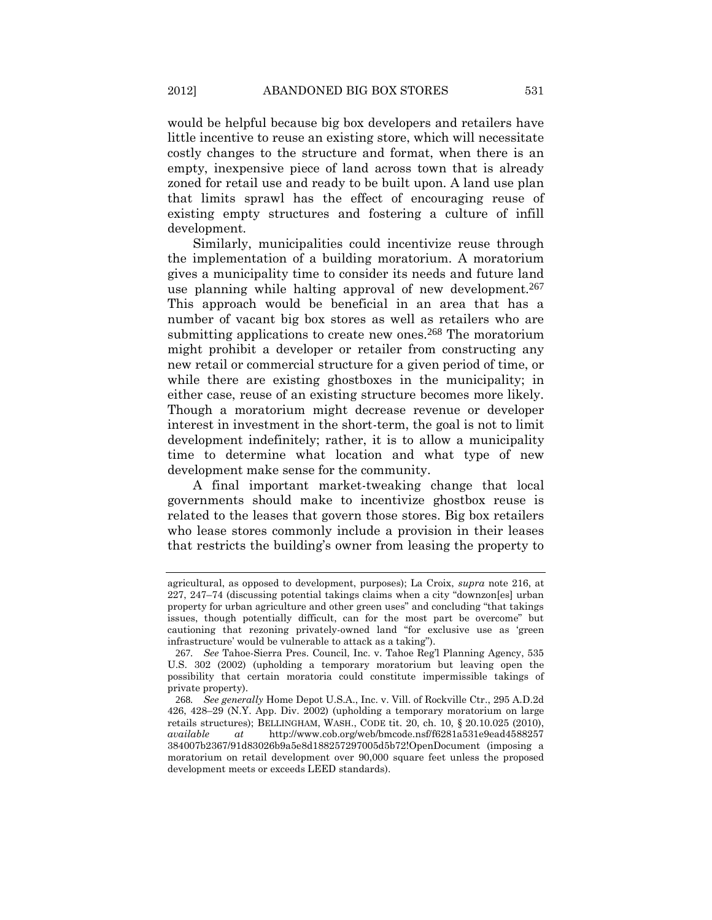would be helpful because big box developers and retailers have little incentive to reuse an existing store, which will necessitate costly changes to the structure and format, when there is an empty, inexpensive piece of land across town that is already zoned for retail use and ready to be built upon. A land use plan that limits sprawl has the effect of encouraging reuse of existing empty structures and fostering a culture of infill development.

Similarly, municipalities could incentivize reuse through the implementation of a building moratorium. A moratorium gives a municipality time to consider its needs and future land use planning while halting approval of new development.[267] This approach would be beneficial in an area that has a number of vacant big box stores as well as retailers who are submitting applications to create new ones.[268] The moratorium might prohibit a developer or retailer from constructing any new retail or commercial structure for a given period of time, or while there are existing ghostboxes in the municipality; in either case, reuse of an existing structure becomes more likely. Though a moratorium might decrease revenue or developer interest in investment in the short-term, the goal is not to limit development indefinitely; rather, it is to allow a municipality time to determine what location and what type of new development make sense for the community.

A final important market-tweaking change that local governments should make to incentivize ghostbox reuse is related to the leases that govern those stores. Big box retailers who lease stores commonly include a provision in their leases that restricts the building's owner from leasing the property to

---

agricultural, as opposed to development, purposes); La Croix, *supra* note 216, at 227, 247–74 (discussing potential takings claims when a city "downzon[es] urban property for urban agriculture and other green uses" and concluding "that takings issues, though potentially difficult, can for the most part be overcome" but cautioning that rezoning privately-owned land "for exclusive use as 'green infrastructure' would be vulnerable to attack as a taking").

267. *See* Tahoe-Sierra Pres. Council, Inc. v. Tahoe Reg'l Planning Agency, 535 U.S. 302 (2002) (upholding a temporary moratorium but leaving open the possibility that certain moratoria could constitute impermissible takings of private property).

268. *See generally* Home Depot U.S.A., Inc. v. Vill. of Rockville Ctr., 295 A.D.2d 426, 428–29 (N.Y. App. Div. 2002) (upholding a temporary moratorium on large retails structures); BELLINGHAM, WASH., CODE tit. 20, ch. 10, § 20.10.025 (2010), *available at* http://www.cob.org/web/bmcode.nsf/f6281a531e9ead4588257384007b2367/91d83026b9a5e8d188257297005d5b72!OpenDocument (imposing a moratorium on retail development over 90,000 square feet unless the proposed development meets or exceeds LEED standards).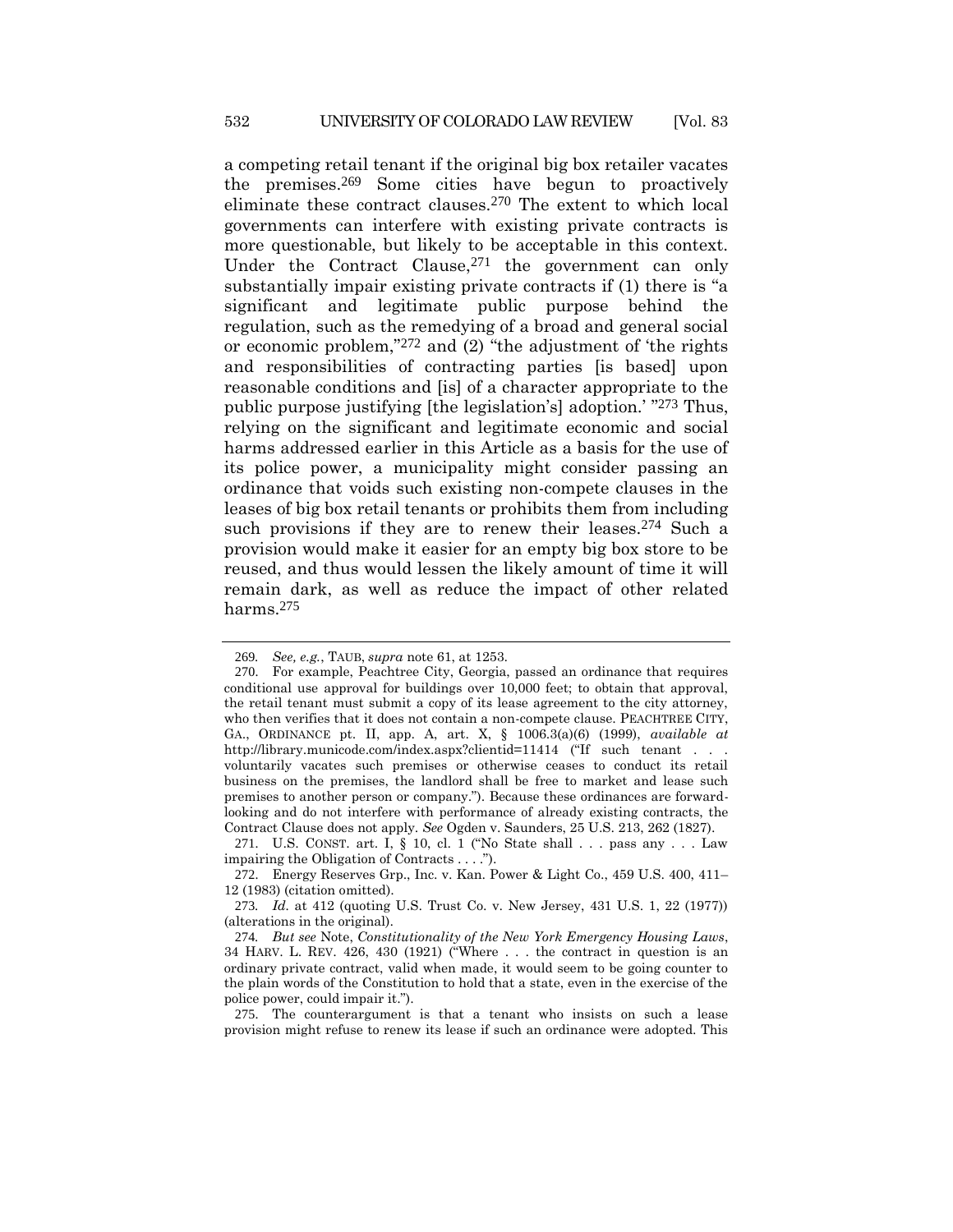a competing retail tenant if the original big box retailer vacates the premises.[269] Some cities have begun to proactively eliminate these contract clauses.[270] The extent to which local governments can interfere with existing private contracts is more questionable, but likely to be acceptable in this context. Under the Contract Clause,[271] the government can only substantially impair existing private contracts if (1) there is "a significant and legitimate public purpose behind the regulation, such as the remedying of a broad and general social or economic problem,"[272] and (2) "the adjustment of 'the rights and responsibilities of contracting parties [is based] upon reasonable conditions and [is] of a character appropriate to the public purpose justifying [the legislation's] adoption.' "[273] Thus, relying on the significant and legitimate economic and social harms addressed earlier in this Article as a basis for the use of its police power, a municipality might consider passing an ordinance that voids such existing non-compete clauses in the leases of big box retail tenants or prohibits them from including such provisions if they are to renew their leases.[274] Such a provision would make it easier for an empty big box store to be reused, and thus would lessen the likely amount of time it will remain dark, as well as reduce the impact of other related harms.[275]

---

269. *See, e.g.*, TAUB, *supra* note 61, at 1253.

270. For example, Peachtree City, Georgia, passed an ordinance that requires conditional use approval for buildings over 10,000 feet; to obtain that approval, the retail tenant must submit a copy of its lease agreement to the city attorney, who then verifies that it does not contain a non-compete clause. PEACHTREE CITY, GA., ORDINANCE pt. II, app. A, art. X, § 1006.3(a)(6) (1999), *available at* http://library.municode.com/index.aspx?clientid=11414 ("If such tenant . . . voluntarily vacates such premises or otherwise ceases to conduct its retail business on the premises, the landlord shall be free to market and lease such premises to another person or company."). Because these ordinances are forward-looking and do not interfere with performance of already existing contracts, the Contract Clause does not apply. *See* Ogden v. Saunders, 25 U.S. 213, 262 (1827).

271. U.S. CONST. art. I, § 10, cl. 1 ("No State shall . . . pass any . . . Law impairing the Obligation of Contracts . . . .").

272. Energy Reserves Grp., Inc. v. Kan. Power & Light Co., 459 U.S. 400, 411–12 (1983) (citation omitted).

273. *Id.* at 412 (quoting U.S. Trust Co. v. New Jersey, 431 U.S. 1, 22 (1977)) (alterations in the original).

274. *But see* Note, *Constitutionality of the New York Emergency Housing Laws*, 34 HARV. L. REV. 426, 430 (1921) ("Where . . . the contract in question is an ordinary private contract, valid when made, it would seem to be going counter to the plain words of the Constitution to hold that a state, even in the exercise of the police power, could impair it.").

275. The counterargument is that a tenant who insists on such a lease provision might refuse to renew its lease if such an ordinance were adopted. This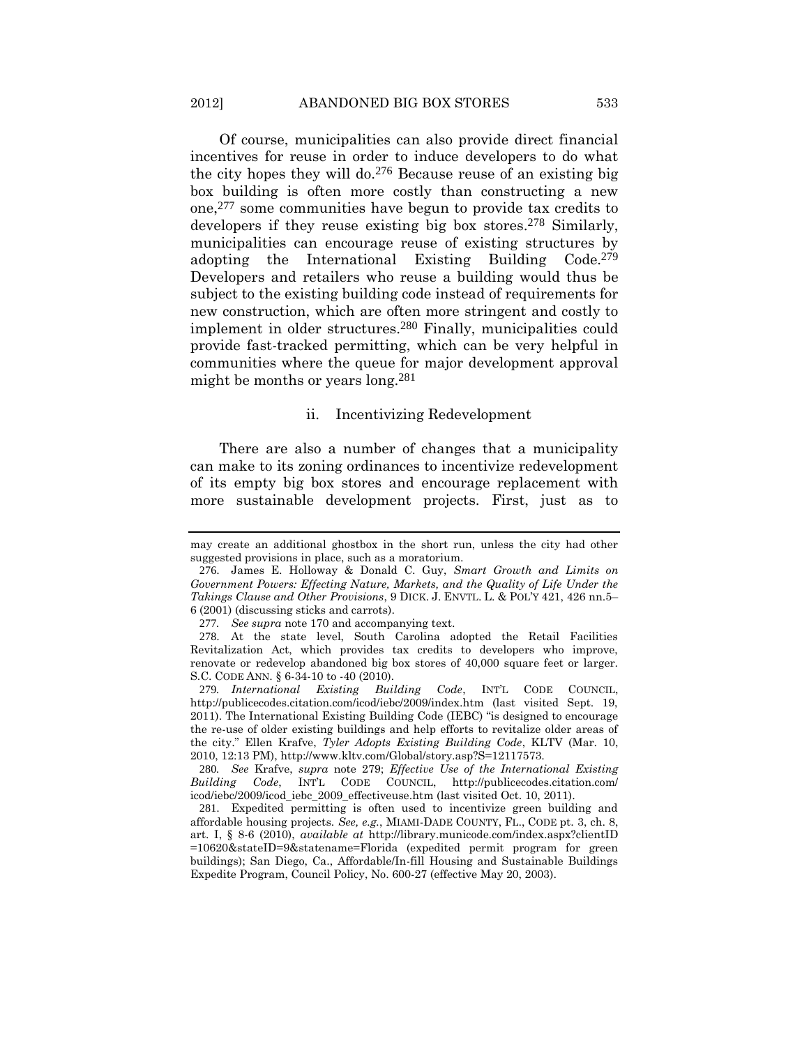Of course, municipalities can also provide direct financial incentives for reuse in order to induce developers to do what the city hopes they will do.[276] Because reuse of an existing big box building is often more costly than constructing a new one,[277] some communities have begun to provide tax credits to developers if they reuse existing big box stores.[278] Similarly, municipalities can encourage reuse of existing structures by adopting the International Existing Building Code.[279] Developers and retailers who reuse a building would thus be subject to the existing building code instead of requirements for new construction, which are often more stringent and costly to implement in older structures.[280] Finally, municipalities could provide fast-tracked permitting, which can be very helpful in communities where the queue for major development approval might be months or years long.[281]

### ii. Incentivizing Redevelopment

There are also a number of changes that a municipality can make to its zoning ordinances to incentivize redevelopment of its empty big box stores and encourage replacement with more sustainable development projects. First, just as to

---

may create an additional ghostbox in the short run, unless the city had other suggested provisions in place, such as a moratorium.

276. James E. Holloway & Donald C. Guy, *Smart Growth and Limits on Government Powers: Effecting Nature, Markets, and the Quality of Life Under the Takings Clause and Other Provisions*, 9 DICK. J. ENVTL. L. & POL'Y 421, 426 nn.5–6 (2001) (discussing sticks and carrots).

277. *See supra* note 170 and accompanying text.

278. At the state level, South Carolina adopted the Retail Facilities Revitalization Act, which provides tax credits to developers who improve, renovate or redevelop abandoned big box stores of 40,000 square feet or larger. S.C. CODE ANN. § 6-34-10 to -40 (2010).

279. *International Existing Building Code*, INT'L CODE COUNCIL, http://publicecodes.citation.com/icod/iebc/2009/index.htm (last visited Sept. 19, 2011). The International Existing Building Code (IEBC) "is designed to encourage the re-use of older existing buildings and help efforts to revitalize older areas of the city." Ellen Krafve, *Tyler Adopts Existing Building Code*, KLTV (Mar. 10, 2010, 12:13 PM), http://www.kltv.com/Global/story.asp?S=12117573.

280. *See* Krafve, *supra* note 279; *Effective Use of the International Existing Building Code*, INT'L CODE COUNCIL, http://publicecodes.citation.com/icod/iebc/2009/icod_iebc_2009_effectiveuse.htm (last visited Oct. 10, 2011).

281. Expedited permitting is often used to incentivize green building and affordable housing projects. *See, e.g.*, MIAMI-DADE COUNTY, FL., CODE pt. 3, ch. 8, art. I, § 8-6 (2010), *available at* http://library.municode.com/index.aspx?clientID=10620&stateID=9&statename=Florida (expedited permit program for green buildings); San Diego, Ca., Affordable/In-fill Housing and Sustainable Buildings Expedite Program, Council Policy, No. 600-27 (effective May 20, 2003).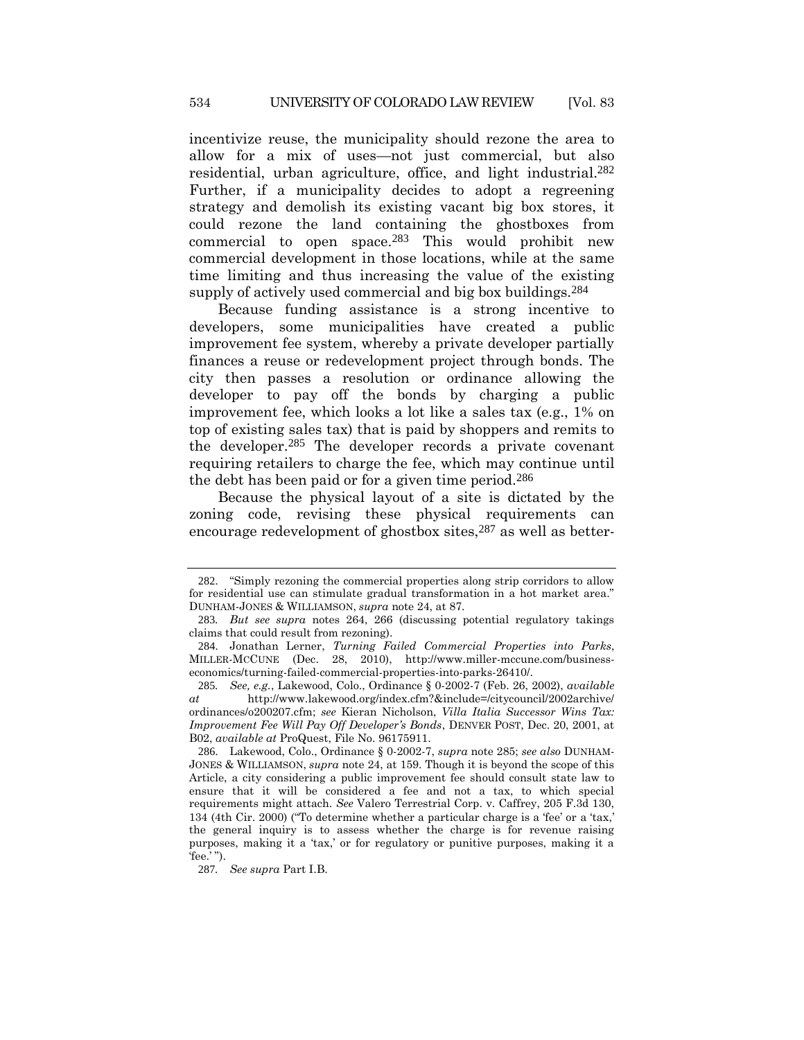incentivize reuse, the municipality should rezone the area to allow for a mix of uses—not just commercial, but also residential, urban agriculture, office, and light industrial.[282] Further, if a municipality decides to adopt a regreening strategy and demolish its existing vacant big box stores, it could rezone the land containing the ghostboxes from commercial to open space.[283] This would prohibit new commercial development in those locations, while at the same time limiting and thus increasing the value of the existing supply of actively used commercial and big box buildings.[284]

Because funding assistance is a strong incentive to developers, some municipalities have created a public improvement fee system, whereby a private developer partially finances a reuse or redevelopment project through bonds. The city then passes a resolution or ordinance allowing the developer to pay off the bonds by charging a public improvement fee, which looks a lot like a sales tax (e.g., 1% on top of existing sales tax) that is paid by shoppers and remits to the developer.[285] The developer records a private covenant requiring retailers to charge the fee, which may continue until the debt has been paid or for a given time period.[286]

Because the physical layout of a site is dictated by the zoning code, revising these physical requirements can encourage redevelopment of ghostbox sites,[287] as well as better-

---

282. "Simply rezoning the commercial properties along strip corridors to allow for residential use can stimulate gradual transformation in a hot market area." DUNHAM-JONES & WILLIAMSON, *supra* note 24, at 87.

283. *But see supra* notes 264, 266 (discussing potential regulatory takings claims that could result from rezoning).

284. Jonathan Lerner, *Turning Failed Commercial Properties into Parks*, MILLER-MCCUNE (Dec. 28, 2010), http://www.miller-mccune.com/business-economics/turning-failed-commercial-properties-into-parks-26410/.

285. *See, e.g.*, Lakewood, Colo., Ordinance § 0-2002-7 (Feb. 26, 2002), *available at* http://www.lakewood.org/index.cfm?&include=/citycouncil/2002archive/ordinances/o200207.cfm; *see* Kieran Nicholson, *Villa Italia Successor Wins Tax: Improvement Fee Will Pay Off Developer's Bonds*, DENVER POST, Dec. 20, 2001, at B02, *available at* ProQuest, File No. 96175911.

286. Lakewood, Colo., Ordinance § 0-2002-7, *supra* note 285; *see also* DUNHAM-JONES & WILLIAMSON, *supra* note 24, at 159. Though it is beyond the scope of this Article, a city considering a public improvement fee should consult state law to ensure that it will be considered a fee and not a tax, to which special requirements might attach. *See* Valero Terrestrial Corp. v. Caffrey, 205 F.3d 130, 134 (4th Cir. 2000) ("To determine whether a particular charge is a 'fee' or a 'tax,' the general inquiry is to assess whether the charge is for revenue raising purposes, making it a 'tax,' or for regulatory or punitive purposes, making it a 'fee.' ").

287. *See supra* Part I.B.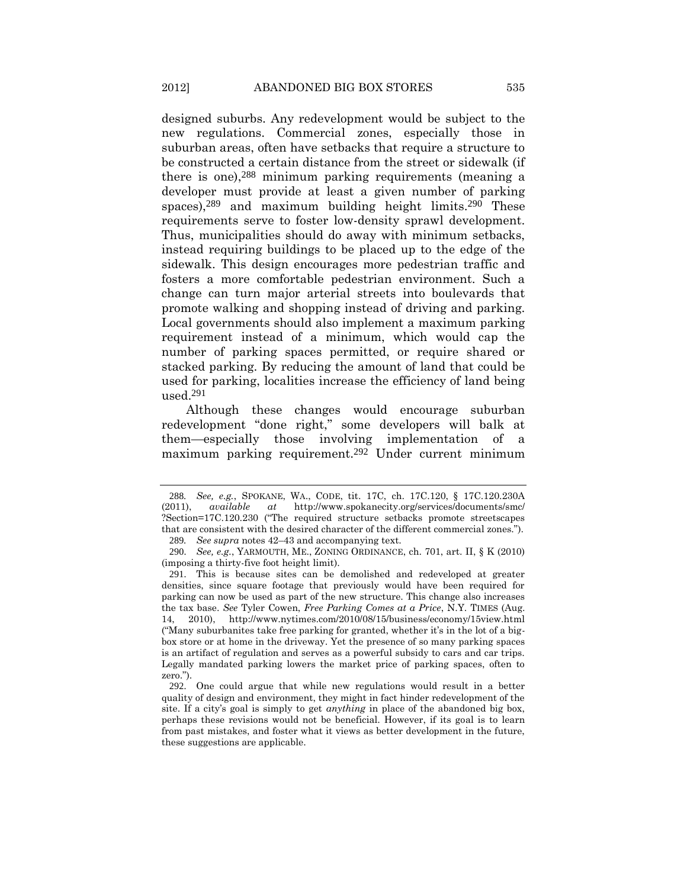designed suburbs. Any redevelopment would be subject to the new regulations. Commercial zones, especially those in suburban areas, often have setbacks that require a structure to be constructed a certain distance from the street or sidewalk (if there is one),[288] minimum parking requirements (meaning a developer must provide at least a given number of parking spaces),[289] and maximum building height limits.[290] These requirements serve to foster low-density sprawl development. Thus, municipalities should do away with minimum setbacks, instead requiring buildings to be placed up to the edge of the sidewalk. This design encourages more pedestrian traffic and fosters a more comfortable pedestrian environment. Such a change can turn major arterial streets into boulevards that promote walking and shopping instead of driving and parking. Local governments should also implement a maximum parking requirement instead of a minimum, which would cap the number of parking spaces permitted, or require shared or stacked parking. By reducing the amount of land that could be used for parking, localities increase the efficiency of land being used.[291]

Although these changes would encourage suburban redevelopment "done right," some developers will balk at them—especially those involving implementation of a maximum parking requirement.[292] Under current minimum

---

288. *See, e.g.*, SPOKANE, WA., CODE, tit. 17C, ch. 17C.120, § 17C.120.230A (2011), *available at* http://www.spokanecity.org/services/documents/smc/?Section=17C.120.230 ("The required structure setbacks promote streetscapes that are consistent with the desired character of the different commercial zones.").

289. *See supra* notes 42–43 and accompanying text.

290. *See, e.g.*, YARMOUTH, ME., ZONING ORDINANCE, ch. 701, art. II, § K (2010) (imposing a thirty-five foot height limit).

291. This is because sites can be demolished and redeveloped at greater densities, since square footage that previously would have been required for parking can now be used as part of the new structure. This change also increases the tax base. *See* Tyler Cowen, *Free Parking Comes at a Price*, N.Y. TIMES (Aug. 14, 2010), http://www.nytimes.com/2010/08/15/business/economy/15view.html ("Many suburbanites take free parking for granted, whether it's in the lot of a big-box store or at home in the driveway. Yet the presence of so many parking spaces is an artifact of regulation and serves as a powerful subsidy to cars and car trips. Legally mandated parking lowers the market price of parking spaces, often to zero.").

292. One could argue that while new regulations would result in a better quality of design and environment, they might in fact hinder redevelopment of the site. If a city's goal is simply to get *anything* in place of the abandoned big box, perhaps these revisions would not be beneficial. However, if its goal is to learn from past mistakes, and foster what it views as better development in the future, these suggestions are applicable.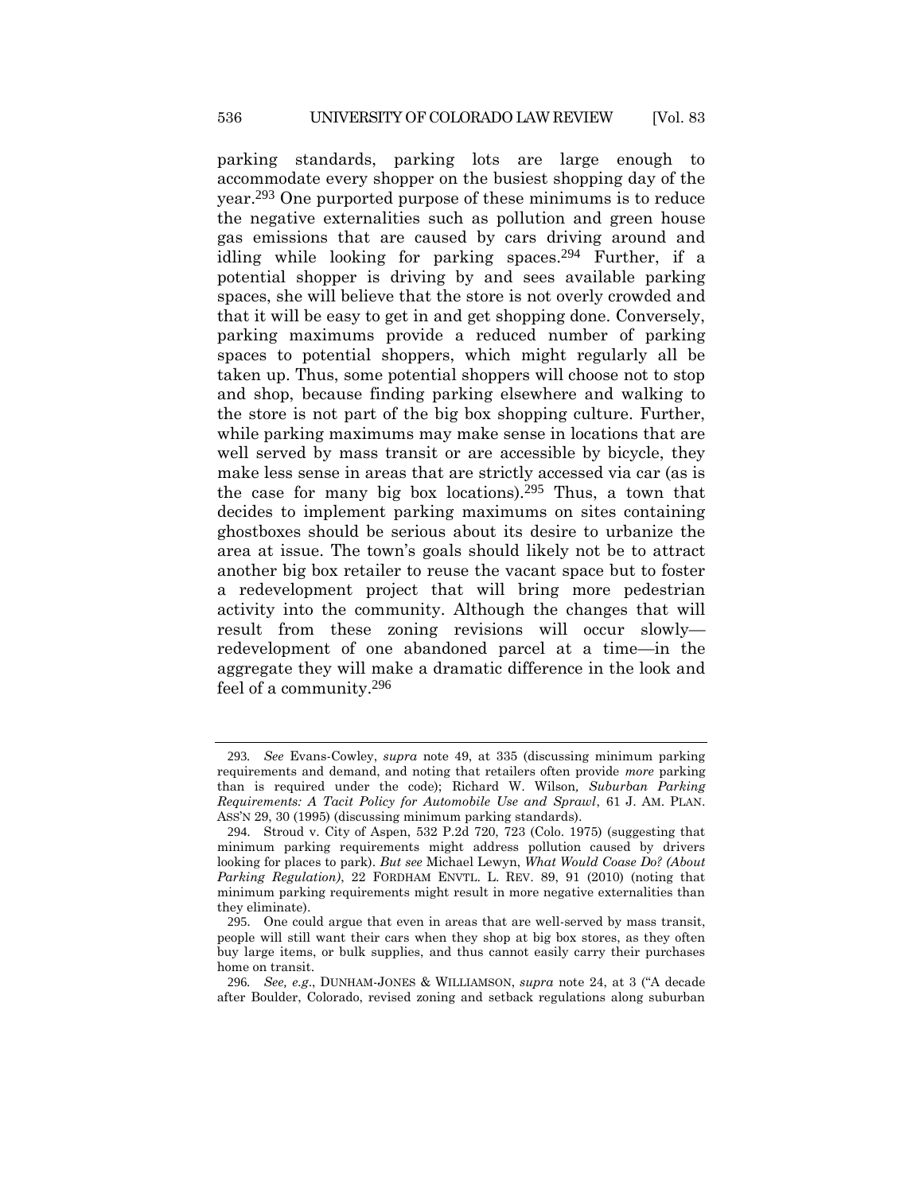parking standards, parking lots are large enough to accommodate every shopper on the busiest shopping day of the year.[293] One purported purpose of these minimums is to reduce the negative externalities such as pollution and green house gas emissions that are caused by cars driving around and idling while looking for parking spaces.[294] Further, if a potential shopper is driving by and sees available parking spaces, she will believe that the store is not overly crowded and that it will be easy to get in and get shopping done. Conversely, parking maximums provide a reduced number of parking spaces to potential shoppers, which might regularly all be taken up. Thus, some potential shoppers will choose not to stop and shop, because finding parking elsewhere and walking to the store is not part of the big box shopping culture. Further, while parking maximums may make sense in locations that are well served by mass transit or are accessible by bicycle, they make less sense in areas that are strictly accessed via car (as is the case for many big box locations).[295] Thus, a town that decides to implement parking maximums on sites containing ghostboxes should be serious about its desire to urbanize the area at issue. The town's goals should likely not be to attract another big box retailer to reuse the vacant space but to foster a redevelopment project that will bring more pedestrian activity into the community. Although the changes that will result from these zoning revisions will occur slowly—redevelopment of one abandoned parcel at a time—in the aggregate they will make a dramatic difference in the look and feel of a community.[296]

---

293. *See* Evans-Cowley, *supra* note 49, at 335 (discussing minimum parking requirements and demand, and noting that retailers often provide *more* parking than is required under the code); Richard W. Wilson, *Suburban Parking Requirements: A Tacit Policy for Automobile Use and Sprawl*, 61 J. AM. PLAN. ASS'N 29, 30 (1995) (discussing minimum parking standards).

294. Stroud v. City of Aspen, 532 P.2d 720, 723 (Colo. 1975) (suggesting that minimum parking requirements might address pollution caused by drivers looking for places to park). *But see* Michael Lewyn, *What Would Coase Do? (About Parking Regulation)*, 22 FORDHAM ENVTL. L. REV. 89, 91 (2010) (noting that minimum parking requirements might result in more negative externalities than they eliminate).

295. One could argue that even in areas that are well-served by mass transit, people will still want their cars when they shop at big box stores, as they often buy large items, or bulk supplies, and thus cannot easily carry their purchases home on transit.

296. *See, e.g.*, DUNHAM-JONES & WILLIAMSON, *supra* note 24, at 3 ("A decade after Boulder, Colorado, revised zoning and setback regulations along suburban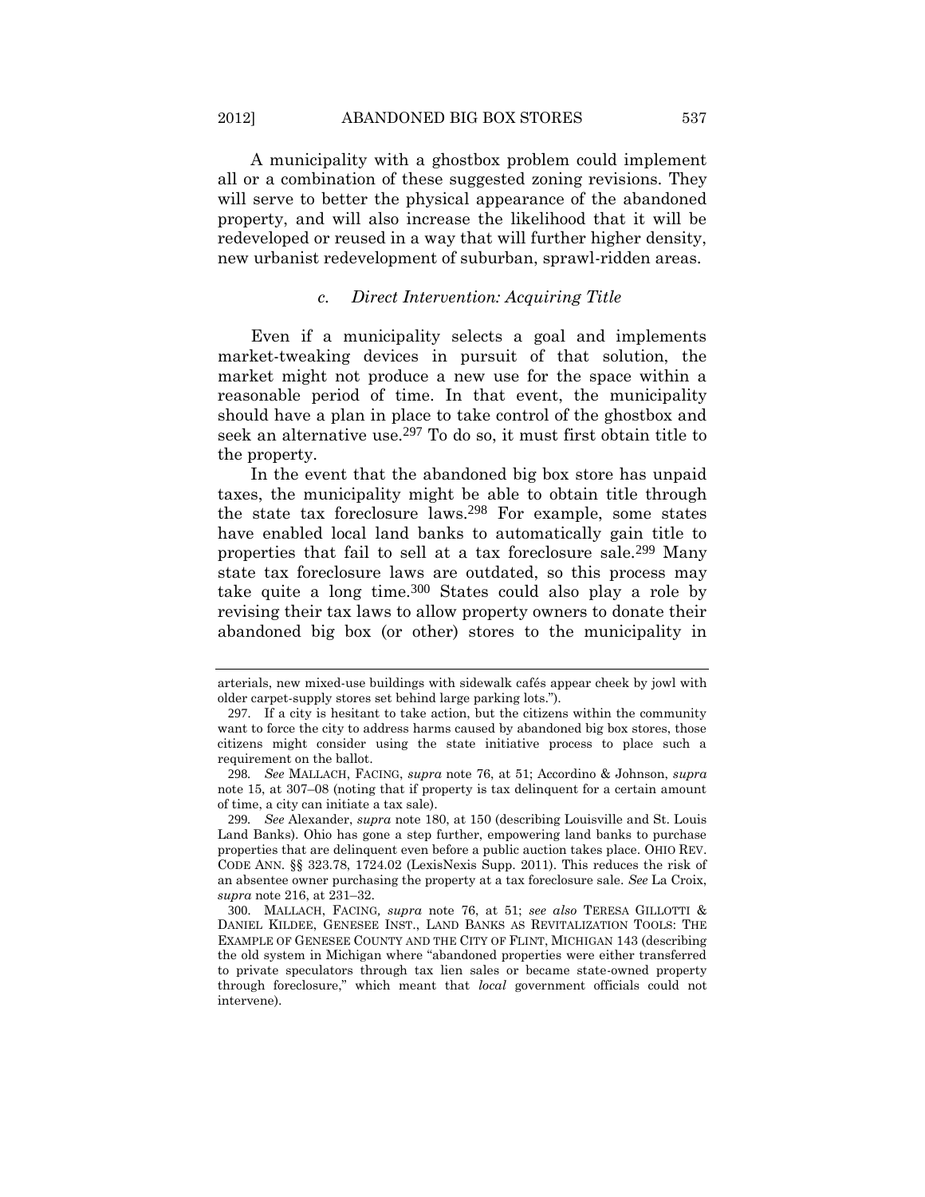A municipality with a ghostbox problem could implement all or a combination of these suggested zoning revisions. They will serve to better the physical appearance of the abandoned property, and will also increase the likelihood that it will be redeveloped or reused in a way that will further higher density, new urbanist redevelopment of suburban, sprawl-ridden areas.

### *c. Direct Intervention: Acquiring Title*

Even if a municipality selects a goal and implements market-tweaking devices in pursuit of that solution, the market might not produce a new use for the space within a reasonable period of time. In that event, the municipality should have a plan in place to take control of the ghostbox and seek an alternative use.[297] To do so, it must first obtain title to the property.

In the event that the abandoned big box store has unpaid taxes, the municipality might be able to obtain title through the state tax foreclosure laws.[298] For example, some states have enabled local land banks to automatically gain title to properties that fail to sell at a tax foreclosure sale.[299] Many state tax foreclosure laws are outdated, so this process may take quite a long time.[300] States could also play a role by revising their tax laws to allow property owners to donate their abandoned big box (or other) stores to the municipality in

---

arterials, new mixed-use buildings with sidewalk cafés appear cheek by jowl with older carpet-supply stores set behind large parking lots.").

297. If a city is hesitant to take action, but the citizens within the community want to force the city to address harms caused by abandoned big box stores, those citizens might consider using the state initiative process to place such a requirement on the ballot.

298. *See* MALLACH, FACING, *supra* note 76, at 51; Accordino & Johnson, *supra* note 15, at 307–08 (noting that if property is tax delinquent for a certain amount of time, a city can initiate a tax sale).

299. *See* Alexander, *supra* note 180, at 150 (describing Louisville and St. Louis Land Banks). Ohio has gone a step further, empowering land banks to purchase properties that are delinquent even before a public auction takes place. OHIO REV. CODE ANN. §§ 323.78, 1724.02 (LexisNexis Supp. 2011). This reduces the risk of an absentee owner purchasing the property at a tax foreclosure sale. *See* La Croix, *supra* note 216, at 231–32.

300. MALLACH, FACING, *supra* note 76, at 51; *see also* TERESA GILLOTTI & DANIEL KILDEE, GENESEE INST., LAND BANKS AS REVITALIZATION TOOLS: THE EXAMPLE OF GENESEE COUNTY AND THE CITY OF FLINT, MICHIGAN 143 (describing the old system in Michigan where "abandoned properties were either transferred to private speculators through tax lien sales or became state-owned property through foreclosure," which meant that *local* government officials could not intervene).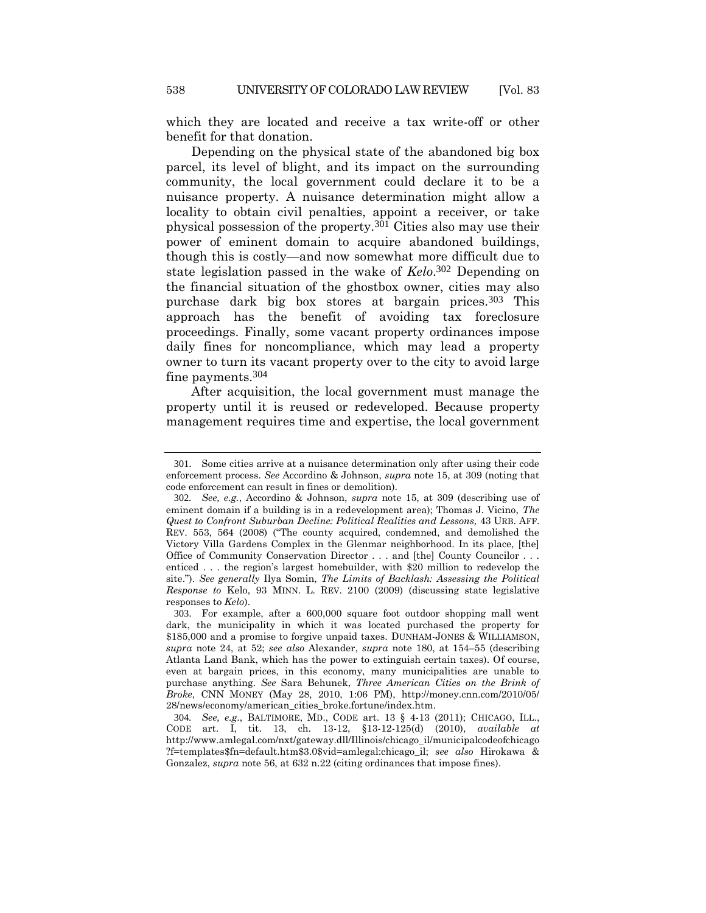which they are located and receive a tax write-off or other benefit for that donation.

Depending on the physical state of the abandoned big box parcel, its level of blight, and its impact on the surrounding community, the local government could declare it to be a nuisance property. A nuisance determination might allow a locality to obtain civil penalties, appoint a receiver, or take physical possession of the property.[301] Cities also may use their power of eminent domain to acquire abandoned buildings, though this is costly—and now somewhat more difficult due to state legislation passed in the wake of *Kelo*.[302] Depending on the financial situation of the ghostbox owner, cities may also purchase dark big box stores at bargain prices.[303] This approach has the benefit of avoiding tax foreclosure proceedings. Finally, some vacant property ordinances impose daily fines for noncompliance, which may lead a property owner to turn its vacant property over to the city to avoid large fine payments.[304]

After acquisition, the local government must manage the property until it is reused or redeveloped. Because property management requires time and expertise, the local government

---

301. Some cities arrive at a nuisance determination only after using their code enforcement process. *See* Accordino & Johnson, *supra* note 15, at 309 (noting that code enforcement can result in fines or demolition).

302. *See, e.g.*, Accordino & Johnson, *supra* note 15, at 309 (describing use of eminent domain if a building is in a redevelopment area); Thomas J. Vicino, *The Quest to Confront Suburban Decline: Political Realities and Lessons,* 43 URB. AFF. REV. 553, 564 (2008) ("The county acquired, condemned, and demolished the Victory Villa Gardens Complex in the Glenmar neighborhood. In its place, [the] Office of Community Conservation Director . . . and [the] County Councilor . . . enticed . . . the region's largest homebuilder, with $20 million to redevelop the site."). *See generally* Ilya Somin, *The Limits of Backlash: Assessing the Political Response to* Kelo, 93 MINN. L. REV. 2100 (2009) (discussing state legislative responses to *Kelo*).

303. For example, after a 600,000 square foot outdoor shopping mall went dark, the municipality in which it was located purchased the property for $185,000 and a promise to forgive unpaid taxes. DUNHAM-JONES & WILLIAMSON, *supra* note 24, at 52; *see also* Alexander, *supra* note 180, at 154–55 (describing Atlanta Land Bank, which has the power to extinguish certain taxes). Of course, even at bargain prices, in this economy, many municipalities are unable to purchase anything. *See* Sara Behunek, *Three American Cities on the Brink of Broke*, CNN MONEY (May 28, 2010, 1:06 PM), http://money.cnn.com/2010/05/28/news/economy/american_cities_broke.fortune/index.htm.

304. *See, e.g.*, BALTIMORE, MD., CODE art. 13 § 4-13 (2011); CHICAGO, ILL., CODE art. I, tit. 13, ch. 13-12, §13-12-125(d) (2010), *available at* http://www.amlegal.com/nxt/gateway.dll/Illinois/chicago_il/municipalcodeofchicago?f=templates$fn=default.htm$3.0$vid=amlegal:chicago_il; *see also* Hirokawa & Gonzalez, *supra* note 56, at 632 n.22 (citing ordinances that impose fines).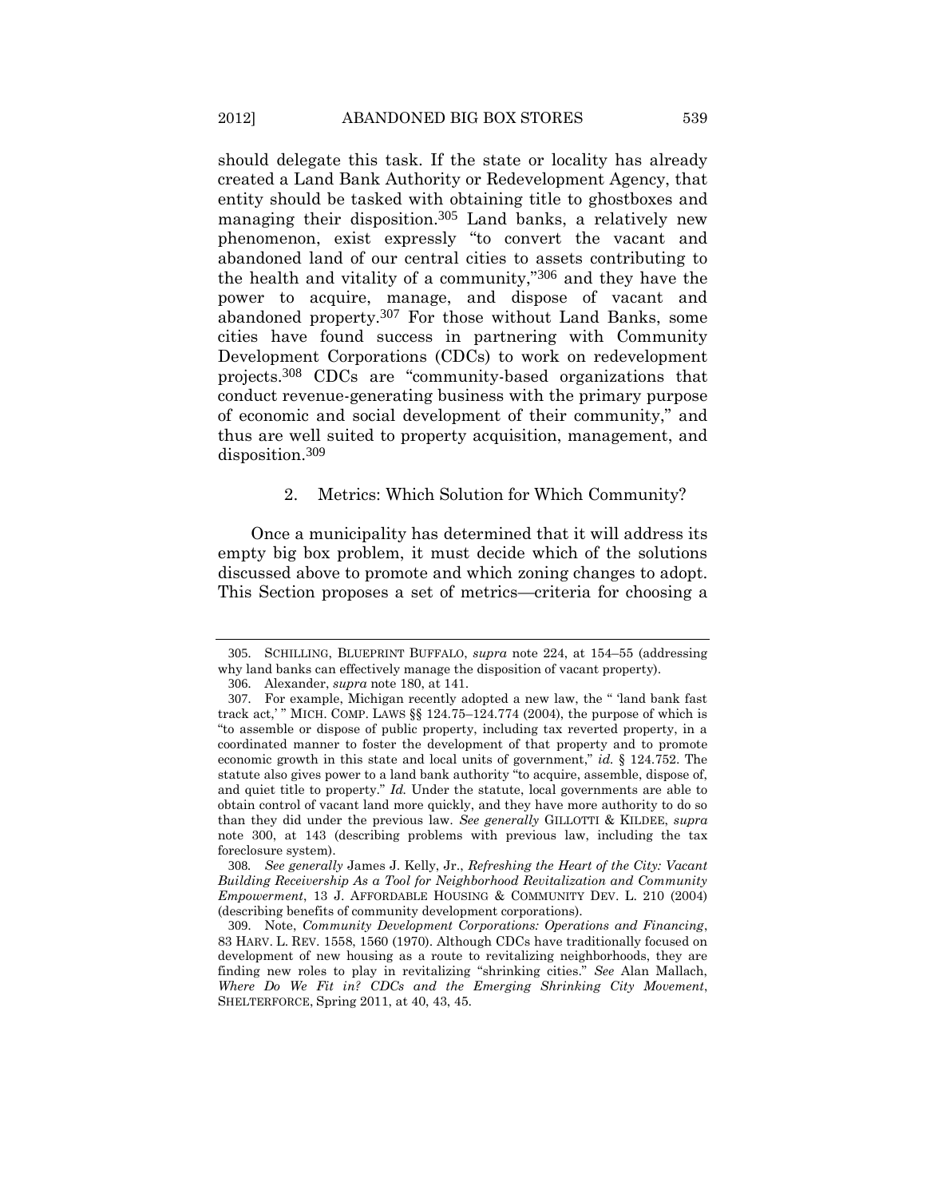should delegate this task. If the state or locality has already created a Land Bank Authority or Redevelopment Agency, that entity should be tasked with obtaining title to ghostboxes and managing their disposition.[305] Land banks, a relatively new phenomenon, exist expressly "to convert the vacant and abandoned land of our central cities to assets contributing to the health and vitality of a community,"[306] and they have the power to acquire, manage, and dispose of vacant and abandoned property.[307] For those without Land Banks, some cities have found success in partnering with Community Development Corporations (CDCs) to work on redevelopment projects.[308] CDCs are "community-based organizations that conduct revenue-generating business with the primary purpose of economic and social development of their community," and thus are well suited to property acquisition, management, and disposition.[309]

### 2. Metrics: Which Solution for Which Community?

Once a municipality has determined that it will address its empty big box problem, it must decide which of the solutions discussed above to promote and which zoning changes to adopt. This Section proposes a set of metrics—criteria for choosing a

---

305. SCHILLING, BLUEPRINT BUFFALO, *supra* note 224, at 154–55 (addressing why land banks can effectively manage the disposition of vacant property).

306. Alexander, *supra* note 180, at 141.

307. For example, Michigan recently adopted a new law, the " 'land bank fast track act,' " MICH. COMP. LAWS §§ 124.75–124.774 (2004), the purpose of which is "to assemble or dispose of public property, including tax reverted property, in a coordinated manner to foster the development of that property and to promote economic growth in this state and local units of government," *id.* § 124.752. The statute also gives power to a land bank authority "to acquire, assemble, dispose of, and quiet title to property." *Id.* Under the statute, local governments are able to obtain control of vacant land more quickly, and they have more authority to do so than they did under the previous law. *See generally* GILLOTTI & KILDEE, *supra* note 300, at 143 (describing problems with previous law, including the tax foreclosure system).

308. *See generally* James J. Kelly, Jr., *Refreshing the Heart of the City: Vacant Building Receivership As a Tool for Neighborhood Revitalization and Community Empowerment*, 13 J. AFFORDABLE HOUSING & COMMUNITY DEV. L. 210 (2004) (describing benefits of community development corporations).

309. Note, *Community Development Corporations: Operations and Financing*, 83 HARV. L. REV. 1558, 1560 (1970). Although CDCs have traditionally focused on development of new housing as a route to revitalizing neighborhoods, they are finding new roles to play in revitalizing "shrinking cities." *See* Alan Mallach, *Where Do We Fit in? CDCs and the Emerging Shrinking City Movement*, SHELTERFORCE, Spring 2011, at 40, 43, 45.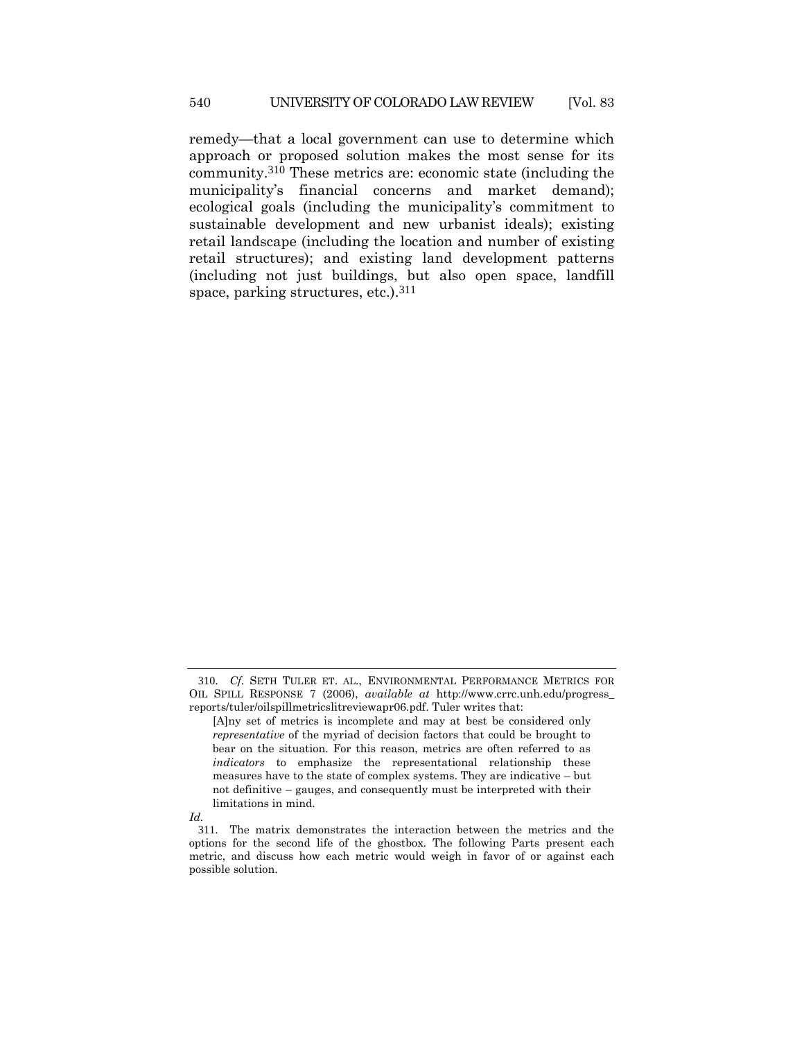remedy—that a local government can use to determine which approach or proposed solution makes the most sense for its community.[310] These metrics are: economic state (including the municipality's financial concerns and market demand); ecological goals (including the municipality's commitment to sustainable development and new urbanist ideals); existing retail landscape (including the location and number of existing retail structures); and existing land development patterns (including not just buildings, but also open space, landfill space, parking structures, etc.).[311]

---

310. *Cf.* SETH TULER ET. AL., ENVIRONMENTAL PERFORMANCE METRICS FOR OIL SPILL RESPONSE 7 (2006), *available at* http://www.crrc.unh.edu/progress_reports/tuler/oilspillmetricslitreviewapr06.pdf. Tuler writes that:

> [A]ny set of metrics is incomplete and may at best be considered only *representative* of the myriad of decision factors that could be brought to bear on the situation. For this reason, metrics are often referred to as *indicators* to emphasize the representational relationship these measures have to the state of complex systems. They are indicative – but not definitive – gauges, and consequently must be interpreted with their limitations in mind.

*Id.*

311. The matrix demonstrates the interaction between the metrics and the options for the second life of the ghostbox. The following Parts present each metric, and discuss how each metric would weigh in favor of or against each possible solution.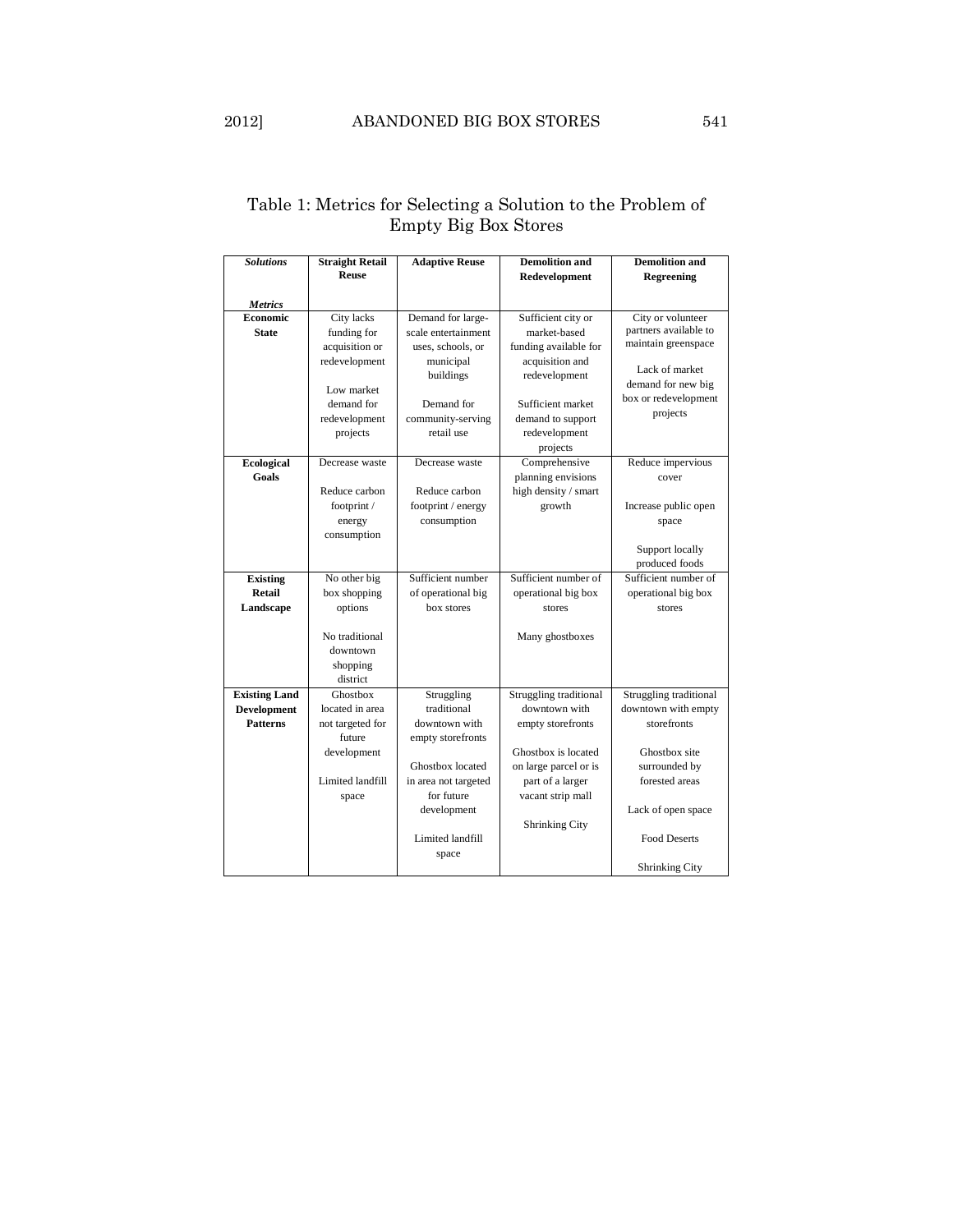Table 1: Metrics for Selecting a Solution to the Problem of Empty Big Box Stores

| ***Solutions*** / ***Metrics*** | **Straight Retail Reuse** | **Adaptive Reuse** | **Demolition and Redevelopment** | **Demolition and Regreening** |
|---|---|---|---|---|
| **Economic State** | City lacks funding for acquisition or redevelopment<br><br>Low market demand for redevelopment projects | Demand for large-scale entertainment uses, schools, or municipal buildings<br><br>Demand for community-serving retail use | Sufficient city or market-based funding available for acquisition and redevelopment<br><br>Sufficient market demand to support redevelopment projects | City or volunteer partners available to maintain greenspace<br><br>Lack of market demand for new big box or redevelopment projects |
| **Ecological Goals** | Decrease waste<br><br>Reduce carbon footprint / energy consumption | Decrease waste<br><br>Reduce carbon footprint / energy consumption | Comprehensive planning envisions high density / smart growth | Reduce impervious cover<br><br>Increase public open space<br><br>Support locally produced foods |
| **Existing Retail Landscape** | No other big box shopping options<br><br>No traditional downtown shopping district | Sufficient number of operational big box stores | Sufficient number of operational big box stores<br><br>Many ghostboxes | Sufficient number of operational big box stores |
| **Existing Land Development Patterns** | Ghostbox located in area not targeted for future development<br><br>Limited landfill space | Struggling traditional downtown with empty storefronts<br><br>Ghostbox located in area not targeted for future development<br><br>Limited landfill space | Struggling traditional downtown with empty storefronts<br><br>Ghostbox is located on large parcel or is part of a larger vacant strip mall<br><br>Shrinking City | Struggling traditional downtown with empty storefronts<br><br>Ghostbox site surrounded by forested areas<br><br>Lack of open space<br><br>Food Deserts<br><br>Shrinking City |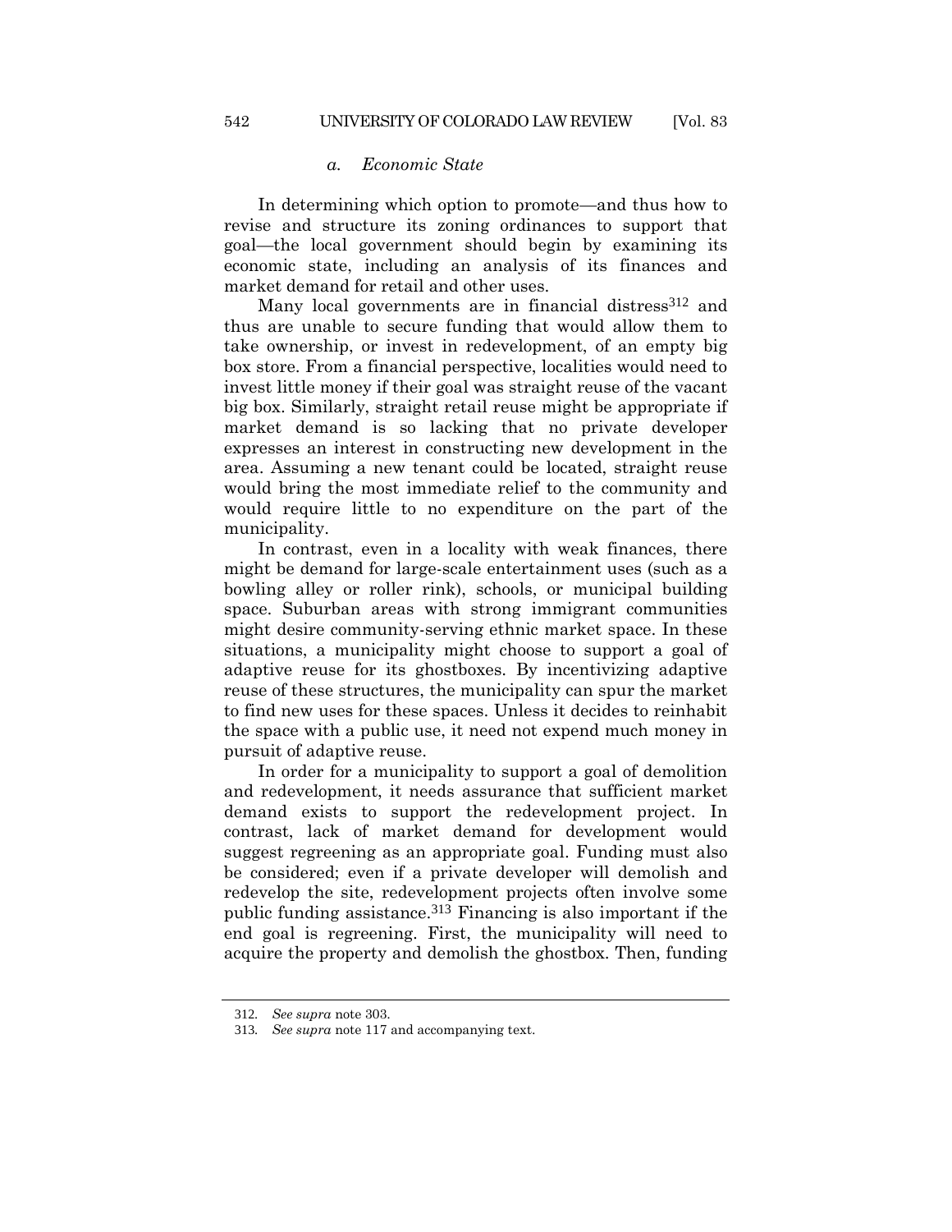#### *a. Economic State*

In determining which option to promote—and thus how to revise and structure its zoning ordinances to support that goal—the local government should begin by examining its economic state, including an analysis of its finances and market demand for retail and other uses.

Many local governments are in financial distress[312] and thus are unable to secure funding that would allow them to take ownership, or invest in redevelopment, of an empty big box store. From a financial perspective, localities would need to invest little money if their goal was straight reuse of the vacant big box. Similarly, straight retail reuse might be appropriate if market demand is so lacking that no private developer expresses an interest in constructing new development in the area. Assuming a new tenant could be located, straight reuse would bring the most immediate relief to the community and would require little to no expenditure on the part of the municipality.

In contrast, even in a locality with weak finances, there might be demand for large-scale entertainment uses (such as a bowling alley or roller rink), schools, or municipal building space. Suburban areas with strong immigrant communities might desire community-serving ethnic market space. In these situations, a municipality might choose to support a goal of adaptive reuse for its ghostboxes. By incentivizing adaptive reuse of these structures, the municipality can spur the market to find new uses for these spaces. Unless it decides to reinhabit the space with a public use, it need not expend much money in pursuit of adaptive reuse.

In order for a municipality to support a goal of demolition and redevelopment, it needs assurance that sufficient market demand exists to support the redevelopment project. In contrast, lack of market demand for development would suggest regreening as an appropriate goal. Funding must also be considered; even if a private developer will demolish and redevelop the site, redevelopment projects often involve some public funding assistance.[313] Financing is also important if the end goal is regreening. First, the municipality will need to acquire the property and demolish the ghostbox. Then, funding

---

312. *See supra* note 303.

313. *See supra* note 117 and accompanying text.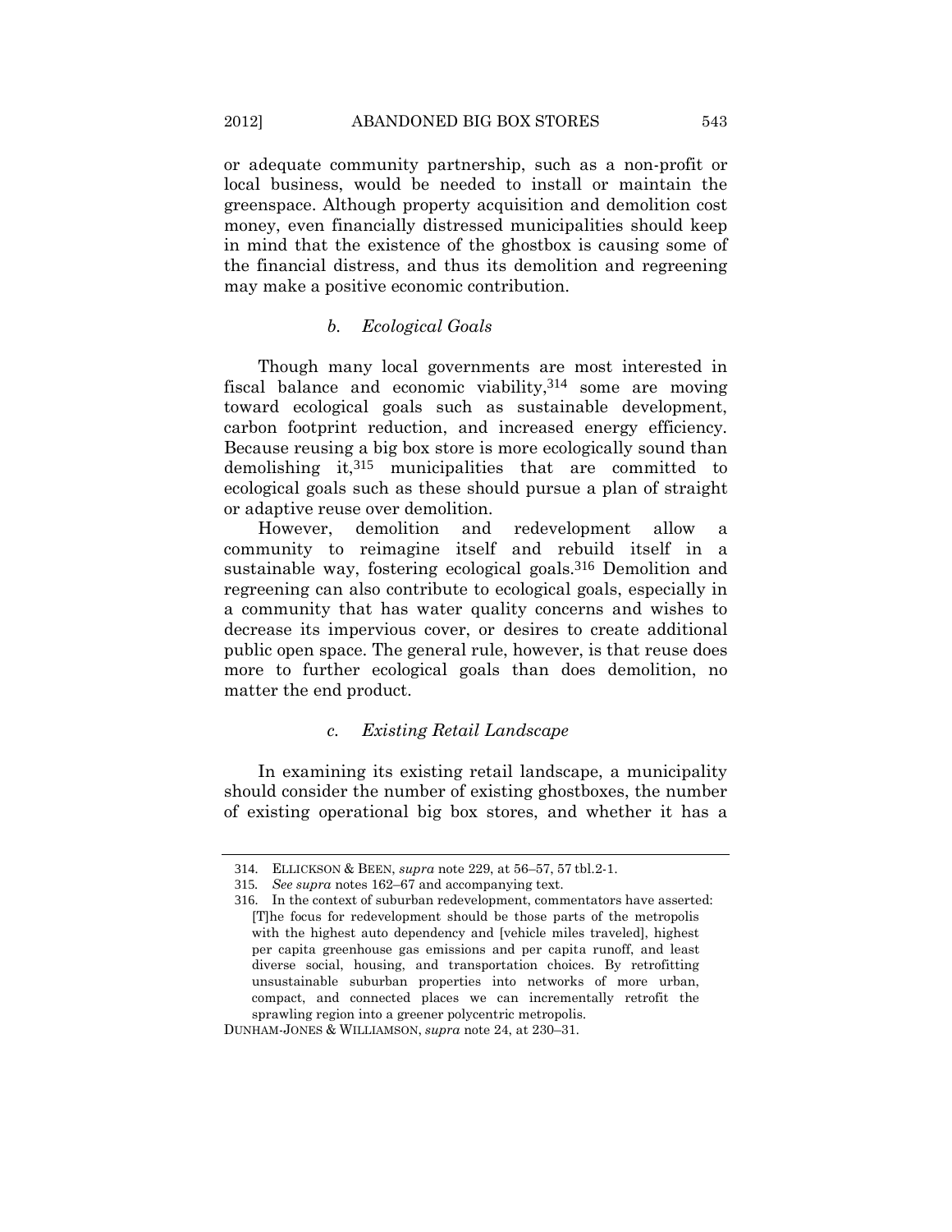or adequate community partnership, such as a non-profit or local business, would be needed to install or maintain the greenspace. Although property acquisition and demolition cost money, even financially distressed municipalities should keep in mind that the existence of the ghostbox is causing some of the financial distress, and thus its demolition and regreening may make a positive economic contribution.

#### *b. Ecological Goals*

Though many local governments are most interested in fiscal balance and economic viability,[314] some are moving toward ecological goals such as sustainable development, carbon footprint reduction, and increased energy efficiency. Because reusing a big box store is more ecologically sound than demolishing it,[315] municipalities that are committed to ecological goals such as these should pursue a plan of straight or adaptive reuse over demolition.

However, demolition and redevelopment allow a community to reimagine itself and rebuild itself in a sustainable way, fostering ecological goals.[316] Demolition and regreening can also contribute to ecological goals, especially in a community that has water quality concerns and wishes to decrease its impervious cover, or desires to create additional public open space. The general rule, however, is that reuse does more to further ecological goals than does demolition, no matter the end product.

#### *c. Existing Retail Landscape*

In examining its existing retail landscape, a municipality should consider the number of existing ghostboxes, the number of existing operational big box stores, and whether it has a

---

314. ELLICKSON & BEEN, *supra* note 229, at 56–57, 57 tbl.2-1.

315. *See supra* notes 162–67 and accompanying text.

316. In the context of suburban redevelopment, commentators have asserted:

> [T]he focus for redevelopment should be those parts of the metropolis with the highest auto dependency and [vehicle miles traveled], highest per capita greenhouse gas emissions and per capita runoff, and least diverse social, housing, and transportation choices. By retrofitting unsustainable suburban properties into networks of more urban, compact, and connected places we can incrementally retrofit the sprawling region into a greener polycentric metropolis.

DUNHAM-JONES & WILLIAMSON, *supra* note 24, at 230–31.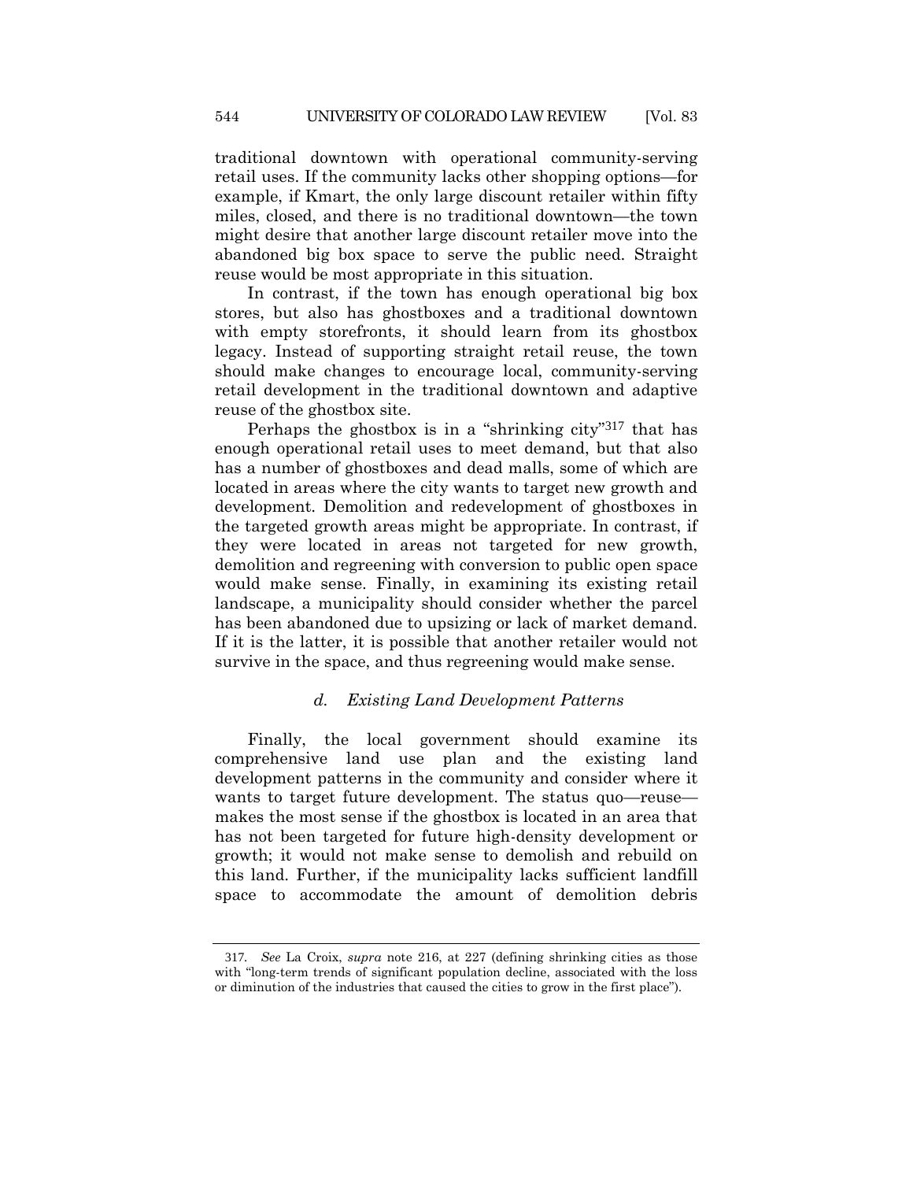traditional downtown with operational community-serving retail uses. If the community lacks other shopping options—for example, if Kmart, the only large discount retailer within fifty miles, closed, and there is no traditional downtown—the town might desire that another large discount retailer move into the abandoned big box space to serve the public need. Straight reuse would be most appropriate in this situation.

In contrast, if the town has enough operational big box stores, but also has ghostboxes and a traditional downtown with empty storefronts, it should learn from its ghostbox legacy. Instead of supporting straight retail reuse, the town should make changes to encourage local, community-serving retail development in the traditional downtown and adaptive reuse of the ghostbox site.

Perhaps the ghostbox is in a "shrinking city"[317] that has enough operational retail uses to meet demand, but that also has a number of ghostboxes and dead malls, some of which are located in areas where the city wants to target new growth and development. Demolition and redevelopment of ghostboxes in the targeted growth areas might be appropriate. In contrast, if they were located in areas not targeted for new growth, demolition and regreening with conversion to public open space would make sense. Finally, in examining its existing retail landscape, a municipality should consider whether the parcel has been abandoned due to upsizing or lack of market demand. If it is the latter, it is possible that another retailer would not survive in the space, and thus regreening would make sense.

*d. Existing Land Development Patterns*

Finally, the local government should examine its comprehensive land use plan and the existing land development patterns in the community and consider where it wants to target future development. The status quo—reuse—makes the most sense if the ghostbox is located in an area that has not been targeted for future high-density development or growth; it would not make sense to demolish and rebuild on this land. Further, if the municipality lacks sufficient landfill space to accommodate the amount of demolition debris

---

317. *See* La Croix, *supra* note 216, at 227 (defining shrinking cities as those with "long-term trends of significant population decline, associated with the loss or diminution of the industries that caused the cities to grow in the first place").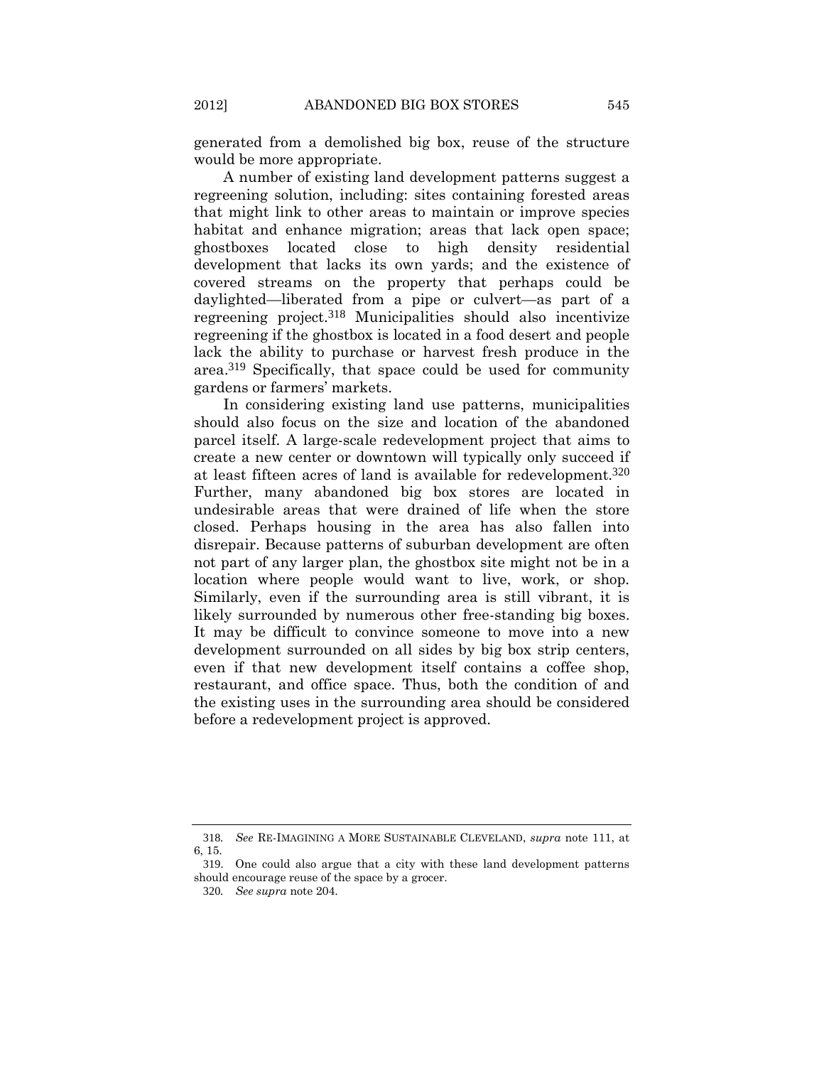generated from a demolished big box, reuse of the structure would be more appropriate.

A number of existing land development patterns suggest a regreening solution, including: sites containing forested areas that might link to other areas to maintain or improve species habitat and enhance migration; areas that lack open space; ghostboxes located close to high density residential development that lacks its own yards; and the existence of covered streams on the property that perhaps could be daylighted—liberated from a pipe or culvert—as part of a regreening project.[318] Municipalities should also incentivize regreening if the ghostbox is located in a food desert and people lack the ability to purchase or harvest fresh produce in the area.[319] Specifically, that space could be used for community gardens or farmers' markets.

In considering existing land use patterns, municipalities should also focus on the size and location of the abandoned parcel itself. A large-scale redevelopment project that aims to create a new center or downtown will typically only succeed if at least fifteen acres of land is available for redevelopment.[320] Further, many abandoned big box stores are located in undesirable areas that were drained of life when the store closed. Perhaps housing in the area has also fallen into disrepair. Because patterns of suburban development are often not part of any larger plan, the ghostbox site might not be in a location where people would want to live, work, or shop. Similarly, even if the surrounding area is still vibrant, it is likely surrounded by numerous other free-standing big boxes. It may be difficult to convince someone to move into a new development surrounded on all sides by big box strip centers, even if that new development itself contains a coffee shop, restaurant, and office space. Thus, both the condition of and the existing uses in the surrounding area should be considered before a redevelopment project is approved.

---

318. *See* RE-IMAGINING A MORE SUSTAINABLE CLEVELAND, *supra* note 111, at 6, 15.

319. One could also argue that a city with these land development patterns should encourage reuse of the space by a grocer.

320. *See supra* note 204.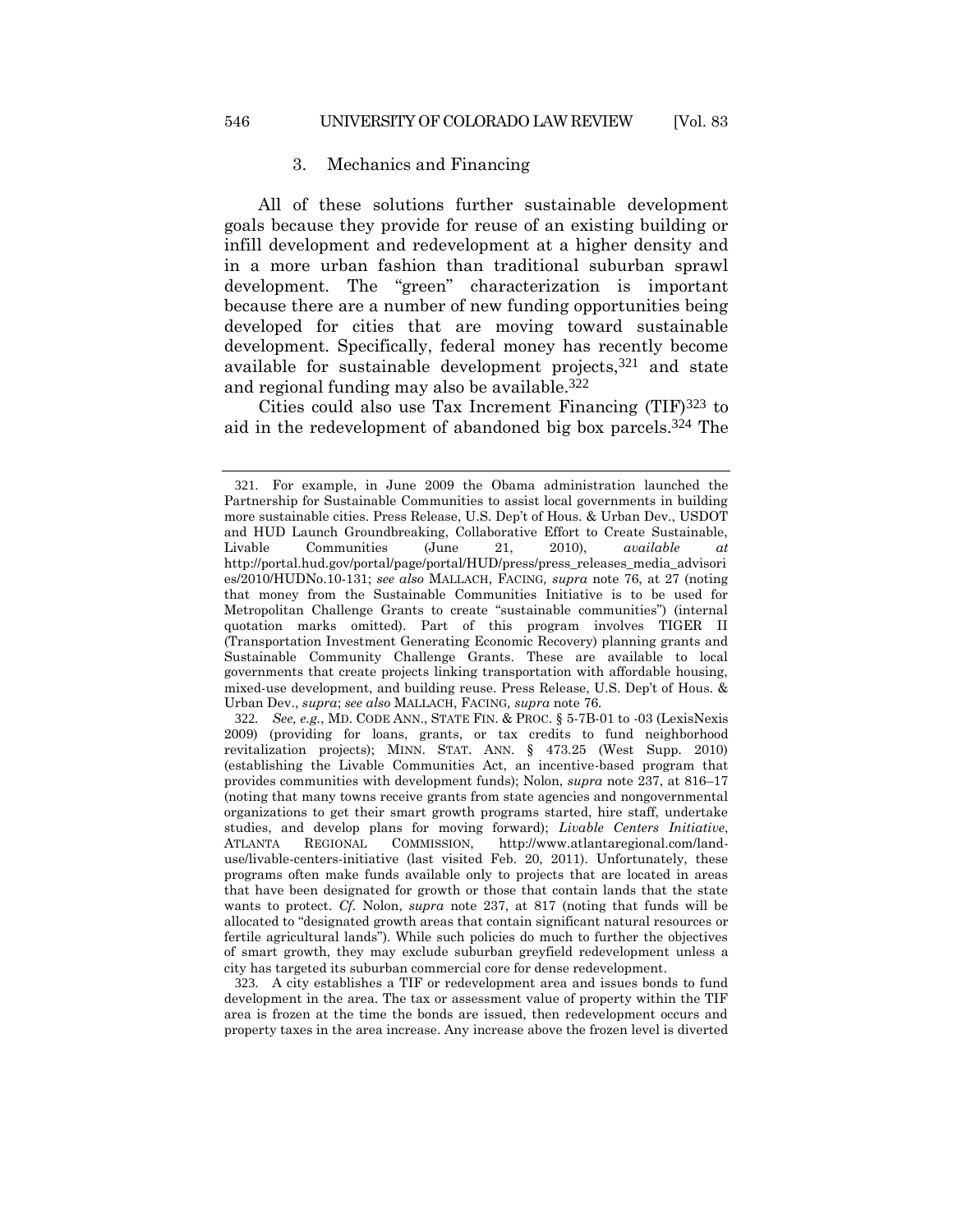### 3. Mechanics and Financing

All of these solutions further sustainable development goals because they provide for reuse of an existing building or infill development and redevelopment at a higher density and in a more urban fashion than traditional suburban sprawl development. The "green" characterization is important because there are a number of new funding opportunities being developed for cities that are moving toward sustainable development. Specifically, federal money has recently become available for sustainable development projects,[321] and state and regional funding may also be available.[322]

Cities could also use Tax Increment Financing (TIF)[323] to aid in the redevelopment of abandoned big box parcels.[324] The

---

321. For example, in June 2009 the Obama administration launched the Partnership for Sustainable Communities to assist local governments in building more sustainable cities. Press Release, U.S. Dep't of Hous. & Urban Dev., USDOT and HUD Launch Groundbreaking, Collaborative Effort to Create Sustainable, Livable Communities (June 21, 2010), *available at* http://portal.hud.gov/portal/page/portal/HUD/press/press_releases_media_advisories/2010/HUDNo.10-131; *see also* MALLACH, FACING, *supra* note 76, at 27 (noting that money from the Sustainable Communities Initiative is to be used for Metropolitan Challenge Grants to create "sustainable communities") (internal quotation marks omitted). Part of this program involves TIGER II (Transportation Investment Generating Economic Recovery) planning grants and Sustainable Community Challenge Grants. These are available to local governments that create projects linking transportation with affordable housing, mixed-use development, and building reuse. Press Release, U.S. Dep't of Hous. & Urban Dev., *supra*; *see also* MALLACH, FACING, *supra* note 76.

322. *See, e.g.*, MD. CODE ANN., STATE FIN. & PROC. § 5-7B-01 to -03 (LexisNexis 2009) (providing for loans, grants, or tax credits to fund neighborhood revitalization projects); MINN. STAT. ANN. § 473.25 (West Supp. 2010) (establishing the Livable Communities Act, an incentive-based program that provides communities with development funds); Nolon, *supra* note 237, at 816–17 (noting that many towns receive grants from state agencies and nongovernmental organizations to get their smart growth programs started, hire staff, undertake studies, and develop plans for moving forward); *Livable Centers Initiative*, ATLANTA REGIONAL COMMISSION, http://www.atlantaregional.com/land-use/livable-centers-initiative (last visited Feb. 20, 2011). Unfortunately, these programs often make funds available only to projects that are located in areas that have been designated for growth or those that contain lands that the state wants to protect. *Cf.* Nolon, *supra* note 237, at 817 (noting that funds will be allocated to "designated growth areas that contain significant natural resources or fertile agricultural lands"). While such policies do much to further the objectives of smart growth, they may exclude suburban greyfield redevelopment unless a city has targeted its suburban commercial core for dense redevelopment.

323. A city establishes a TIF or redevelopment area and issues bonds to fund development in the area. The tax or assessment value of property within the TIF area is frozen at the time the bonds are issued, then redevelopment occurs and property taxes in the area increase. Any increase above the frozen level is diverted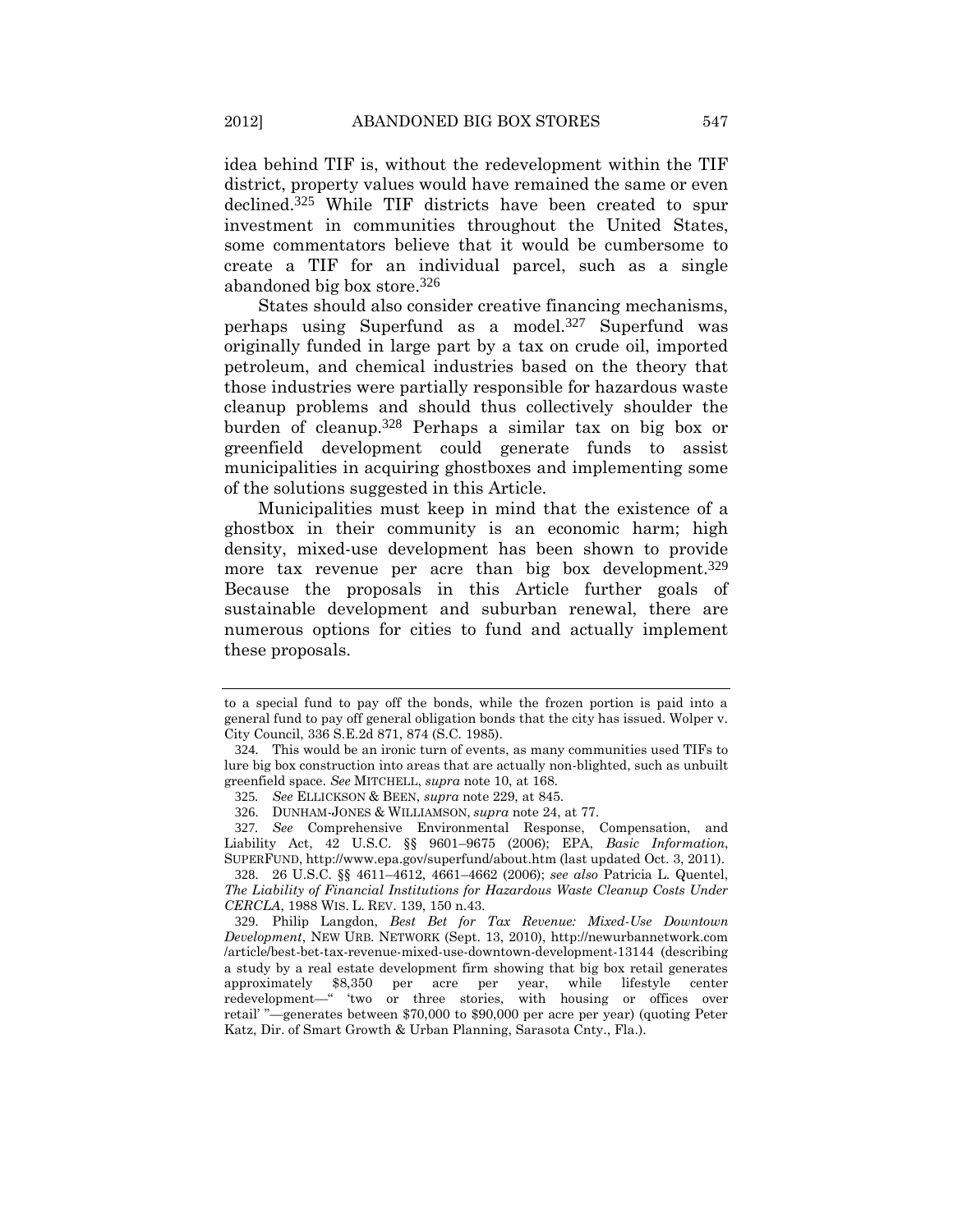idea behind TIF is, without the redevelopment within the TIF district, property values would have remained the same or even declined.[325] While TIF districts have been created to spur investment in communities throughout the United States, some commentators believe that it would be cumbersome to create a TIF for an individual parcel, such as a single abandoned big box store.[326]

States should also consider creative financing mechanisms, perhaps using Superfund as a model.[327] Superfund was originally funded in large part by a tax on crude oil, imported petroleum, and chemical industries based on the theory that those industries were partially responsible for hazardous waste cleanup problems and should thus collectively shoulder the burden of cleanup.[328] Perhaps a similar tax on big box or greenfield development could generate funds to assist municipalities in acquiring ghostboxes and implementing some of the solutions suggested in this Article.

Municipalities must keep in mind that the existence of a ghostbox in their community is an economic harm; high density, mixed-use development has been shown to provide more tax revenue per acre than big box development.[329] Because the proposals in this Article further goals of sustainable development and suburban renewal, there are numerous options for cities to fund and actually implement these proposals.

---

to a special fund to pay off the bonds, while the frozen portion is paid into a general fund to pay off general obligation bonds that the city has issued. Wolper v. City Council, 336 S.E.2d 871, 874 (S.C. 1985).

324. This would be an ironic turn of events, as many communities used TIFs to lure big box construction into areas that are actually non-blighted, such as unbuilt greenfield space. *See* MITCHELL, *supra* note 10, at 168.

325. *See* ELLICKSON & BEEN, *supra* note 229, at 845.

326. DUNHAM-JONES & WILLIAMSON, *supra* note 24, at 77.

327. *See* Comprehensive Environmental Response, Compensation, and Liability Act, 42 U.S.C. §§ 9601–9675 (2006); EPA, *Basic Information*, SUPERFUND, http://www.epa.gov/superfund/about.htm (last updated Oct. 3, 2011).

328. 26 U.S.C. §§ 4611–4612, 4661–4662 (2006); *see also* Patricia L. Quentel, *The Liability of Financial Institutions for Hazardous Waste Cleanup Costs Under CERCLA*, 1988 WIS. L. REV. 139, 150 n.43.

329. Philip Langdon, *Best Bet for Tax Revenue: Mixed-Use Downtown Development*, NEW URB. NETWORK (Sept. 13, 2010), http://newurbannetwork.com/article/best-bet-tax-revenue-mixed-use-downtown-development-13144 (describing a study by a real estate development firm showing that big box retail generates approximately $8,350 per acre per year, while lifestyle center redevelopment—" 'two or three stories, with housing or offices over retail' "—generates between $70,000 to $90,000 per acre per year) (quoting Peter Katz, Dir. of Smart Growth & Urban Planning, Sarasota Cnty., Fla.).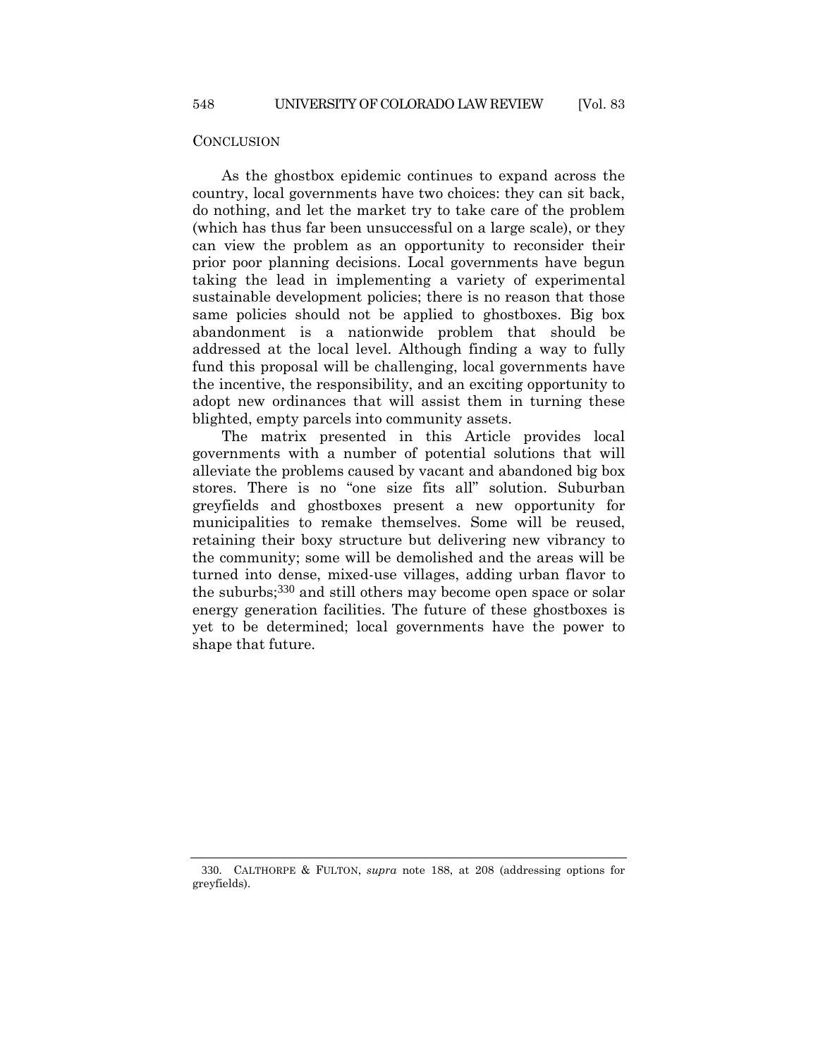## CONCLUSION

As the ghostbox epidemic continues to expand across the country, local governments have two choices: they can sit back, do nothing, and let the market try to take care of the problem (which has thus far been unsuccessful on a large scale), or they can view the problem as an opportunity to reconsider their prior poor planning decisions. Local governments have begun taking the lead in implementing a variety of experimental sustainable development policies; there is no reason that those same policies should not be applied to ghostboxes. Big box abandonment is a nationwide problem that should be addressed at the local level. Although finding a way to fully fund this proposal will be challenging, local governments have the incentive, the responsibility, and an exciting opportunity to adopt new ordinances that will assist them in turning these blighted, empty parcels into community assets.

The matrix presented in this Article provides local governments with a number of potential solutions that will alleviate the problems caused by vacant and abandoned big box stores. There is no "one size fits all" solution. Suburban greyfields and ghostboxes present a new opportunity for municipalities to remake themselves. Some will be reused, retaining their boxy structure but delivering new vibrancy to the community; some will be demolished and the areas will be turned into dense, mixed-use villages, adding urban flavor to the suburbs;[330] and still others may become open space or solar energy generation facilities. The future of these ghostboxes is yet to be determined; local governments have the power to shape that future.

---

330. CALTHORPE & FULTON, *supra* note 188, at 208 (addressing options for greyfields).